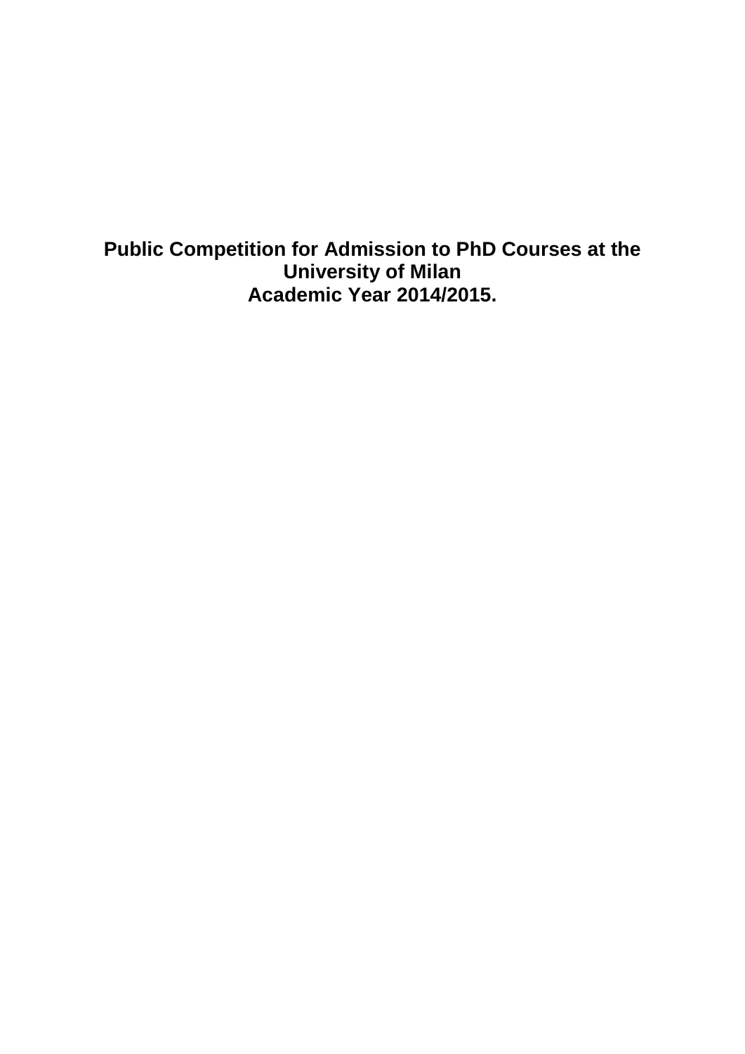# Public Competition for Admission to PhD Courses at the University of Milan
# Academic Year 2014/2015.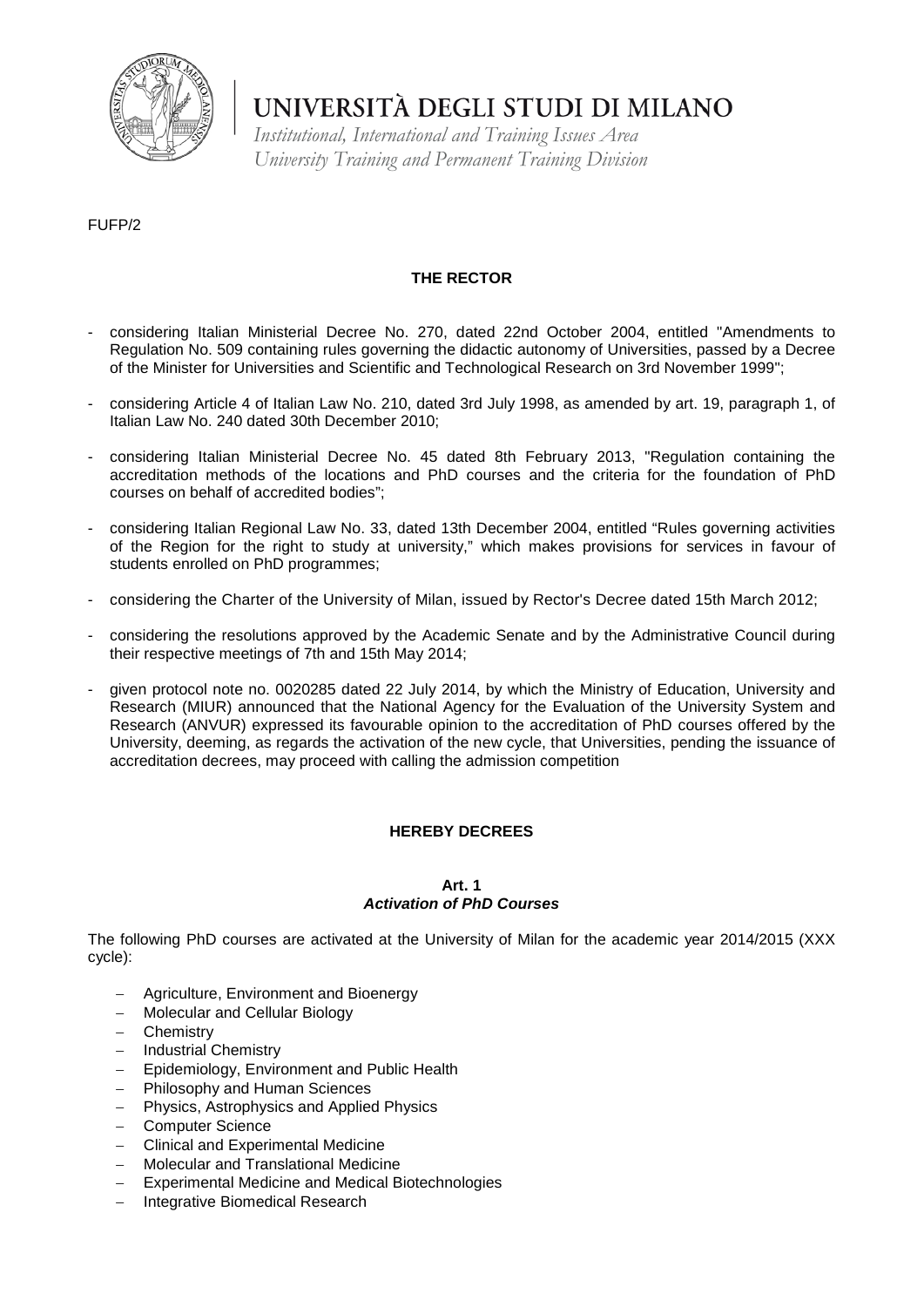# UNIVERSITÀ DEGLI STUDI DI MILANO

*Institutional, International and Training Issues Area*
*University Training and Permanent Training Division*

FUFP/2

**THE RECTOR**

- considering Italian Ministerial Decree No. 270, dated 22nd October 2004, entitled "Amendments to Regulation No. 509 containing rules governing the didactic autonomy of Universities, passed by a Decree of the Minister for Universities and Scientific and Technological Research on 3rd November 1999";
- considering Article 4 of Italian Law No. 210, dated 3rd July 1998, as amended by art. 19, paragraph 1, of Italian Law No. 240 dated 30th December 2010;
- considering Italian Ministerial Decree No. 45 dated 8th February 2013, "Regulation containing the accreditation methods of the locations and PhD courses and the criteria for the foundation of PhD courses on behalf of accredited bodies";
- considering Italian Regional Law No. 33, dated 13th December 2004, entitled "Rules governing activities of the Region for the right to study at university," which makes provisions for services in favour of students enrolled on PhD programmes;
- considering the Charter of the University of Milan, issued by Rector's Decree dated 15th March 2012;
- considering the resolutions approved by the Academic Senate and by the Administrative Council during their respective meetings of 7th and 15th May 2014;
- given protocol note no. 0020285 dated 22 July 2014, by which the Ministry of Education, University and Research (MIUR) announced that the National Agency for the Evaluation of the University System and Research (ANVUR) expressed its favourable opinion to the accreditation of PhD courses offered by the University, deeming, as regards the activation of the new cycle, that Universities, pending the issuance of accreditation decrees, may proceed with calling the admission competition

**HEREBY DECREES**

**Art. 1**
***Activation of PhD Courses***

The following PhD courses are activated at the University of Milan for the academic year 2014/2015 (XXX cycle):

- Agriculture, Environment and Bioenergy
- Molecular and Cellular Biology
- Chemistry
- Industrial Chemistry
- Epidemiology, Environment and Public Health
- Philosophy and Human Sciences
- Physics, Astrophysics and Applied Physics
- Computer Science
- Clinical and Experimental Medicine
- Molecular and Translational Medicine
- Experimental Medicine and Medical Biotechnologies
- Integrative Biomedical Research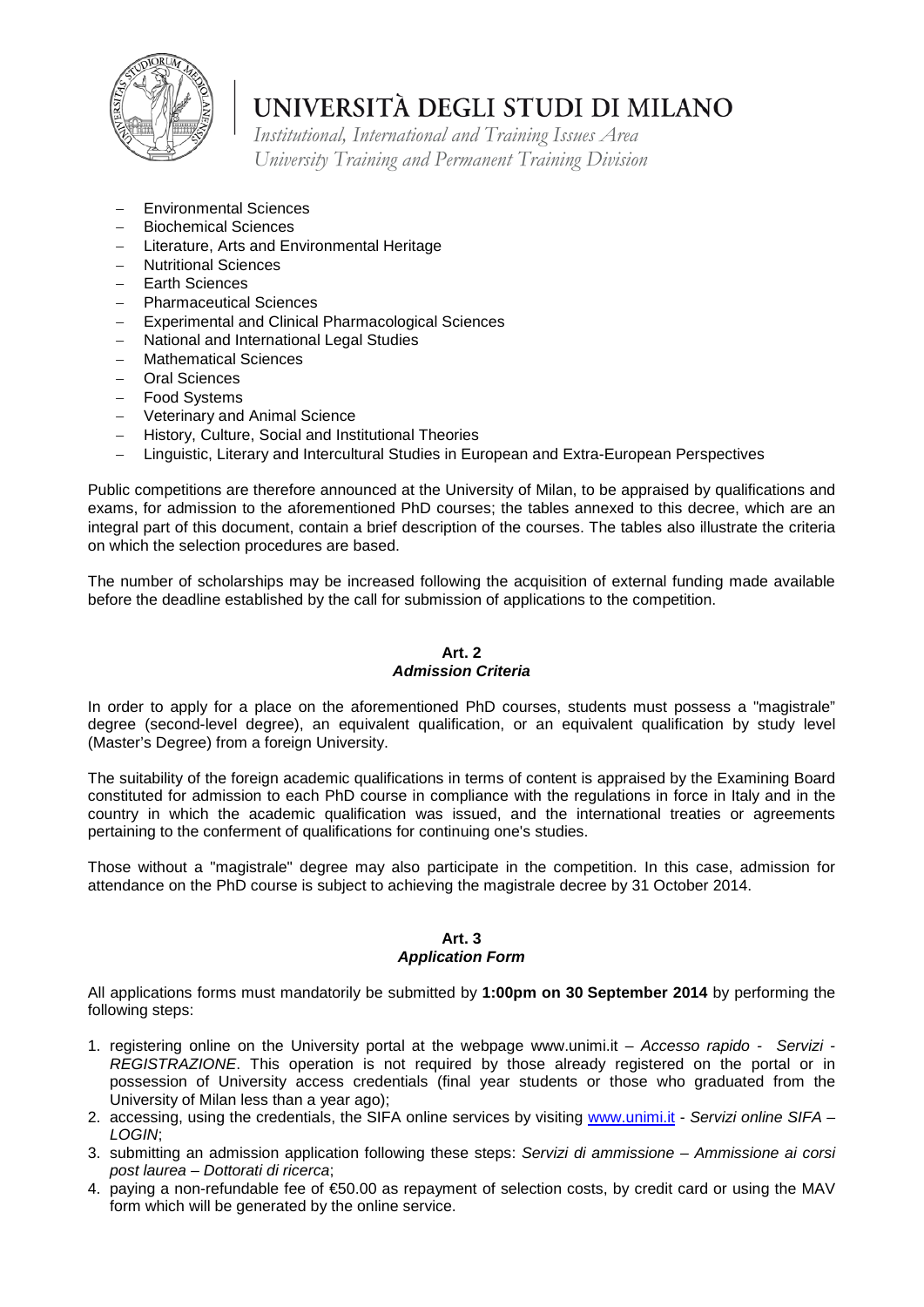- Environmental Sciences
- Biochemical Sciences
- Literature, Arts and Environmental Heritage
- Nutritional Sciences
- Earth Sciences
- Pharmaceutical Sciences
- Experimental and Clinical Pharmacological Sciences
- National and International Legal Studies
- Mathematical Sciences
- Oral Sciences
- Food Systems
- Veterinary and Animal Science
- History, Culture, Social and Institutional Theories
- Linguistic, Literary and Intercultural Studies in European and Extra-European Perspectives

Public competitions are therefore announced at the University of Milan, to be appraised by qualifications and exams, for admission to the aforementioned PhD courses; the tables annexed to this decree, which are an integral part of this document, contain a brief description of the courses. The tables also illustrate the criteria on which the selection procedures are based.

The number of scholarships may be increased following the acquisition of external funding made available before the deadline established by the call for submission of applications to the competition.

## Art. 2
### *Admission Criteria*

In order to apply for a place on the aforementioned PhD courses, students must possess a "magistrale" degree (second-level degree), an equivalent qualification, or an equivalent qualification by study level (Master's Degree) from a foreign University.

The suitability of the foreign academic qualifications in terms of content is appraised by the Examining Board constituted for admission to each PhD course in compliance with the regulations in force in Italy and in the country in which the academic qualification was issued, and the international treaties or agreements pertaining to the conferment of qualifications for continuing one's studies.

Those without a "magistrale" degree may also participate in the competition. In this case, admission for attendance on the PhD course is subject to achieving the magistrale decree by 31 October 2014.

## Art. 3
### *Application Form*

All applications forms must mandatorily be submitted by **1:00pm on 30 September 2014** by performing the following steps:

1. registering online on the University portal at the webpage www.unimi.it – *Accesso rapido - Servizi - REGISTRAZIONE*. This operation is not required by those already registered on the portal or in possession of University access credentials (final year students or those who graduated from the University of Milan less than a year ago);
2. accessing, using the credentials, the SIFA online services by visiting www.unimi.it - *Servizi online SIFA – LOGIN*;
3. submitting an admission application following these steps: *Servizi di ammissione – Ammissione ai corsi post laurea – Dottorati di ricerca*;
4. paying a non-refundable fee of €50.00 as repayment of selection costs, by credit card or using the MAV form which will be generated by the online service.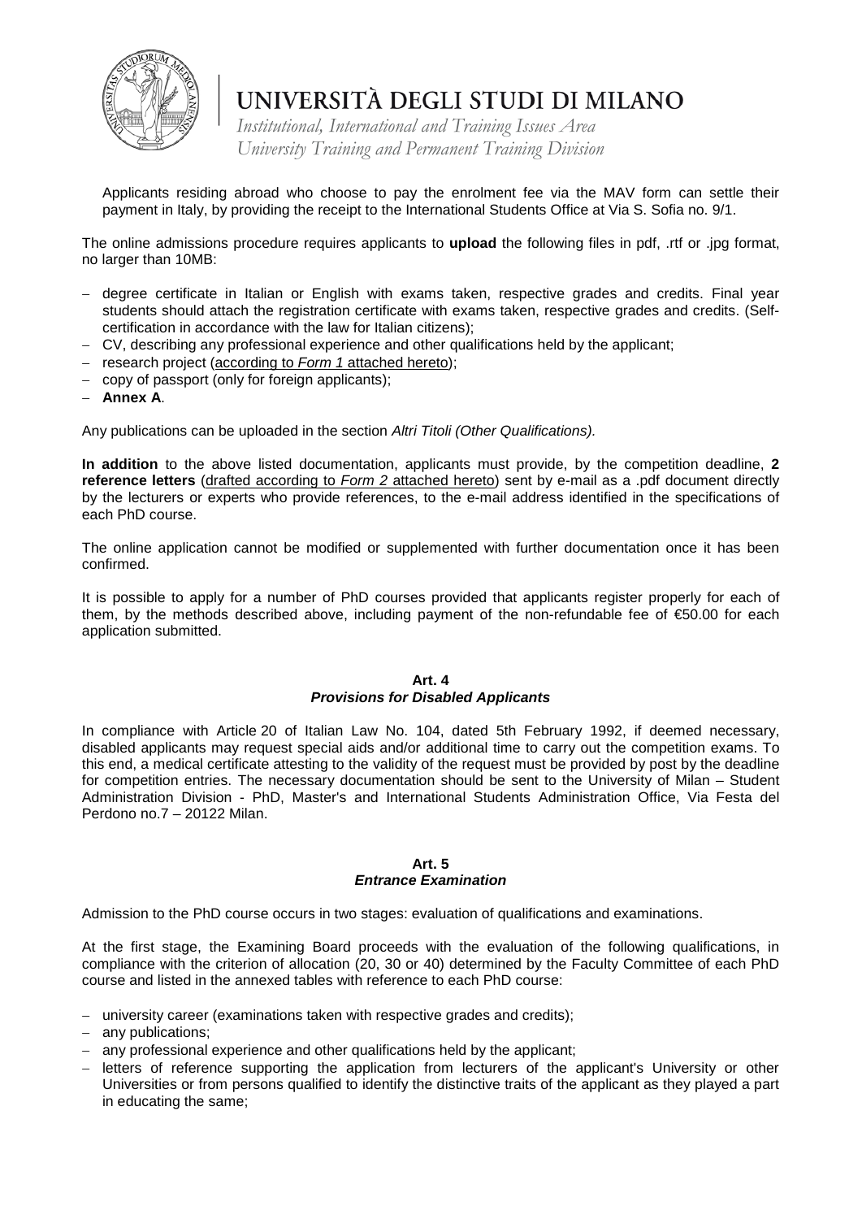Applicants residing abroad who choose to pay the enrolment fee via the MAV form can settle their payment in Italy, by providing the receipt to the International Students Office at Via S. Sofia no. 9/1.

The online admissions procedure requires applicants to **upload** the following files in pdf, .rtf or .jpg format, no larger than 10MB:

- degree certificate in Italian or English with exams taken, respective grades and credits. Final year students should attach the registration certificate with exams taken, respective grades and credits. (Self-certification in accordance with the law for Italian citizens);
- CV, describing any professional experience and other qualifications held by the applicant;
- research project (according to *Form 1* attached hereto);
- copy of passport (only for foreign applicants);
- **Annex A**.

Any publications can be uploaded in the section *Altri Titoli (Other Qualifications).*

**In addition** to the above listed documentation, applicants must provide, by the competition deadline, **2 reference letters** (drafted according to *Form 2* attached hereto) sent by e-mail as a .pdf document directly by the lecturers or experts who provide references, to the e-mail address identified in the specifications of each PhD course.

The online application cannot be modified or supplemented with further documentation once it has been confirmed.

It is possible to apply for a number of PhD courses provided that applicants register properly for each of them, by the methods described above, including payment of the non-refundable fee of €50.00 for each application submitted.

## Art. 4
### *Provisions for Disabled Applicants*

In compliance with Article 20 of Italian Law No. 104, dated 5th February 1992, if deemed necessary, disabled applicants may request special aids and/or additional time to carry out the competition exams. To this end, a medical certificate attesting to the validity of the request must be provided by post by the deadline for competition entries. The necessary documentation should be sent to the University of Milan – Student Administration Division - PhD, Master's and International Students Administration Office, Via Festa del Perdono no.7 – 20122 Milan.

## Art. 5
### *Entrance Examination*

Admission to the PhD course occurs in two stages: evaluation of qualifications and examinations.

At the first stage, the Examining Board proceeds with the evaluation of the following qualifications, in compliance with the criterion of allocation (20, 30 or 40) determined by the Faculty Committee of each PhD course and listed in the annexed tables with reference to each PhD course:

- university career (examinations taken with respective grades and credits);
- any publications;
- any professional experience and other qualifications held by the applicant;
- letters of reference supporting the application from lecturers of the applicant's University or other Universities or from persons qualified to identify the distinctive traits of the applicant as they played a part in educating the same;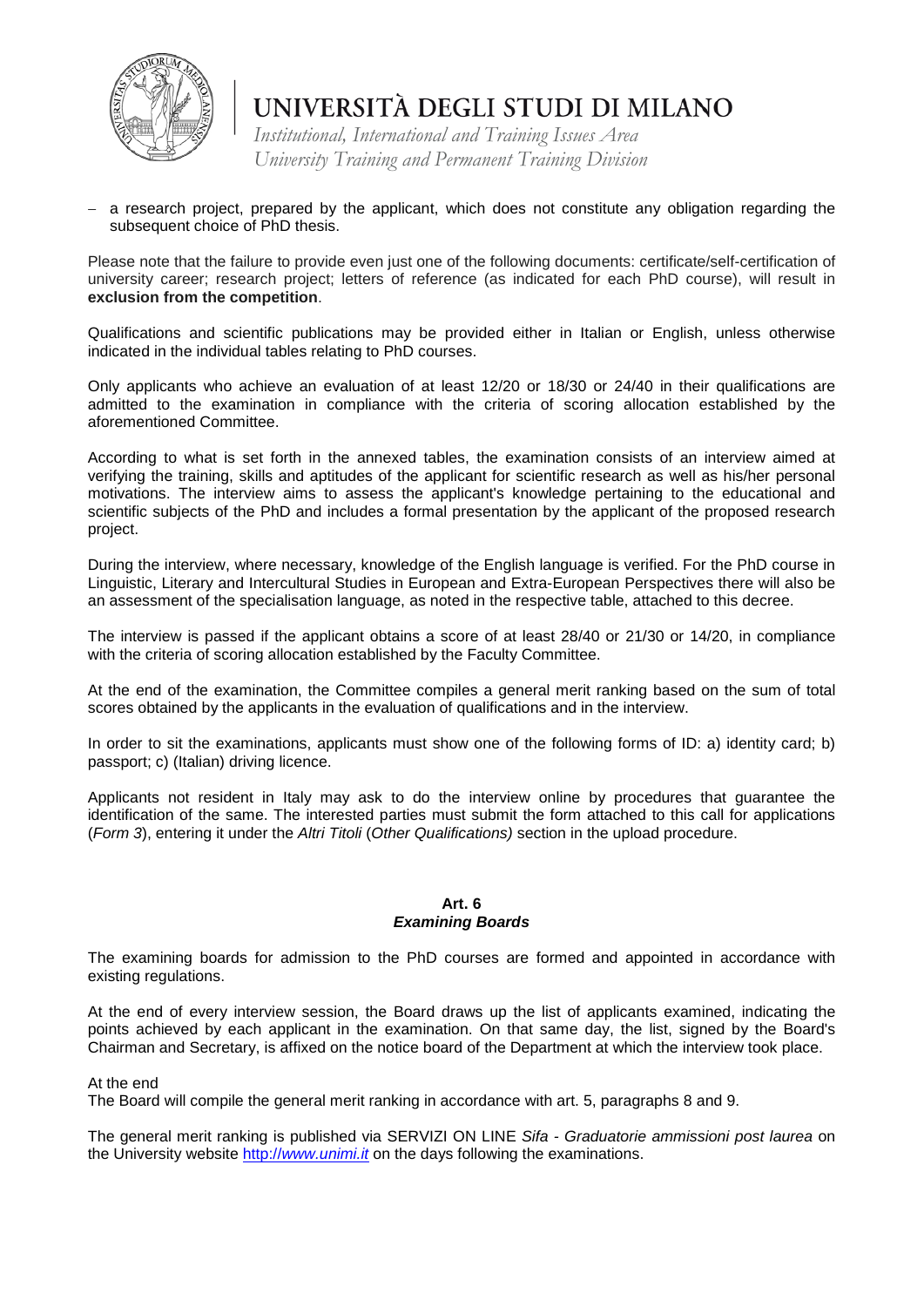- a research project, prepared by the applicant, which does not constitute any obligation regarding the subsequent choice of PhD thesis.

Please note that the failure to provide even just one of the following documents: certificate/self-certification of university career; research project; letters of reference (as indicated for each PhD course), will result in **exclusion from the competition**.

Qualifications and scientific publications may be provided either in Italian or English, unless otherwise indicated in the individual tables relating to PhD courses.

Only applicants who achieve an evaluation of at least 12/20 or 18/30 or 24/40 in their qualifications are admitted to the examination in compliance with the criteria of scoring allocation established by the aforementioned Committee.

According to what is set forth in the annexed tables, the examination consists of an interview aimed at verifying the training, skills and aptitudes of the applicant for scientific research as well as his/her personal motivations. The interview aims to assess the applicant's knowledge pertaining to the educational and scientific subjects of the PhD and includes a formal presentation by the applicant of the proposed research project.

During the interview, where necessary, knowledge of the English language is verified. For the PhD course in Linguistic, Literary and Intercultural Studies in European and Extra-European Perspectives there will also be an assessment of the specialisation language, as noted in the respective table, attached to this decree.

The interview is passed if the applicant obtains a score of at least 28/40 or 21/30 or 14/20, in compliance with the criteria of scoring allocation established by the Faculty Committee.

At the end of the examination, the Committee compiles a general merit ranking based on the sum of total scores obtained by the applicants in the evaluation of qualifications and in the interview.

In order to sit the examinations, applicants must show one of the following forms of ID: a) identity card; b) passport; c) (Italian) driving licence.

Applicants not resident in Italy may ask to do the interview online by procedures that guarantee the identification of the same. The interested parties must submit the form attached to this call for applications (*Form 3*), entering it under the *Altri Titoli* (*Other Qualifications)* section in the upload procedure.

## Art. 6
### *Examining Boards*

The examining boards for admission to the PhD courses are formed and appointed in accordance with existing regulations.

At the end of every interview session, the Board draws up the list of applicants examined, indicating the points achieved by each applicant in the examination. On that same day, the list, signed by the Board's Chairman and Secretary, is affixed on the notice board of the Department at which the interview took place.

At the end
The Board will compile the general merit ranking in accordance with art. 5, paragraphs 8 and 9.

The general merit ranking is published via SERVIZI ON LINE *Sifa - Graduatorie ammissioni post laurea* on the University website http://*www.unimi.it* on the days following the examinations.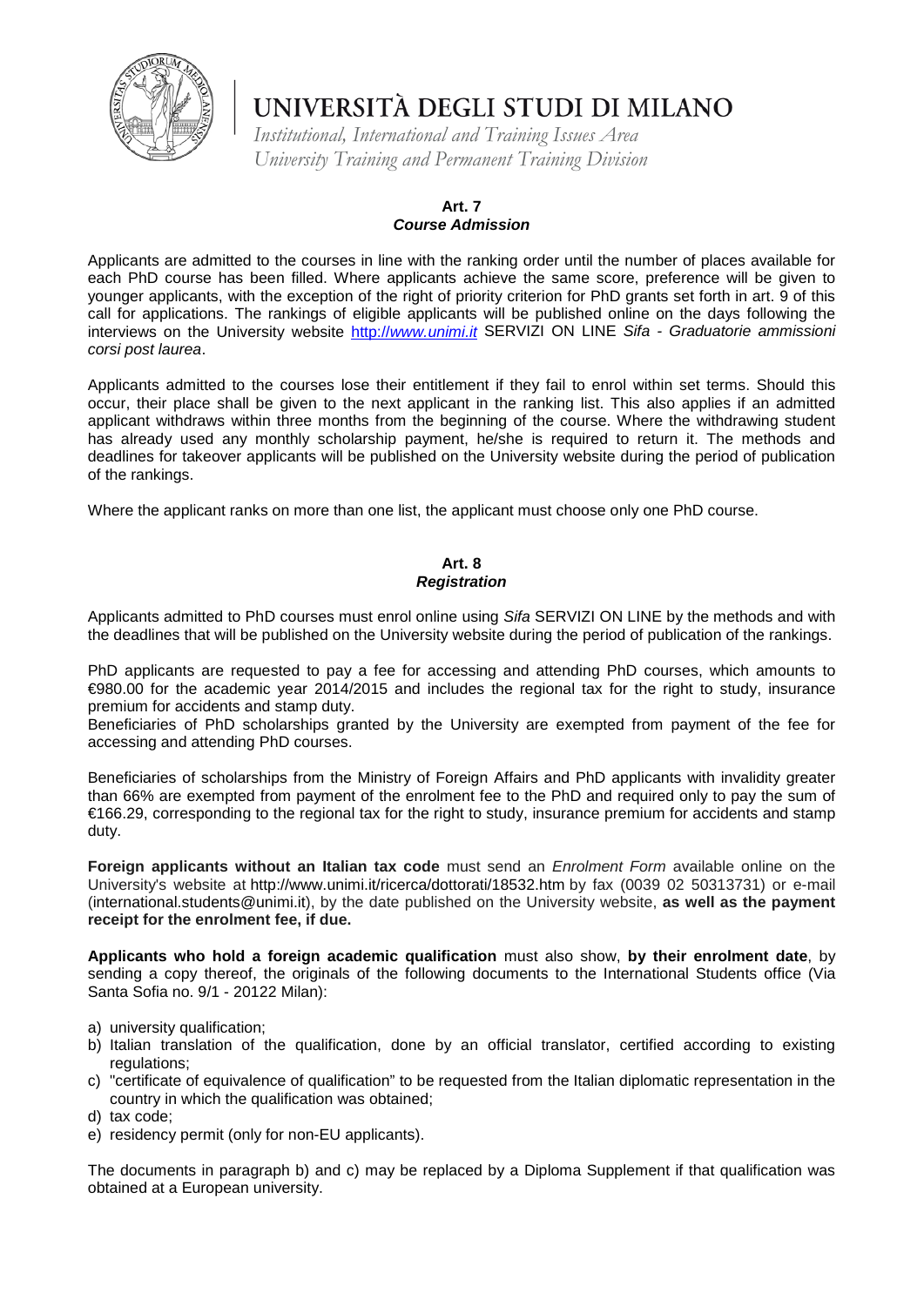**Art. 7**
***Course Admission***

Applicants are admitted to the courses in line with the ranking order until the number of places available for each PhD course has been filled. Where applicants achieve the same score, preference will be given to younger applicants, with the exception of the right of priority criterion for PhD grants set forth in art. 9 of this call for applications. The rankings of eligible applicants will be published online on the days following the interviews on the University website http://*www.unimi.it* SERVIZI ON LINE *Sifa - Graduatorie ammissioni corsi post laurea*.

Applicants admitted to the courses lose their entitlement if they fail to enrol within set terms. Should this occur, their place shall be given to the next applicant in the ranking list. This also applies if an admitted applicant withdraws within three months from the beginning of the course. Where the withdrawing student has already used any monthly scholarship payment, he/she is required to return it. The methods and deadlines for takeover applicants will be published on the University website during the period of publication of the rankings.

Where the applicant ranks on more than one list, the applicant must choose only one PhD course.

**Art. 8**
***Registration***

Applicants admitted to PhD courses must enrol online using *Sifa* SERVIZI ON LINE by the methods and with the deadlines that will be published on the University website during the period of publication of the rankings.

PhD applicants are requested to pay a fee for accessing and attending PhD courses, which amounts to €980.00 for the academic year 2014/2015 and includes the regional tax for the right to study, insurance premium for accidents and stamp duty.
Beneficiaries of PhD scholarships granted by the University are exempted from payment of the fee for accessing and attending PhD courses.

Beneficiaries of scholarships from the Ministry of Foreign Affairs and PhD applicants with invalidity greater than 66% are exempted from payment of the enrolment fee to the PhD and required only to pay the sum of €166.29, corresponding to the regional tax for the right to study, insurance premium for accidents and stamp duty.

**Foreign applicants without an Italian tax code** must send an *Enrolment Form* available online on the University's website at http://www.unimi.it/ricerca/dottorati/18532.htm by fax (0039 02 50313731) or e-mail (international.students@unimi.it), by the date published on the University website, **as well as the payment receipt for the enrolment fee, if due.**

**Applicants who hold a foreign academic qualification** must also show, **by their enrolment date**, by sending a copy thereof, the originals of the following documents to the International Students office (Via Santa Sofia no. 9/1 - 20122 Milan):

a) university qualification;
b) Italian translation of the qualification, done by an official translator, certified according to existing regulations;
c) "certificate of equivalence of qualification" to be requested from the Italian diplomatic representation in the country in which the qualification was obtained;
d) tax code;
e) residency permit (only for non-EU applicants).

The documents in paragraph b) and c) may be replaced by a Diploma Supplement if that qualification was obtained at a European university.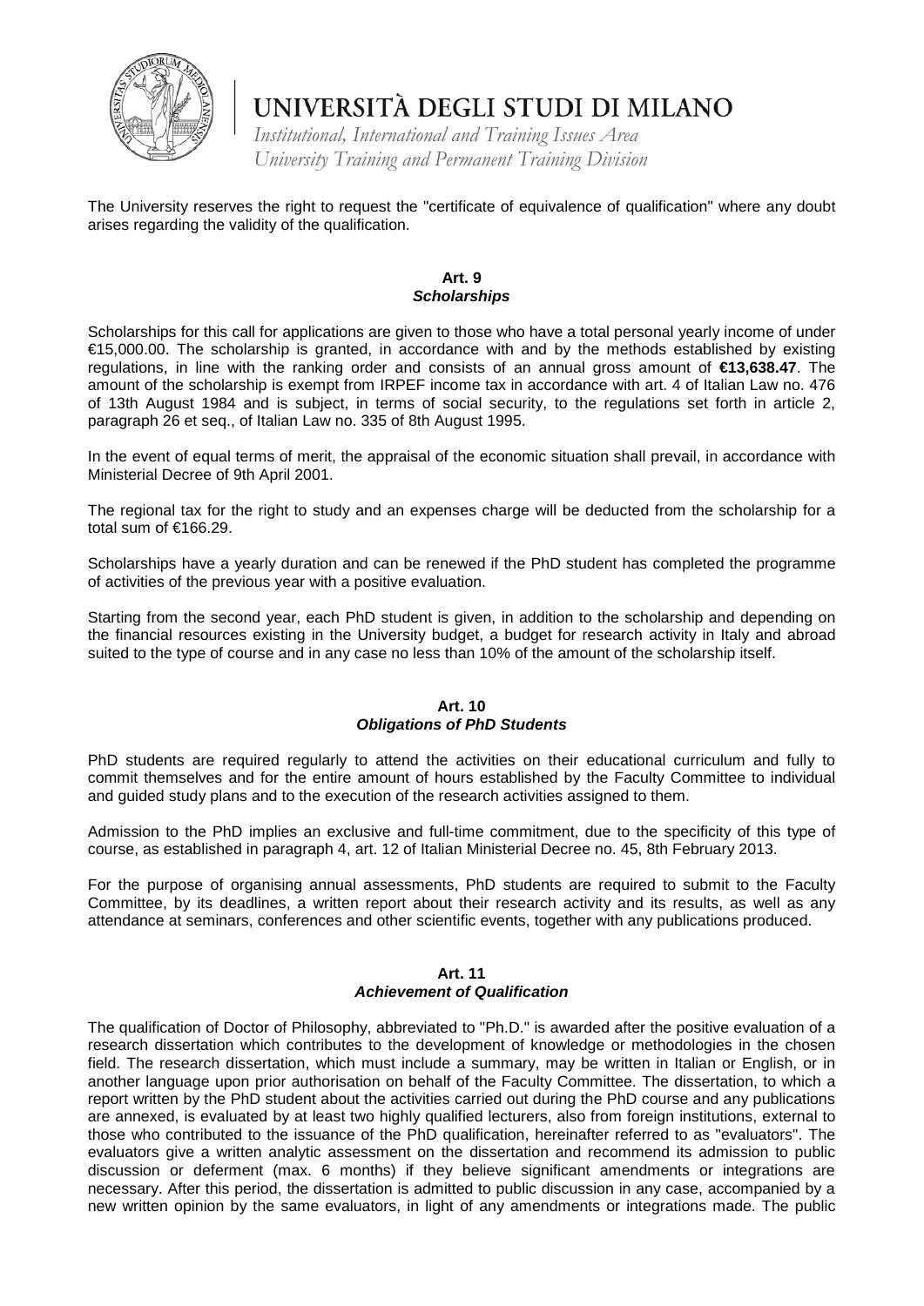The University reserves the right to request the "certificate of equivalence of qualification" where any doubt arises regarding the validity of the qualification.

## Art. 9
### *Scholarships*

Scholarships for this call for applications are given to those who have a total personal yearly income of under €15,000.00. The scholarship is granted, in accordance with and by the methods established by existing regulations, in line with the ranking order and consists of an annual gross amount of **€13,638.47**. The amount of the scholarship is exempt from IRPEF income tax in accordance with art. 4 of Italian Law no. 476 of 13th August 1984 and is subject, in terms of social security, to the regulations set forth in article 2, paragraph 26 et seq., of Italian Law no. 335 of 8th August 1995.

In the event of equal terms of merit, the appraisal of the economic situation shall prevail, in accordance with Ministerial Decree of 9th April 2001.

The regional tax for the right to study and an expenses charge will be deducted from the scholarship for a total sum of €166.29.

Scholarships have a yearly duration and can be renewed if the PhD student has completed the programme of activities of the previous year with a positive evaluation.

Starting from the second year, each PhD student is given, in addition to the scholarship and depending on the financial resources existing in the University budget, a budget for research activity in Italy and abroad suited to the type of course and in any case no less than 10% of the amount of the scholarship itself.

## Art. 10
### *Obligations of PhD Students*

PhD students are required regularly to attend the activities on their educational curriculum and fully to commit themselves and for the entire amount of hours established by the Faculty Committee to individual and guided study plans and to the execution of the research activities assigned to them.

Admission to the PhD implies an exclusive and full-time commitment, due to the specificity of this type of course, as established in paragraph 4, art. 12 of Italian Ministerial Decree no. 45, 8th February 2013.

For the purpose of organising annual assessments, PhD students are required to submit to the Faculty Committee, by its deadlines, a written report about their research activity and its results, as well as any attendance at seminars, conferences and other scientific events, together with any publications produced.

## Art. 11
### *Achievement of Qualification*

The qualification of Doctor of Philosophy, abbreviated to "Ph.D." is awarded after the positive evaluation of a research dissertation which contributes to the development of knowledge or methodologies in the chosen field. The research dissertation, which must include a summary, may be written in Italian or English, or in another language upon prior authorisation on behalf of the Faculty Committee. The dissertation, to which a report written by the PhD student about the activities carried out during the PhD course and any publications are annexed, is evaluated by at least two highly qualified lecturers, also from foreign institutions, external to those who contributed to the issuance of the PhD qualification, hereinafter referred to as "evaluators". The evaluators give a written analytic assessment on the dissertation and recommend its admission to public discussion or deferment (max. 6 months) if they believe significant amendments or integrations are necessary. After this period, the dissertation is admitted to public discussion in any case, accompanied by a new written opinion by the same evaluators, in light of any amendments or integrations made. The public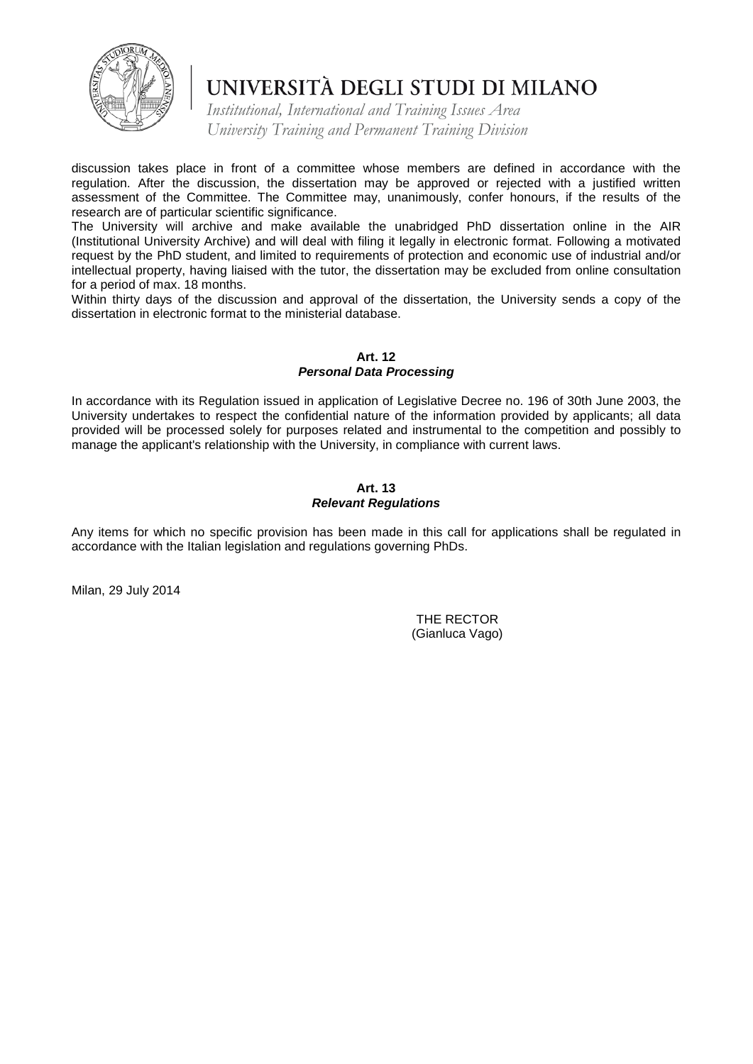discussion takes place in front of a committee whose members are defined in accordance with the regulation. After the discussion, the dissertation may be approved or rejected with a justified written assessment of the Committee. The Committee may, unanimously, confer honours, if the results of the research are of particular scientific significance.

The University will archive and make available the unabridged PhD dissertation online in the AIR (Institutional University Archive) and will deal with filing it legally in electronic format. Following a motivated request by the PhD student, and limited to requirements of protection and economic use of industrial and/or intellectual property, having liaised with the tutor, the dissertation may be excluded from online consultation for a period of max. 18 months.

Within thirty days of the discussion and approval of the dissertation, the University sends a copy of the dissertation in electronic format to the ministerial database.

## Art. 12
### *Personal Data Processing*

In accordance with its Regulation issued in application of Legislative Decree no. 196 of 30th June 2003, the University undertakes to respect the confidential nature of the information provided by applicants; all data provided will be processed solely for purposes related and instrumental to the competition and possibly to manage the applicant's relationship with the University, in compliance with current laws.

## Art. 13
### *Relevant Regulations*

Any items for which no specific provision has been made in this call for applications shall be regulated in accordance with the Italian legislation and regulations governing PhDs.

Milan, 29 July 2014

THE RECTOR
(Gianluca Vago)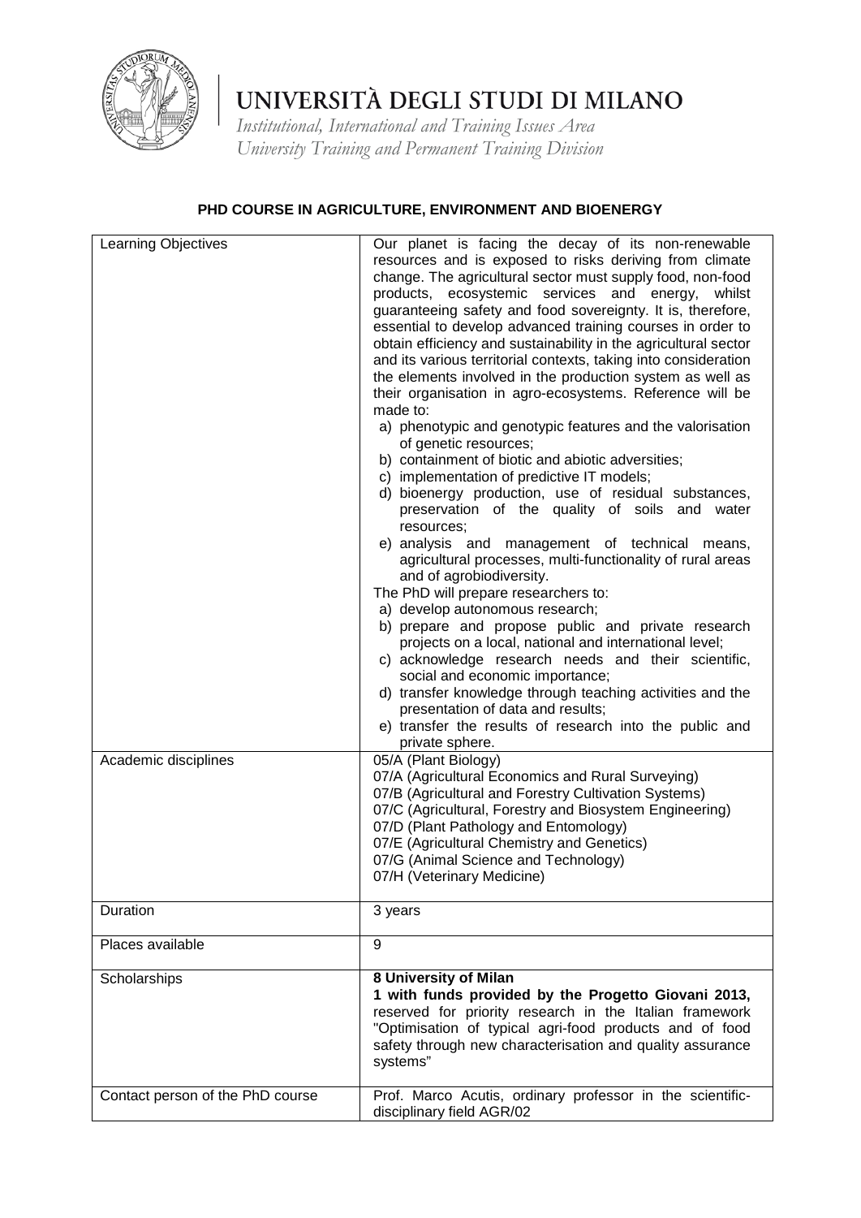# UNIVERSITÀ DEGLI STUDI DI MILANO

*Institutional, International and Training Issues Area*
*University Training and Permanent Training Division*

## PHD COURSE IN AGRICULTURE, ENVIRONMENT AND BIOENERGY

| | |
|---|---|
| Learning Objectives | Our planet is facing the decay of its non-renewable resources and is exposed to risks deriving from climate change. The agricultural sector must supply food, non-food products, ecosystemic services and energy, whilst guaranteeing safety and food sovereignty. It is, therefore, essential to develop advanced training courses in order to obtain efficiency and sustainability in the agricultural sector and its various territorial contexts, taking into consideration the elements involved in the production system as well as their organisation in agro-ecosystems. Reference will be made to:<br>a) phenotypic and genotypic features and the valorisation of genetic resources;<br>b) containment of biotic and abiotic adversities;<br>c) implementation of predictive IT models;<br>d) bioenergy production, use of residual substances, preservation of the quality of soils and water resources;<br>e) analysis and management of technical means, agricultural processes, multi-functionality of rural areas and of agrobiodiversity.<br>The PhD will prepare researchers to:<br>a) develop autonomous research;<br>b) prepare and propose public and private research projects on a local, national and international level;<br>c) acknowledge research needs and their scientific, social and economic importance;<br>d) transfer knowledge through teaching activities and the presentation of data and results;<br>e) transfer the results of research into the public and private sphere. |
| Academic disciplines | 05/A (Plant Biology)<br>07/A (Agricultural Economics and Rural Surveying)<br>07/B (Agricultural and Forestry Cultivation Systems)<br>07/C (Agricultural, Forestry and Biosystem Engineering)<br>07/D (Plant Pathology and Entomology)<br>07/E (Agricultural Chemistry and Genetics)<br>07/G (Animal Science and Technology)<br>07/H (Veterinary Medicine) |
| Duration | 3 years |
| Places available | 9 |
| Scholarships | **8 University of Milan**<br>**1 with funds provided by the Progetto Giovani 2013,** reserved for priority research in the Italian framework "Optimisation of typical agri-food products and of food safety through new characterisation and quality assurance systems" |
| Contact person of the PhD course | Prof. Marco Acutis, ordinary professor in the scientific-disciplinary field AGR/02 |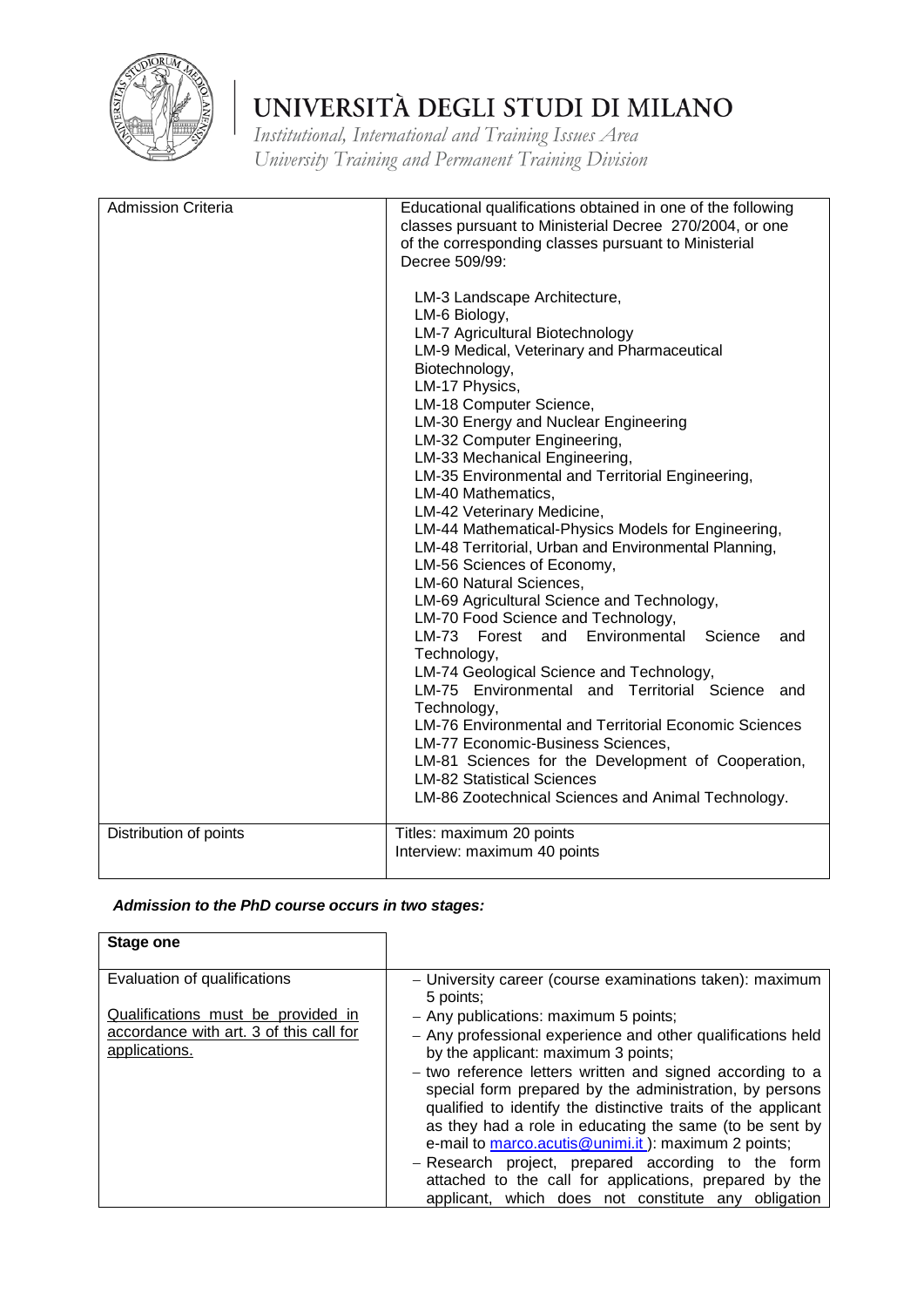| Admission Criteria | Educational qualifications obtained in one of the following classes pursuant to Ministerial Decree 270/2004, or one of the corresponding classes pursuant to Ministerial Decree 509/99:<br><br>LM-3 Landscape Architecture,<br>LM-6 Biology,<br>LM-7 Agricultural Biotechnology<br>LM-9 Medical, Veterinary and Pharmaceutical Biotechnology,<br>LM-17 Physics,<br>LM-18 Computer Science,<br>LM-30 Energy and Nuclear Engineering<br>LM-32 Computer Engineering,<br>LM-33 Mechanical Engineering,<br>LM-35 Environmental and Territorial Engineering,<br>LM-40 Mathematics,<br>LM-42 Veterinary Medicine,<br>LM-44 Mathematical-Physics Models for Engineering,<br>LM-48 Territorial, Urban and Environmental Planning,<br>LM-56 Sciences of Economy,<br>LM-60 Natural Sciences,<br>LM-69 Agricultural Science and Technology,<br>LM-70 Food Science and Technology,<br>LM-73 Forest and Environmental Science and Technology,<br>LM-74 Geological Science and Technology,<br>LM-75 Environmental and Territorial Science and Technology,<br>LM-76 Environmental and Territorial Economic Sciences<br>LM-77 Economic-Business Sciences,<br>LM-81 Sciences for the Development of Cooperation,<br>LM-82 Statistical Sciences<br>LM-86 Zootechnical Sciences and Animal Technology. |
|---|---|
| Distribution of points | Titles: maximum 20 points<br>Interview: maximum 40 points |

***Admission to the PhD course occurs in two stages:***

| **Stage one** | |
|---|---|
| Evaluation of qualifications<br><br>Qualifications must be provided in accordance with art. 3 of this call for applications. | – University career (course examinations taken): maximum 5 points;<br>– Any publications: maximum 5 points;<br>– Any professional experience and other qualifications held by the applicant: maximum 3 points;<br>– two reference letters written and signed according to a special form prepared by the administration, by persons qualified to identify the distinctive traits of the applicant as they had a role in educating the same (to be sent by e-mail to marco.acutis@unimi.it ): maximum 2 points;<br>– Research project, prepared according to the form attached to the call for applications, prepared by the applicant, which does not constitute any obligation |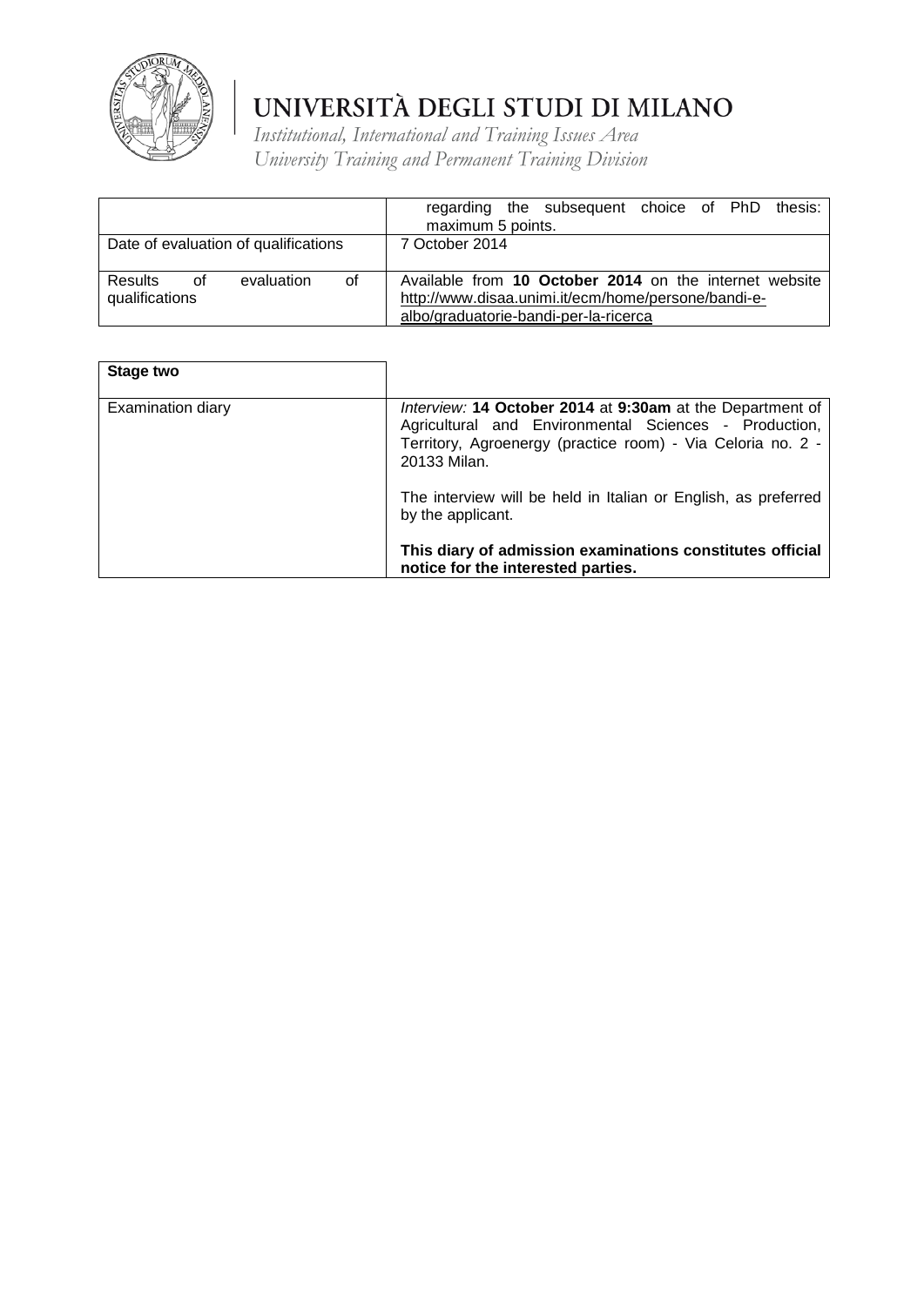| | |
|---|---|
| | regarding the subsequent choice of PhD thesis: maximum 5 points. |
| Date of evaluation of qualifications | 7 October 2014 |
| Results of evaluation of qualifications | Available from **10 October 2014** on the internet website http://www.disaa.unimi.it/ecm/home/persone/bandi-e-albo/graduatorie-bandi-per-la-ricerca |

| **Stage two** | |
|---|---|
| Examination diary | *Interview:* **14 October 2014** at **9:30am** at the Department of Agricultural and Environmental Sciences - Production, Territory, Agroenergy (practice room) - Via Celoria no. 2 - 20133 Milan.<br><br>The interview will be held in Italian or English, as preferred by the applicant.<br><br>**This diary of admission examinations constitutes official notice for the interested parties.** |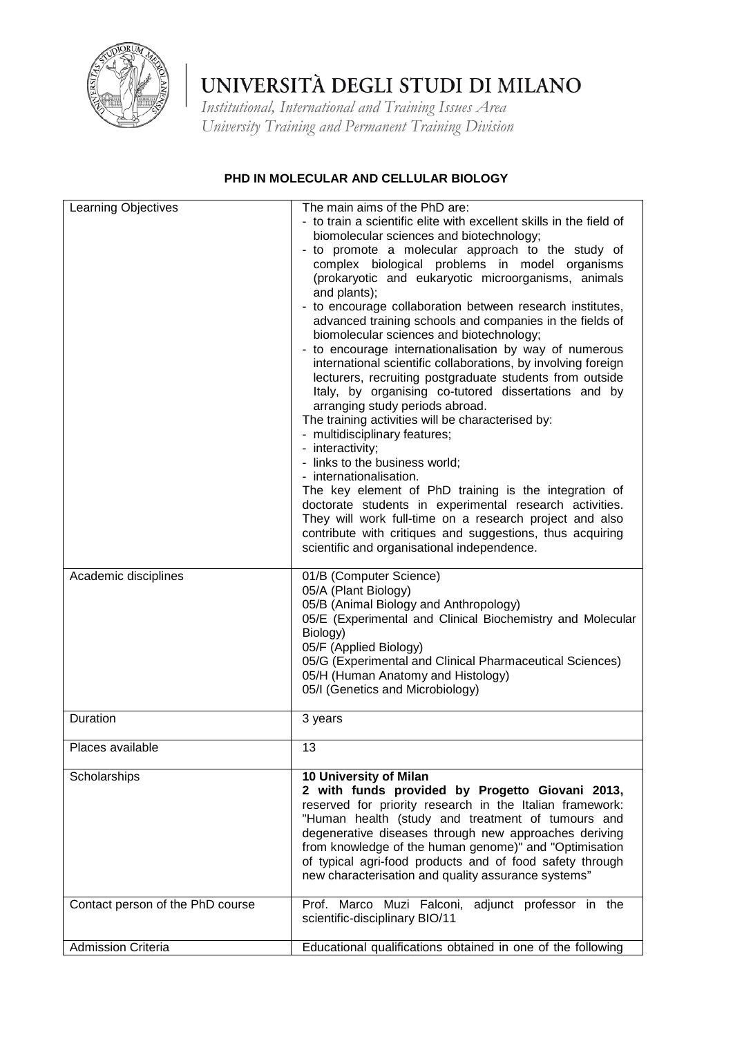# UNIVERSITÀ DEGLI STUDI DI MILANO

*Institutional, International and Training Issues Area*
*University Training and Permanent Training Division*

**PHD IN MOLECULAR AND CELLULAR BIOLOGY**

| | |
|---|---|
| Learning Objectives | The main aims of the PhD are:<br>- to train a scientific elite with excellent skills in the field of biomolecular sciences and biotechnology;<br>- to promote a molecular approach to the study of complex biological problems in model organisms (prokaryotic and eukaryotic microorganisms, animals and plants);<br>- to encourage collaboration between research institutes, advanced training schools and companies in the fields of biomolecular sciences and biotechnology;<br>- to encourage internationalisation by way of numerous international scientific collaborations, by involving foreign lecturers, recruiting postgraduate students from outside Italy, by organising co-tutored dissertations and by arranging study periods abroad.<br>The training activities will be characterised by:<br>- multidisciplinary features;<br>- interactivity;<br>- links to the business world;<br>- internationalisation.<br>The key element of PhD training is the integration of doctorate students in experimental research activities. They will work full-time on a research project and also contribute with critiques and suggestions, thus acquiring scientific and organisational independence. |
| Academic disciplines | 01/B (Computer Science)<br>05/A (Plant Biology)<br>05/B (Animal Biology and Anthropology)<br>05/E (Experimental and Clinical Biochemistry and Molecular Biology)<br>05/F (Applied Biology)<br>05/G (Experimental and Clinical Pharmaceutical Sciences)<br>05/H (Human Anatomy and Histology)<br>05/I (Genetics and Microbiology) |
| Duration | 3 years |
| Places available | 13 |
| Scholarships | **10 University of Milan**<br>**2 with funds provided by Progetto Giovani 2013,** reserved for priority research in the Italian framework: "Human health (study and treatment of tumours and degenerative diseases through new approaches deriving from knowledge of the human genome)" and "Optimisation of typical agri-food products and of food safety through new characterisation and quality assurance systems" |
| Contact person of the PhD course | Prof. Marco Muzi Falconi, adjunct professor in the scientific-disciplinary BIO/11 |
| Admission Criteria | Educational qualifications obtained in one of the following |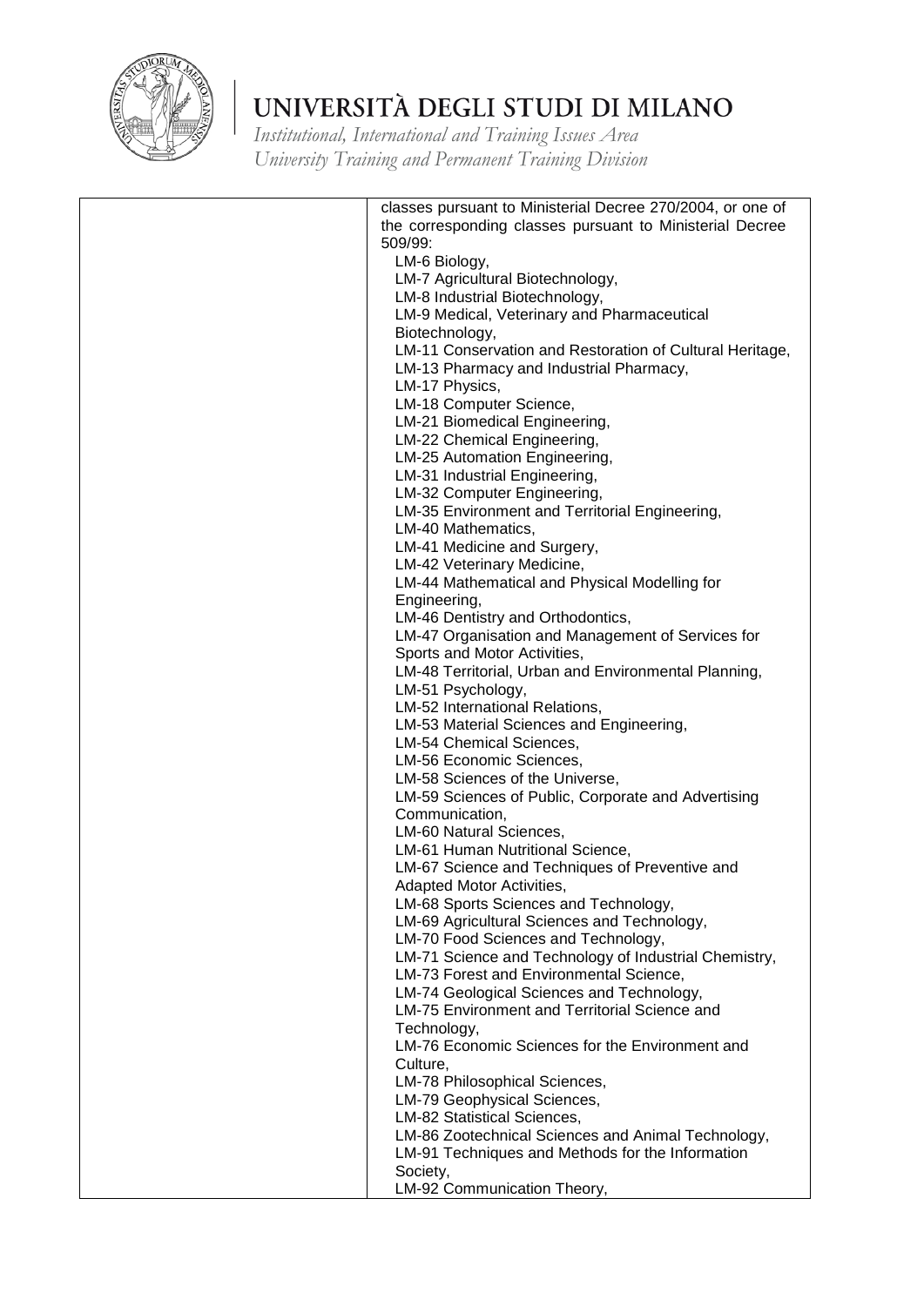| | classes pursuant to Ministerial Decree 270/2004, or one of the corresponding classes pursuant to Ministerial Decree 509/99:<br>LM-6 Biology,<br>LM-7 Agricultural Biotechnology,<br>LM-8 Industrial Biotechnology,<br>LM-9 Medical, Veterinary and Pharmaceutical Biotechnology,<br>LM-11 Conservation and Restoration of Cultural Heritage,<br>LM-13 Pharmacy and Industrial Pharmacy,<br>LM-17 Physics,<br>LM-18 Computer Science,<br>LM-21 Biomedical Engineering,<br>LM-22 Chemical Engineering,<br>LM-25 Automation Engineering,<br>LM-31 Industrial Engineering,<br>LM-32 Computer Engineering,<br>LM-35 Environment and Territorial Engineering,<br>LM-40 Mathematics,<br>LM-41 Medicine and Surgery,<br>LM-42 Veterinary Medicine,<br>LM-44 Mathematical and Physical Modelling for Engineering,<br>LM-46 Dentistry and Orthodontics,<br>LM-47 Organisation and Management of Services for Sports and Motor Activities,<br>LM-48 Territorial, Urban and Environmental Planning,<br>LM-51 Psychology,<br>LM-52 International Relations,<br>LM-53 Material Sciences and Engineering,<br>LM-54 Chemical Sciences,<br>LM-56 Economic Sciences,<br>LM-58 Sciences of the Universe,<br>LM-59 Sciences of Public, Corporate and Advertising Communication,<br>LM-60 Natural Sciences,<br>LM-61 Human Nutritional Science,<br>LM-67 Science and Techniques of Preventive and Adapted Motor Activities,<br>LM-68 Sports Sciences and Technology,<br>LM-69 Agricultural Sciences and Technology,<br>LM-70 Food Sciences and Technology,<br>LM-71 Science and Technology of Industrial Chemistry,<br>LM-73 Forest and Environmental Science,<br>LM-74 Geological Sciences and Technology,<br>LM-75 Environment and Territorial Science and Technology,<br>LM-76 Economic Sciences for the Environment and Culture,<br>LM-78 Philosophical Sciences,<br>LM-79 Geophysical Sciences,<br>LM-82 Statistical Sciences,<br>LM-86 Zootechnical Sciences and Animal Technology,<br>LM-91 Techniques and Methods for the Information Society,<br>LM-92 Communication Theory, |
|---|---|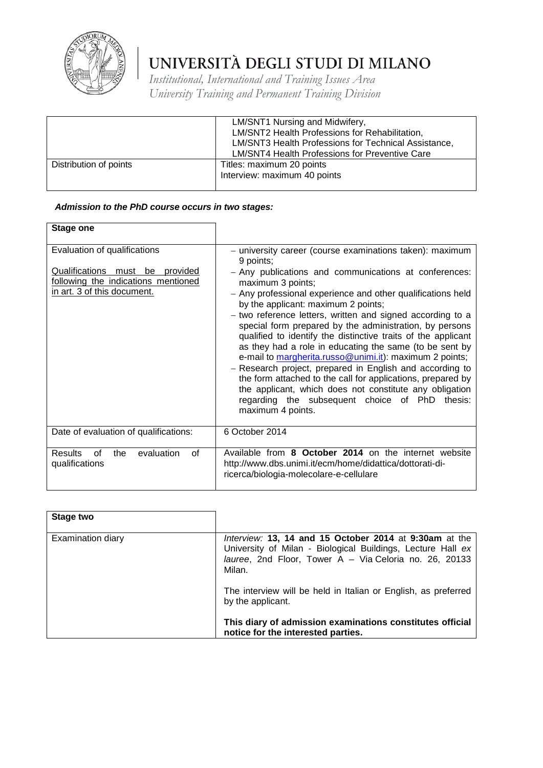| | |
|---|---|
| | LM/SNT1 Nursing and Midwifery,<br>LM/SNT2 Health Professions for Rehabilitation,<br>LM/SNT3 Health Professions for Technical Assistance,<br>LM/SNT4 Health Professions for Preventive Care |
| Distribution of points | Titles: maximum 20 points<br>Interview: maximum 40 points |

***Admission to the PhD course occurs in two stages:***

| **Stage one** | |
|---|---|
| Evaluation of qualifications<br><br>Qualifications must be provided following the indications mentioned in art. 3 of this document. | – university career (course examinations taken): maximum 9 points;<br>– Any publications and communications at conferences: maximum 3 points;<br>– Any professional experience and other qualifications held by the applicant: maximum 2 points;<br>– two reference letters, written and signed according to a special form prepared by the administration, by persons qualified to identify the distinctive traits of the applicant as they had a role in educating the same (to be sent by e-mail to margherita.russo@unimi.it): maximum 2 points;<br>– Research project, prepared in English and according to the form attached to the call for applications, prepared by the applicant, which does not constitute any obligation regarding the subsequent choice of PhD thesis: maximum 4 points. |
| Date of evaluation of qualifications: | 6 October 2014 |
| Results of the evaluation of qualifications | Available from **8 October 2014** on the internet website http://www.dbs.unimi.it/ecm/home/didattica/dottorati-di-ricerca/biologia-molecolare-e-cellulare |

| **Stage two** | |
|---|---|
| Examination diary | *Interview:* **13, 14 and 15 October 2014** at **9:30am** at the University of Milan - Biological Buildings, Lecture Hall *ex lauree*, 2nd Floor, Tower A – Via Celoria no. 26, 20133 Milan.<br><br>The interview will be held in Italian or English, as preferred by the applicant.<br><br>**This diary of admission examinations constitutes official notice for the interested parties.** |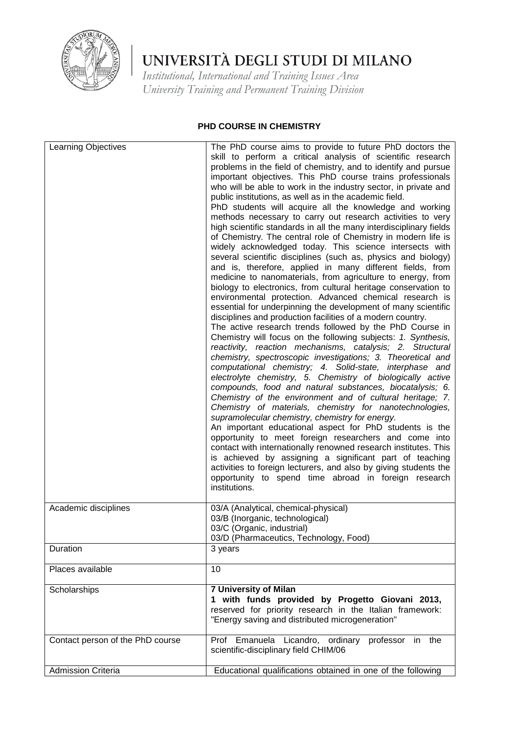# UNIVERSITÀ DEGLI STUDI DI MILANO

*Institutional, International and Training Issues Area*
*University Training and Permanent Training Division*

## PHD COURSE IN CHEMISTRY

| | |
|---|---|
| Learning Objectives | The PhD course aims to provide to future PhD doctors the skill to perform a critical analysis of scientific research problems in the field of chemistry, and to identify and pursue important objectives. This PhD course trains professionals who will be able to work in the industry sector, in private and public institutions, as well as in the academic field.<br>PhD students will acquire all the knowledge and working methods necessary to carry out research activities to very high scientific standards in all the many interdisciplinary fields of Chemistry. The central role of Chemistry in modern life is widely acknowledged today. This science intersects with several scientific disciplines (such as, physics and biology) and is, therefore, applied in many different fields, from medicine to nanomaterials, from agriculture to energy, from biology to electronics, from cultural heritage conservation to environmental protection. Advanced chemical research is essential for underpinning the development of many scientific disciplines and production facilities of a modern country.<br>The active research trends followed by the PhD Course in Chemistry will focus on the following subjects: *1. Synthesis, reactivity, reaction mechanisms, catalysis; 2. Structural chemistry, spectroscopic investigations; 3. Theoretical and computational chemistry; 4. Solid-state, interphase and electrolyte chemistry, 5. Chemistry of biologically active compounds, food and natural substances, biocatalysis; 6. Chemistry of the environment and of cultural heritage; 7. Chemistry of materials, chemistry for nanotechnologies, supramolecular chemistry, chemistry for energy.*<br>An important educational aspect for PhD students is the opportunity to meet foreign researchers and come into contact with internationally renowned research institutes. This is achieved by assigning a significant part of teaching activities to foreign lecturers, and also by giving students the opportunity to spend time abroad in foreign research institutions. |
| Academic disciplines | 03/A (Analytical, chemical-physical)<br>03/B (Inorganic, technological)<br>03/C (Organic, industrial)<br>03/D (Pharmaceutics, Technology, Food) |
| Duration | 3 years |
| Places available | 10 |
| Scholarships | **7 University of Milan**<br>**1 with funds provided by Progetto Giovani 2013,** reserved for priority research in the Italian framework: "Energy saving and distributed microgeneration" |
| Contact person of the PhD course | Prof Emanuela Licandro, ordinary professor in the scientific-disciplinary field CHIM/06 |
| Admission Criteria | Educational qualifications obtained in one of the following |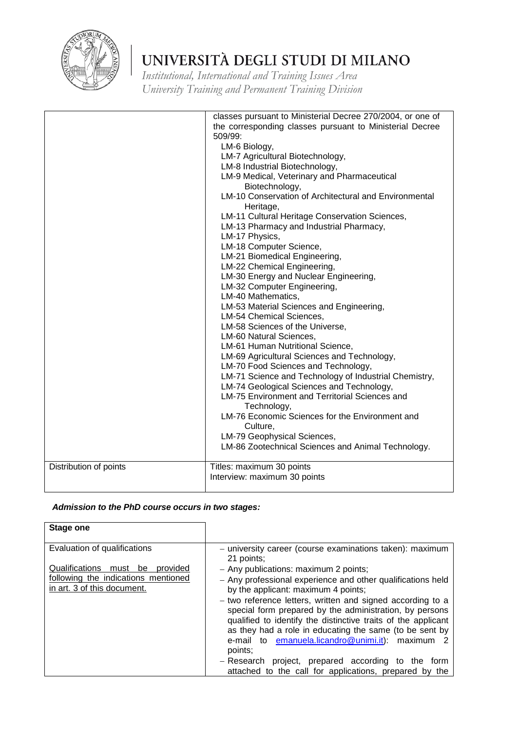| | classes pursuant to Ministerial Decree 270/2004, or one of the corresponding classes pursuant to Ministerial Decree 509/99:<br>LM-6 Biology,<br>LM-7 Agricultural Biotechnology,<br>LM-8 Industrial Biotechnology,<br>LM-9 Medical, Veterinary and Pharmaceutical Biotechnology,<br>LM-10 Conservation of Architectural and Environmental Heritage,<br>LM-11 Cultural Heritage Conservation Sciences,<br>LM-13 Pharmacy and Industrial Pharmacy,<br>LM-17 Physics,<br>LM-18 Computer Science,<br>LM-21 Biomedical Engineering,<br>LM-22 Chemical Engineering,<br>LM-30 Energy and Nuclear Engineering,<br>LM-32 Computer Engineering,<br>LM-40 Mathematics,<br>LM-53 Material Sciences and Engineering,<br>LM-54 Chemical Sciences,<br>LM-58 Sciences of the Universe,<br>LM-60 Natural Sciences,<br>LM-61 Human Nutritional Science,<br>LM-69 Agricultural Sciences and Technology,<br>LM-70 Food Sciences and Technology,<br>LM-71 Science and Technology of Industrial Chemistry,<br>LM-74 Geological Sciences and Technology,<br>LM-75 Environment and Territorial Sciences and Technology,<br>LM-76 Economic Sciences for the Environment and Culture,<br>LM-79 Geophysical Sciences,<br>LM-86 Zootechnical Sciences and Animal Technology. |
|---|---|
| Distribution of points | Titles: maximum 30 points<br>Interview: maximum 30 points |

***Admission to the PhD course occurs in two stages:***

| **Stage one** | |
|---|---|
| Evaluation of qualifications<br><br><u>Qualifications must be provided following the indications mentioned in art. 3 of this document.</u> | – university career (course examinations taken): maximum 21 points;<br>– Any publications: maximum 2 points;<br>– Any professional experience and other qualifications held by the applicant: maximum 4 points;<br>– two reference letters, written and signed according to a special form prepared by the administration, by persons qualified to identify the distinctive traits of the applicant as they had a role in educating the same (to be sent by e-mail to emanuela.licandro@unimi.it): maximum 2 points;<br>– Research project, prepared according to the form attached to the call for applications, prepared by the |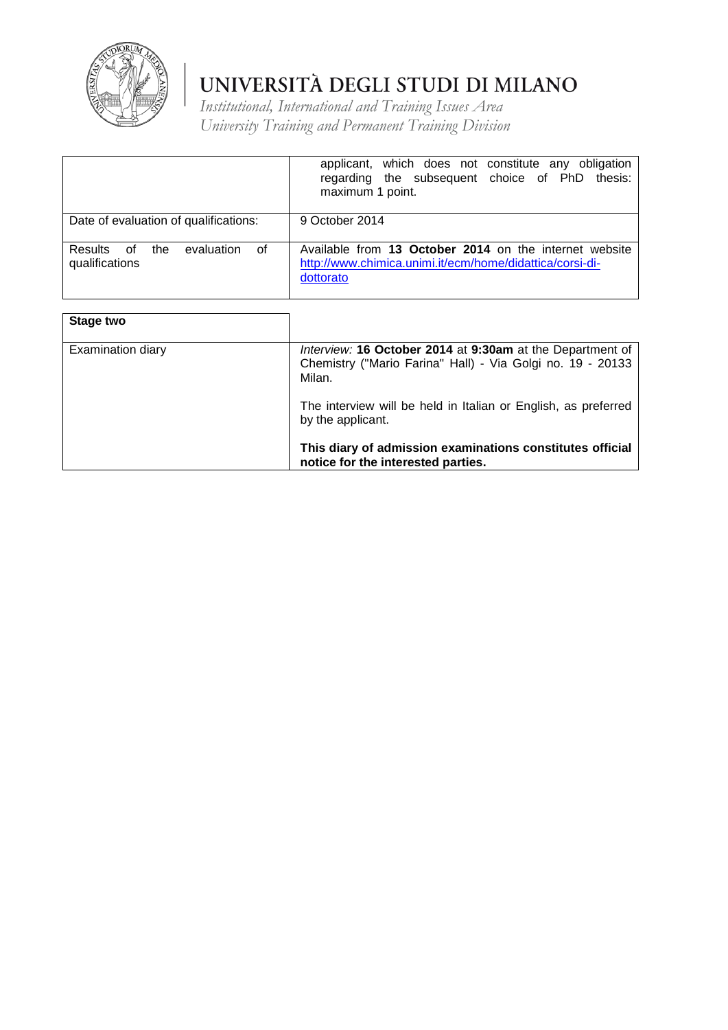| | |
|---|---|
| | applicant, which does not constitute any obligation regarding the subsequent choice of PhD thesis: maximum 1 point. |
| Date of evaluation of qualifications: | 9 October 2014 |
| Results of the evaluation of qualifications | Available from **13 October 2014** on the internet website [http://www.chimica.unimi.it/ecm/home/didattica/corsi-di-dottorato](http://www.chimica.unimi.it/ecm/home/didattica/corsi-di-dottorato) |

| **Stage two** | |
|---|---|
| Examination diary | *Interview:* **16 October 2014** at **9:30am** at the Department of Chemistry ("Mario Farina" Hall) - Via Golgi no. 19 - 20133 Milan.<br><br>The interview will be held in Italian or English, as preferred by the applicant.<br><br>**This diary of admission examinations constitutes official notice for the interested parties.** |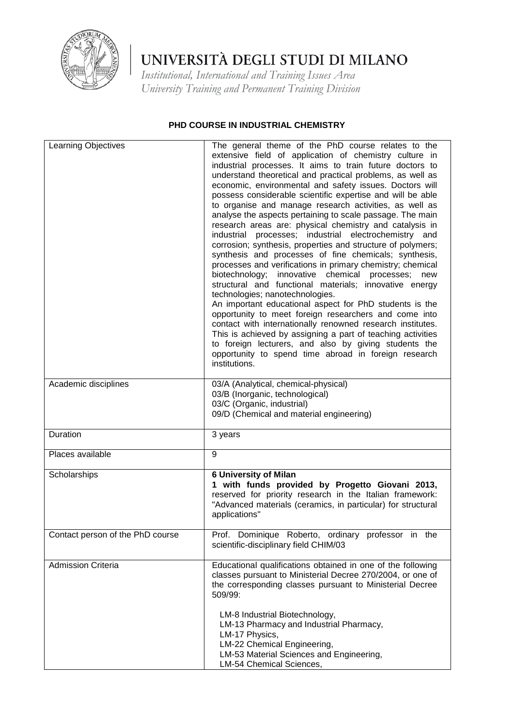# UNIVERSITÀ DEGLI STUDI DI MILANO

*Institutional, International and Training Issues Area*
*University Training and Permanent Training Division*

## PHD COURSE IN INDUSTRIAL CHEMISTRY

| | |
|---|---|
| Learning Objectives | The general theme of the PhD course relates to the extensive field of application of chemistry culture in industrial processes. It aims to train future doctors to understand theoretical and practical problems, as well as economic, environmental and safety issues. Doctors will possess considerable scientific expertise and will be able to organise and manage research activities, as well as analyse the aspects pertaining to scale passage. The main research areas are: physical chemistry and catalysis in industrial processes; industrial electrochemistry and corrosion; synthesis, properties and structure of polymers; synthesis and processes of fine chemicals; synthesis, processes and verifications in primary chemistry; chemical biotechnology; innovative chemical processes; new structural and functional materials; innovative energy technologies; nanotechnologies.<br>An important educational aspect for PhD students is the opportunity to meet foreign researchers and come into contact with internationally renowned research institutes. This is achieved by assigning a part of teaching activities to foreign lecturers, and also by giving students the opportunity to spend time abroad in foreign research institutions. |
| Academic disciplines | 03/A (Analytical, chemical-physical)<br>03/B (Inorganic, technological)<br>03/C (Organic, industrial)<br>09/D (Chemical and material engineering) |
| Duration | 3 years |
| Places available | 9 |
| Scholarships | **6 University of Milan**<br>**1 with funds provided by Progetto Giovani 2013,** reserved for priority research in the Italian framework: "Advanced materials (ceramics, in particular) for structural applications" |
| Contact person of the PhD course | Prof. Dominique Roberto, ordinary professor in the scientific-disciplinary field CHIM/03 |
| Admission Criteria | Educational qualifications obtained in one of the following classes pursuant to Ministerial Decree 270/2004, or one of the corresponding classes pursuant to Ministerial Decree 509/99:<br><br>LM-8 Industrial Biotechnology,<br>LM-13 Pharmacy and Industrial Pharmacy,<br>LM-17 Physics,<br>LM-22 Chemical Engineering,<br>LM-53 Material Sciences and Engineering,<br>LM-54 Chemical Sciences, |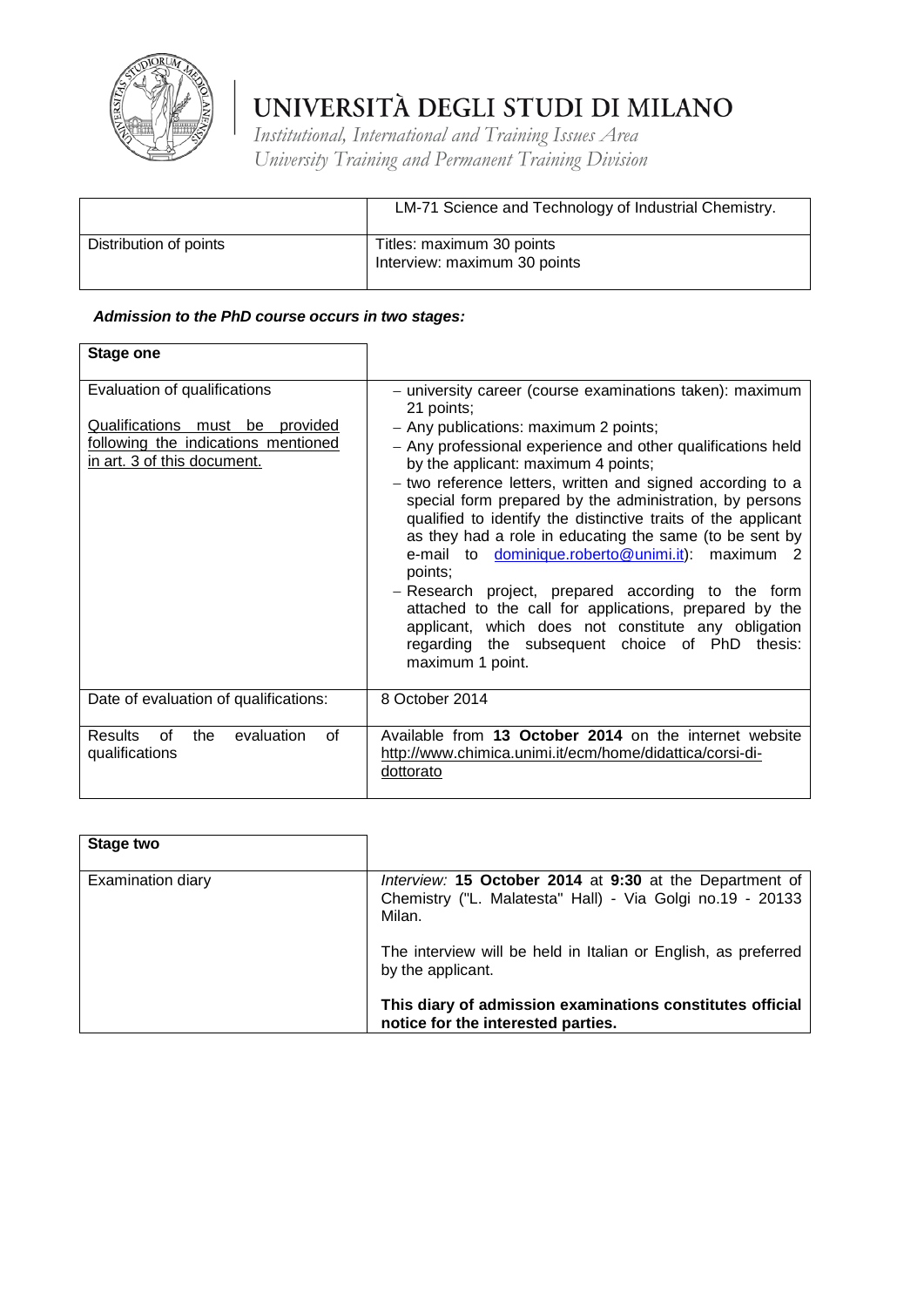# UNIVERSITÀ DEGLI STUDI DI MILANO

*Institutional, International and Training Issues Area*
*University Training and Permanent Training Division*

| | LM-71 Science and Technology of Industrial Chemistry. |
|---|---|
| Distribution of points | Titles: maximum 30 points<br>Interview: maximum 30 points |

***Admission to the PhD course occurs in two stages:***

| **Stage one** | |
|---|---|
| Evaluation of qualifications<br><br>Qualifications must be provided following the indications mentioned in art. 3 of this document. | – university career (course examinations taken): maximum 21 points;<br>– Any publications: maximum 2 points;<br>– Any professional experience and other qualifications held by the applicant: maximum 4 points;<br>– two reference letters, written and signed according to a special form prepared by the administration, by persons qualified to identify the distinctive traits of the applicant as they had a role in educating the same (to be sent by e-mail to dominique.roberto@unimi.it): maximum 2 points;<br>– Research project, prepared according to the form attached to the call for applications, prepared by the applicant, which does not constitute any obligation regarding the subsequent choice of PhD thesis: maximum 1 point. |
| Date of evaluation of qualifications: | 8 October 2014 |
| Results of the evaluation of qualifications | Available from **13 October 2014** on the internet website http://www.chimica.unimi.it/ecm/home/didattica/corsi-di-dottorato |

| **Stage two** | |
|---|---|
| Examination diary | *Interview:* **15 October 2014** at **9:30** at the Department of Chemistry ("L. Malatesta" Hall) - Via Golgi no.19 - 20133 Milan.<br><br>The interview will be held in Italian or English, as preferred by the applicant.<br><br>**This diary of admission examinations constitutes official notice for the interested parties.** |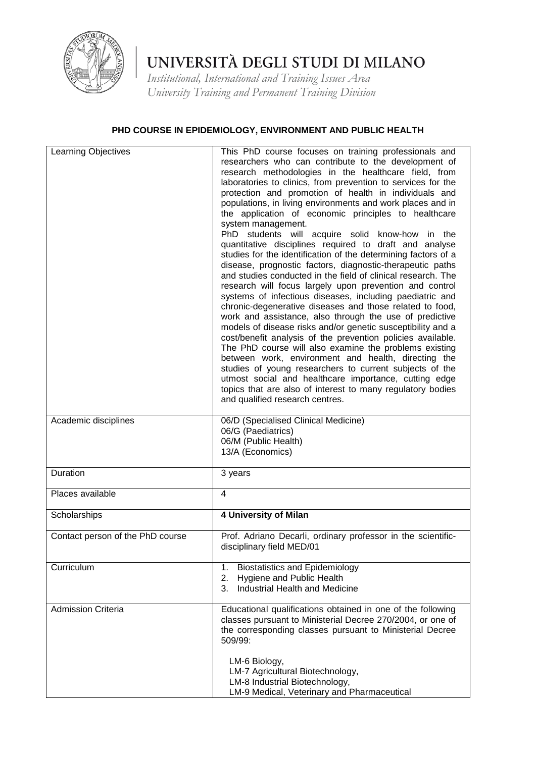# UNIVERSITÀ DEGLI STUDI DI MILANO

*Institutional, International and Training Issues Area*
*University Training and Permanent Training Division*

## PHD COURSE IN EPIDEMIOLOGY, ENVIRONMENT AND PUBLIC HEALTH

| | |
|---|---|
| Learning Objectives | This PhD course focuses on training professionals and researchers who can contribute to the development of research methodologies in the healthcare field, from laboratories to clinics, from prevention to services for the protection and promotion of health in individuals and populations, in living environments and work places and in the application of economic principles to healthcare system management.<br>PhD students will acquire solid know-how in the quantitative disciplines required to draft and analyse studies for the identification of the determining factors of a disease, prognostic factors, diagnostic-therapeutic paths and studies conducted in the field of clinical research. The research will focus largely upon prevention and control systems of infectious diseases, including paediatric and chronic-degenerative diseases and those related to food, work and assistance, also through the use of predictive models of disease risks and/or genetic susceptibility and a cost/benefit analysis of the prevention policies available. The PhD course will also examine the problems existing between work, environment and health, directing the studies of young researchers to current subjects of the utmost social and healthcare importance, cutting edge topics that are also of interest to many regulatory bodies and qualified research centres. |
| Academic disciplines | 06/D (Specialised Clinical Medicine)<br>06/G (Paediatrics)<br>06/M (Public Health)<br>13/A (Economics) |
| Duration | 3 years |
| Places available | 4 |
| Scholarships | **4 University of Milan** |
| Contact person of the PhD course | Prof. Adriano Decarli, ordinary professor in the scientific-disciplinary field MED/01 |
| Curriculum | 1. Biostatistics and Epidemiology<br>2. Hygiene and Public Health<br>3. Industrial Health and Medicine |
| Admission Criteria | Educational qualifications obtained in one of the following classes pursuant to Ministerial Decree 270/2004, or one of the corresponding classes pursuant to Ministerial Decree 509/99:<br><br>LM-6 Biology,<br>LM-7 Agricultural Biotechnology,<br>LM-8 Industrial Biotechnology,<br>LM-9 Medical, Veterinary and Pharmaceutical |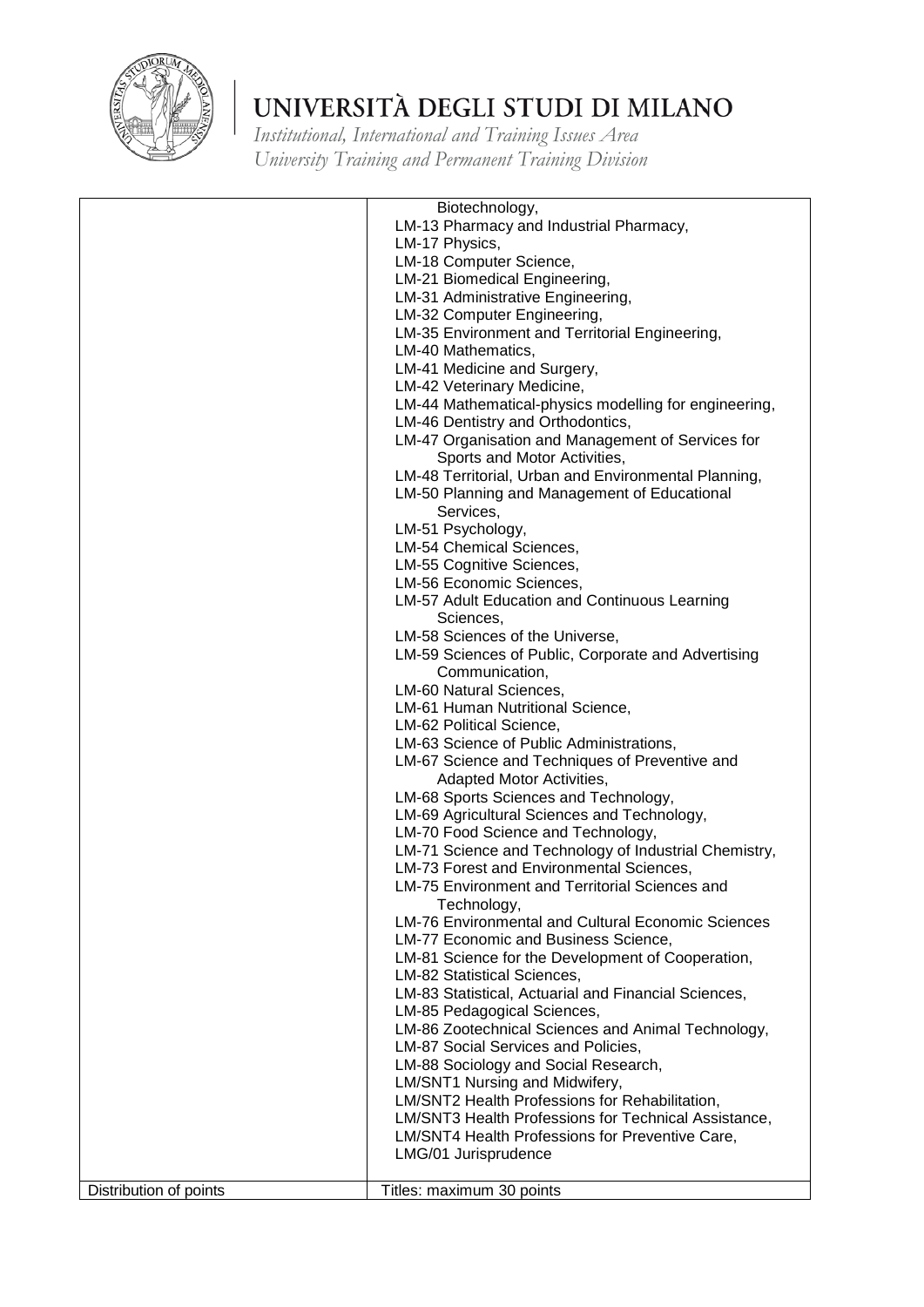| | |
|---|---|
| | Biotechnology,<br>LM-13 Pharmacy and Industrial Pharmacy,<br>LM-17 Physics,<br>LM-18 Computer Science,<br>LM-21 Biomedical Engineering,<br>LM-31 Administrative Engineering,<br>LM-32 Computer Engineering,<br>LM-35 Environment and Territorial Engineering,<br>LM-40 Mathematics,<br>LM-41 Medicine and Surgery,<br>LM-42 Veterinary Medicine,<br>LM-44 Mathematical-physics modelling for engineering,<br>LM-46 Dentistry and Orthodontics,<br>LM-47 Organisation and Management of Services for Sports and Motor Activities,<br>LM-48 Territorial, Urban and Environmental Planning,<br>LM-50 Planning and Management of Educational Services,<br>LM-51 Psychology,<br>LM-54 Chemical Sciences,<br>LM-55 Cognitive Sciences,<br>LM-56 Economic Sciences,<br>LM-57 Adult Education and Continuous Learning Sciences,<br>LM-58 Sciences of the Universe,<br>LM-59 Sciences of Public, Corporate and Advertising Communication,<br>LM-60 Natural Sciences,<br>LM-61 Human Nutritional Science,<br>LM-62 Political Science,<br>LM-63 Science of Public Administrations,<br>LM-67 Science and Techniques of Preventive and Adapted Motor Activities,<br>LM-68 Sports Sciences and Technology,<br>LM-69 Agricultural Sciences and Technology,<br>LM-70 Food Science and Technology,<br>LM-71 Science and Technology of Industrial Chemistry,<br>LM-73 Forest and Environmental Sciences,<br>LM-75 Environment and Territorial Sciences and Technology,<br>LM-76 Environmental and Cultural Economic Sciences<br>LM-77 Economic and Business Science,<br>LM-81 Science for the Development of Cooperation,<br>LM-82 Statistical Sciences,<br>LM-83 Statistical, Actuarial and Financial Sciences,<br>LM-85 Pedagogical Sciences,<br>LM-86 Zootechnical Sciences and Animal Technology,<br>LM-87 Social Services and Policies,<br>LM-88 Sociology and Social Research,<br>LM/SNT1 Nursing and Midwifery,<br>LM/SNT2 Health Professions for Rehabilitation,<br>LM/SNT3 Health Professions for Technical Assistance,<br>LM/SNT4 Health Professions for Preventive Care,<br>LMG/01 Jurisprudence |
| Distribution of points | Titles: maximum 30 points |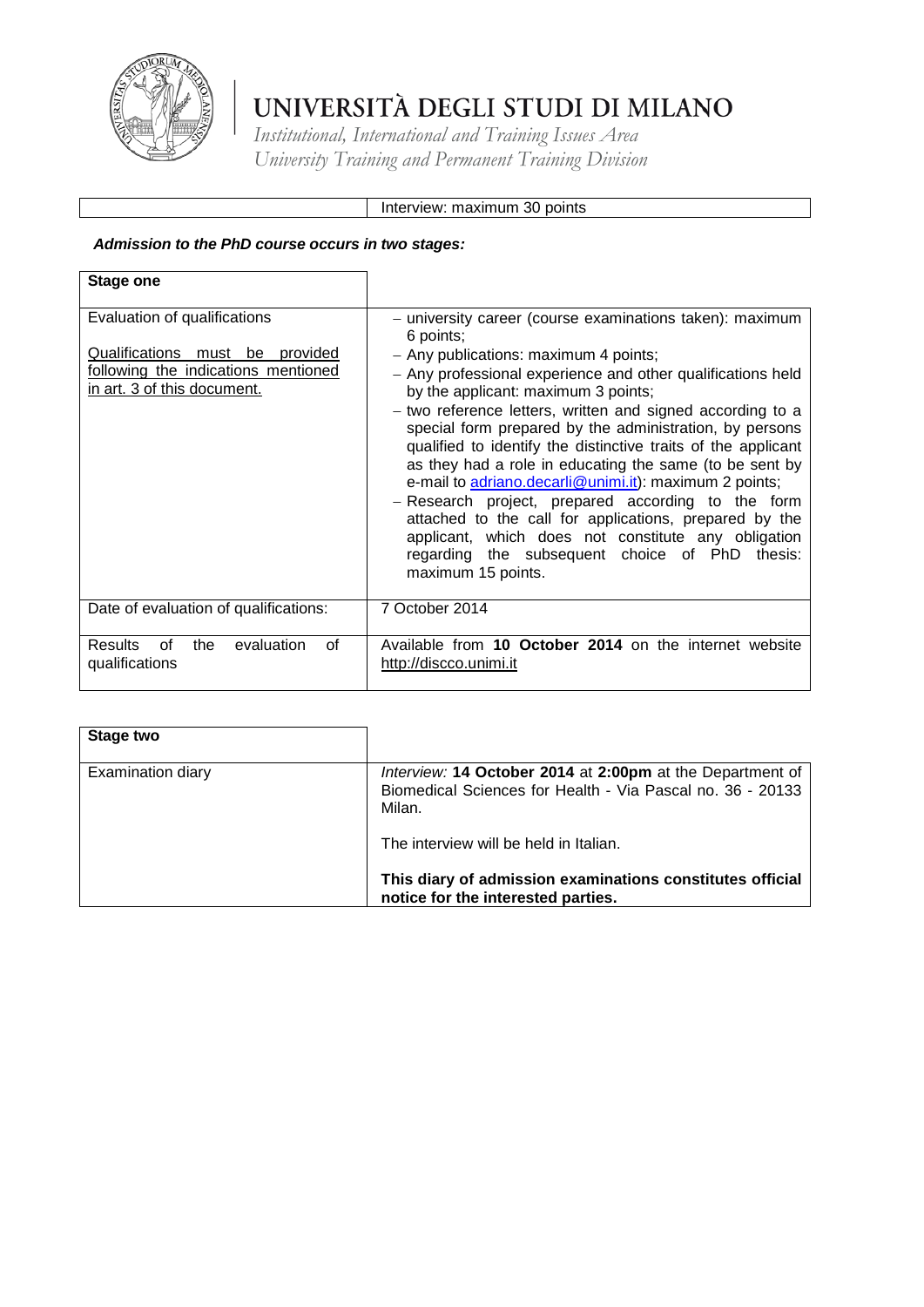| | Interview: maximum 30 points |
|---|---|

***Admission to the PhD course occurs in two stages:***

| **Stage one** | |
|---|---|
| Evaluation of qualifications<br><br><u>Qualifications must be provided following the indications mentioned in art. 3 of this document.</u> | – university career (course examinations taken): maximum 6 points;<br>– Any publications: maximum 4 points;<br>– Any professional experience and other qualifications held by the applicant: maximum 3 points;<br>– two reference letters, written and signed according to a special form prepared by the administration, by persons qualified to identify the distinctive traits of the applicant as they had a role in educating the same (to be sent by e-mail to adriano.decarli@unimi.it): maximum 2 points;<br>– Research project, prepared according to the form attached to the call for applications, prepared by the applicant, which does not constitute any obligation regarding the subsequent choice of PhD thesis: maximum 15 points. |
| Date of evaluation of qualifications: | 7 October 2014 |
| Results of the evaluation of qualifications | Available from **10 October 2014** on the internet website http://discco.unimi.it |

| **Stage two** | |
|---|---|
| Examination diary | *Interview:* **14 October 2014** at **2:00pm** at the Department of Biomedical Sciences for Health - Via Pascal no. 36 - 20133 Milan.<br><br>The interview will be held in Italian.<br><br>**This diary of admission examinations constitutes official notice for the interested parties.** |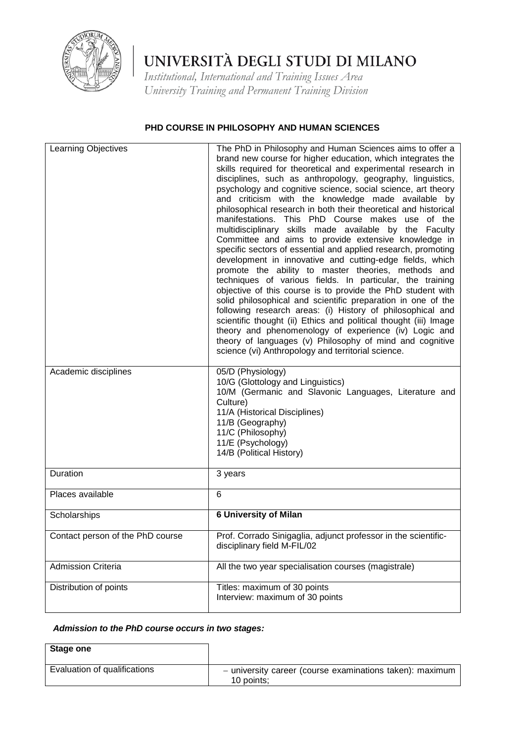# PHD COURSE IN PHILOSOPHY AND HUMAN SCIENCES

| | |
|---|---|
| Learning Objectives | The PhD in Philosophy and Human Sciences aims to offer a brand new course for higher education, which integrates the skills required for theoretical and experimental research in disciplines, such as anthropology, geography, linguistics, psychology and cognitive science, social science, art theory and criticism with the knowledge made available by philosophical research in both their theoretical and historical manifestations. This PhD Course makes use of the multidisciplinary skills made available by the Faculty Committee and aims to provide extensive knowledge in specific sectors of essential and applied research, promoting development in innovative and cutting-edge fields, which promote the ability to master theories, methods and techniques of various fields. In particular, the training objective of this course is to provide the PhD student with solid philosophical and scientific preparation in one of the following research areas: (i) History of philosophical and scientific thought (ii) Ethics and political thought (iii) Image theory and phenomenology of experience (iv) Logic and theory of languages (v) Philosophy of mind and cognitive science (vi) Anthropology and territorial science. |
| Academic disciplines | 05/D (Physiology)<br>10/G (Glottology and Linguistics)<br>10/M (Germanic and Slavonic Languages, Literature and Culture)<br>11/A (Historical Disciplines)<br>11/B (Geography)<br>11/C (Philosophy)<br>11/E (Psychology)<br>14/B (Political History) |
| Duration | 3 years |
| Places available | 6 |
| Scholarships | **6 University of Milan** |
| Contact person of the PhD course | Prof. Corrado Sinigaglia, adjunct professor in the scientific-disciplinary field M-FIL/02 |
| Admission Criteria | All the two year specialisation courses (magistrale) |
| Distribution of points | Titles: maximum of 30 points<br>Interview: maximum of 30 points |

***Admission to the PhD course occurs in two stages:***

| **Stage one** | |
|---|---|
| Evaluation of qualifications | – university career (course examinations taken): maximum 10 points; |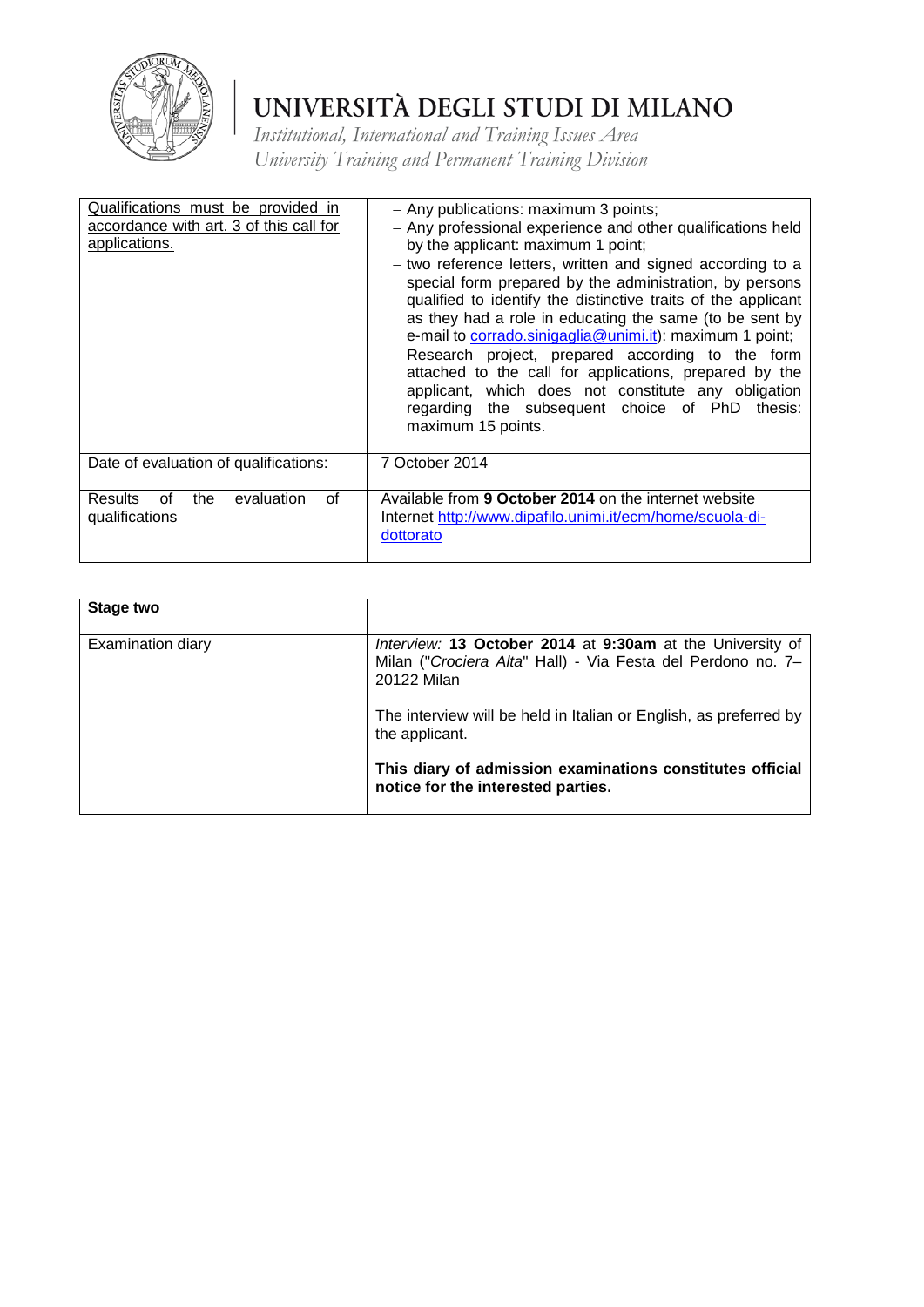| Qualifications must be provided in accordance with art. 3 of this call for applications. | – Any publications: maximum 3 points;<br>– Any professional experience and other qualifications held by the applicant: maximum 1 point;<br>– two reference letters, written and signed according to a special form prepared by the administration, by persons qualified to identify the distinctive traits of the applicant as they had a role in educating the same (to be sent by e-mail to corrado.sinigaglia@unimi.it): maximum 1 point;<br>– Research project, prepared according to the form attached to the call for applications, prepared by the applicant, which does not constitute any obligation regarding the subsequent choice of PhD thesis: maximum 15 points. |
|---|---|
| Date of evaluation of qualifications: | 7 October 2014 |
| Results of the evaluation of qualifications | Available from **9 October 2014** on the internet website Internet http://www.dipafilo.unimi.it/ecm/home/scuola-di-dottorato |

| **Stage two** | |
|---|---|
| Examination diary | *Interview:* **13 October 2014** at **9:30am** at the University of Milan ("*Crociera Alta*" Hall) - Via Festa del Perdono no. 7– 20122 Milan<br><br>The interview will be held in Italian or English, as preferred by the applicant.<br><br>**This diary of admission examinations constitutes official notice for the interested parties.** |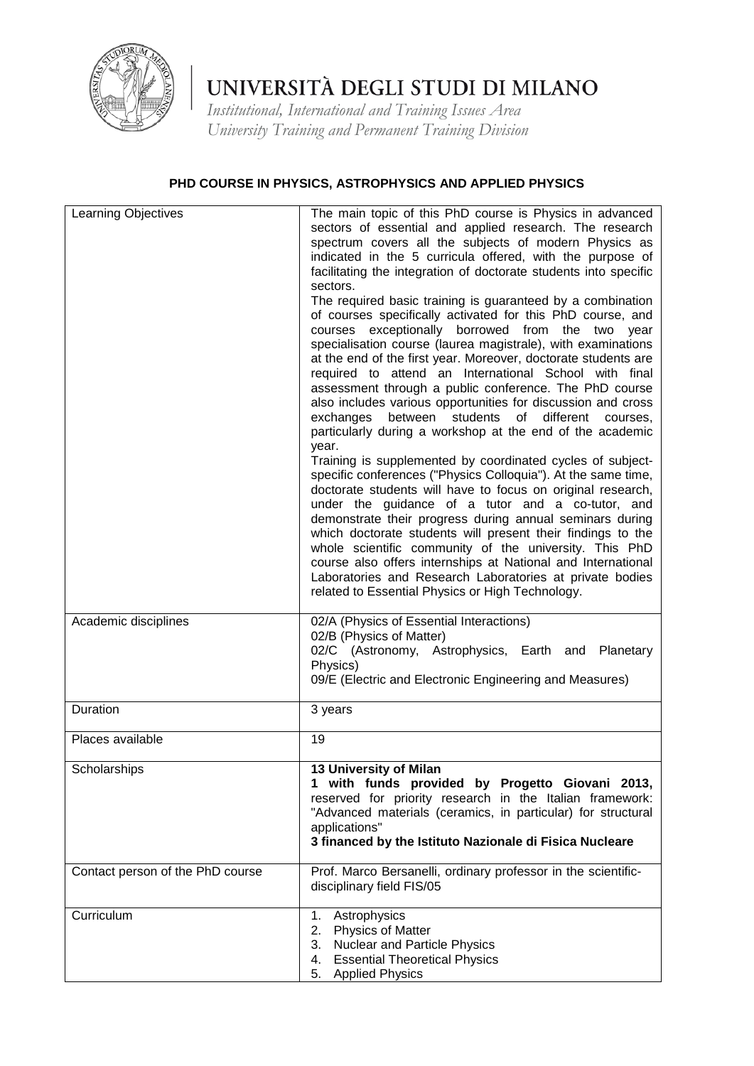# UNIVERSITÀ DEGLI STUDI DI MILANO

*Institutional, International and Training Issues Area*
*University Training and Permanent Training Division*

## PHD COURSE IN PHYSICS, ASTROPHYSICS AND APPLIED PHYSICS

| | |
|---|---|
| Learning Objectives | The main topic of this PhD course is Physics in advanced sectors of essential and applied research. The research spectrum covers all the subjects of modern Physics as indicated in the 5 curricula offered, with the purpose of facilitating the integration of doctorate students into specific sectors.<br>The required basic training is guaranteed by a combination of courses specifically activated for this PhD course, and courses exceptionally borrowed from the two year specialisation course (laurea magistrale), with examinations at the end of the first year. Moreover, doctorate students are required to attend an International School with final assessment through a public conference. The PhD course also includes various opportunities for discussion and cross exchanges between students of different courses, particularly during a workshop at the end of the academic year.<br>Training is supplemented by coordinated cycles of subject-specific conferences ("Physics Colloquia"). At the same time, doctorate students will have to focus on original research, under the guidance of a tutor and a co-tutor, and demonstrate their progress during annual seminars during which doctorate students will present their findings to the whole scientific community of the university. This PhD course also offers internships at National and International Laboratories and Research Laboratories at private bodies related to Essential Physics or High Technology. |
| Academic disciplines | 02/A (Physics of Essential Interactions)<br>02/B (Physics of Matter)<br>02/C (Astronomy, Astrophysics, Earth and Planetary Physics)<br>09/E (Electric and Electronic Engineering and Measures) |
| Duration | 3 years |
| Places available | 19 |
| Scholarships | **13 University of Milan**<br>**1 with funds provided by Progetto Giovani 2013,** reserved for priority research in the Italian framework: "Advanced materials (ceramics, in particular) for structural applications"<br>**3 financed by the Istituto Nazionale di Fisica Nucleare** |
| Contact person of the PhD course | Prof. Marco Bersanelli, ordinary professor in the scientific-disciplinary field FIS/05 |
| Curriculum | 1. Astrophysics<br>2. Physics of Matter<br>3. Nuclear and Particle Physics<br>4. Essential Theoretical Physics<br>5. Applied Physics |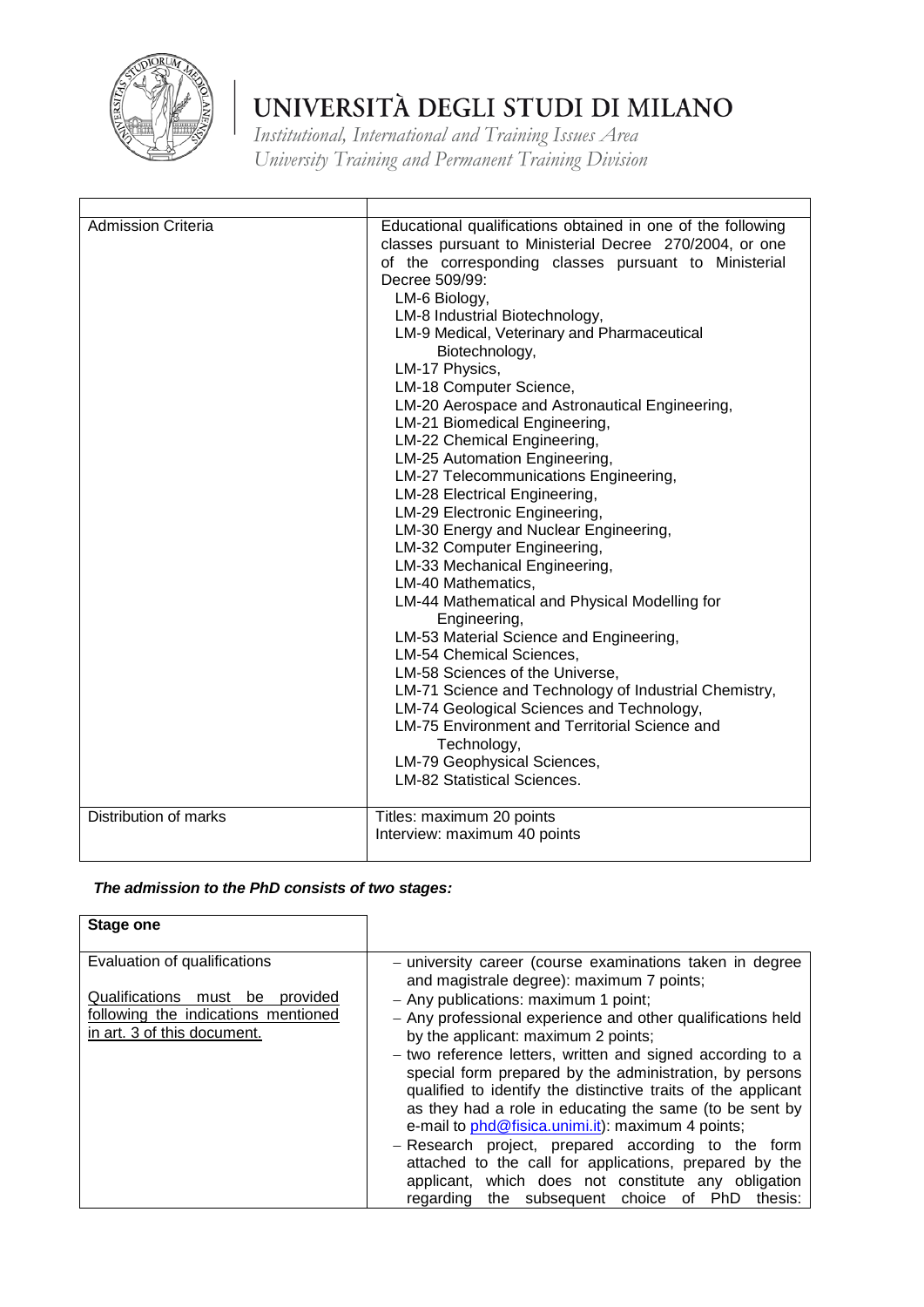| | |
|---|---|
| Admission Criteria | Educational qualifications obtained in one of the following classes pursuant to Ministerial Decree 270/2004, or one of the corresponding classes pursuant to Ministerial Decree 509/99:<br>LM-6 Biology,<br>LM-8 Industrial Biotechnology,<br>LM-9 Medical, Veterinary and Pharmaceutical Biotechnology,<br>LM-17 Physics,<br>LM-18 Computer Science,<br>LM-20 Aerospace and Astronautical Engineering,<br>LM-21 Biomedical Engineering,<br>LM-22 Chemical Engineering,<br>LM-25 Automation Engineering,<br>LM-27 Telecommunications Engineering,<br>LM-28 Electrical Engineering,<br>LM-29 Electronic Engineering,<br>LM-30 Energy and Nuclear Engineering,<br>LM-32 Computer Engineering,<br>LM-33 Mechanical Engineering,<br>LM-40 Mathematics,<br>LM-44 Mathematical and Physical Modelling for Engineering,<br>LM-53 Material Science and Engineering,<br>LM-54 Chemical Sciences,<br>LM-58 Sciences of the Universe,<br>LM-71 Science and Technology of Industrial Chemistry,<br>LM-74 Geological Sciences and Technology,<br>LM-75 Environment and Territorial Science and Technology,<br>LM-79 Geophysical Sciences,<br>LM-82 Statistical Sciences. |
| Distribution of marks | Titles: maximum 20 points<br>Interview: maximum 40 points |

***The admission to the PhD consists of two stages:***

| **Stage one** | |
|---|---|
| Evaluation of qualifications<br><br><u>Qualifications must be provided following the indications mentioned in art. 3 of this document.</u> | – university career (course examinations taken in degree and magistrale degree): maximum 7 points;<br>– Any publications: maximum 1 point;<br>– Any professional experience and other qualifications held by the applicant: maximum 2 points;<br>– two reference letters, written and signed according to a special form prepared by the administration, by persons qualified to identify the distinctive traits of the applicant as they had a role in educating the same (to be sent by e-mail to phd@fisica.unimi.it): maximum 4 points;<br>– Research project, prepared according to the form attached to the call for applications, prepared by the applicant, which does not constitute any obligation regarding the subsequent choice of PhD thesis: |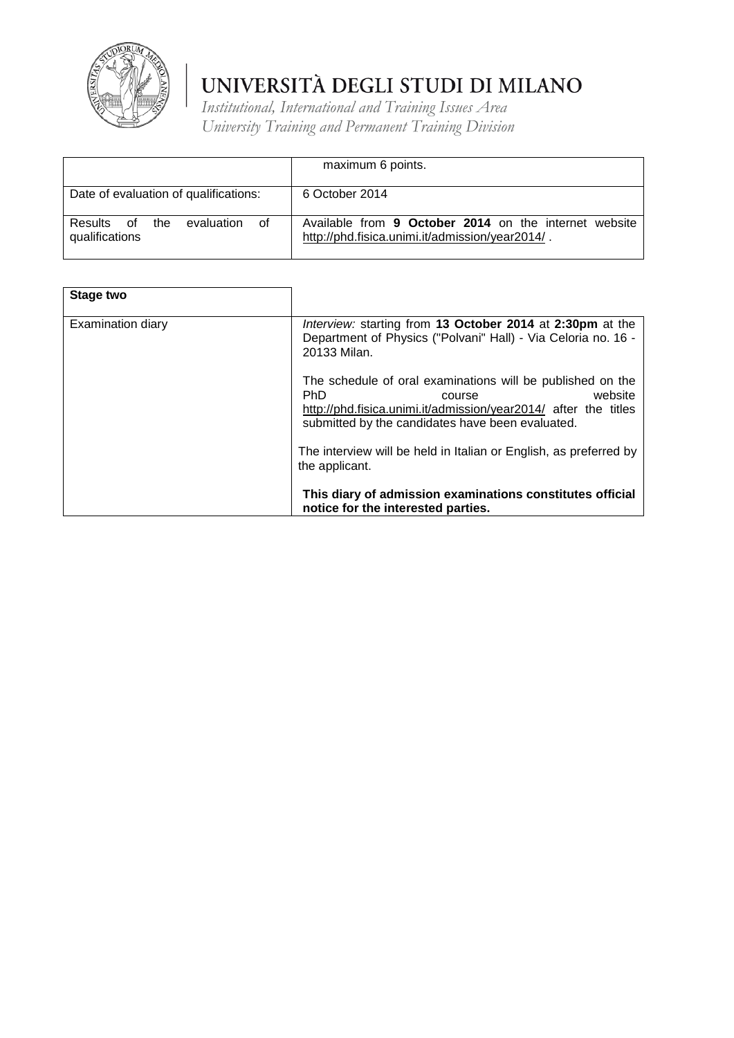| | |
|---|---|
| | maximum 6 points. |
| Date of evaluation of qualifications: | 6 October 2014 |
| Results of the evaluation of qualifications | Available from **9 October 2014** on the internet website http://phd.fisica.unimi.it/admission/year2014/ . |

| **Stage two** | |
|---|---|
| Examination diary | *Interview:* starting from **13 October 2014** at **2:30pm** at the Department of Physics ("Polvani" Hall) - Via Celoria no. 16 - 20133 Milan.<br><br>The schedule of oral examinations will be published on the PhD course website http://phd.fisica.unimi.it/admission/year2014/ after the titles submitted by the candidates have been evaluated.<br><br>The interview will be held in Italian or English, as preferred by the applicant.<br><br>**This diary of admission examinations constitutes official notice for the interested parties.** |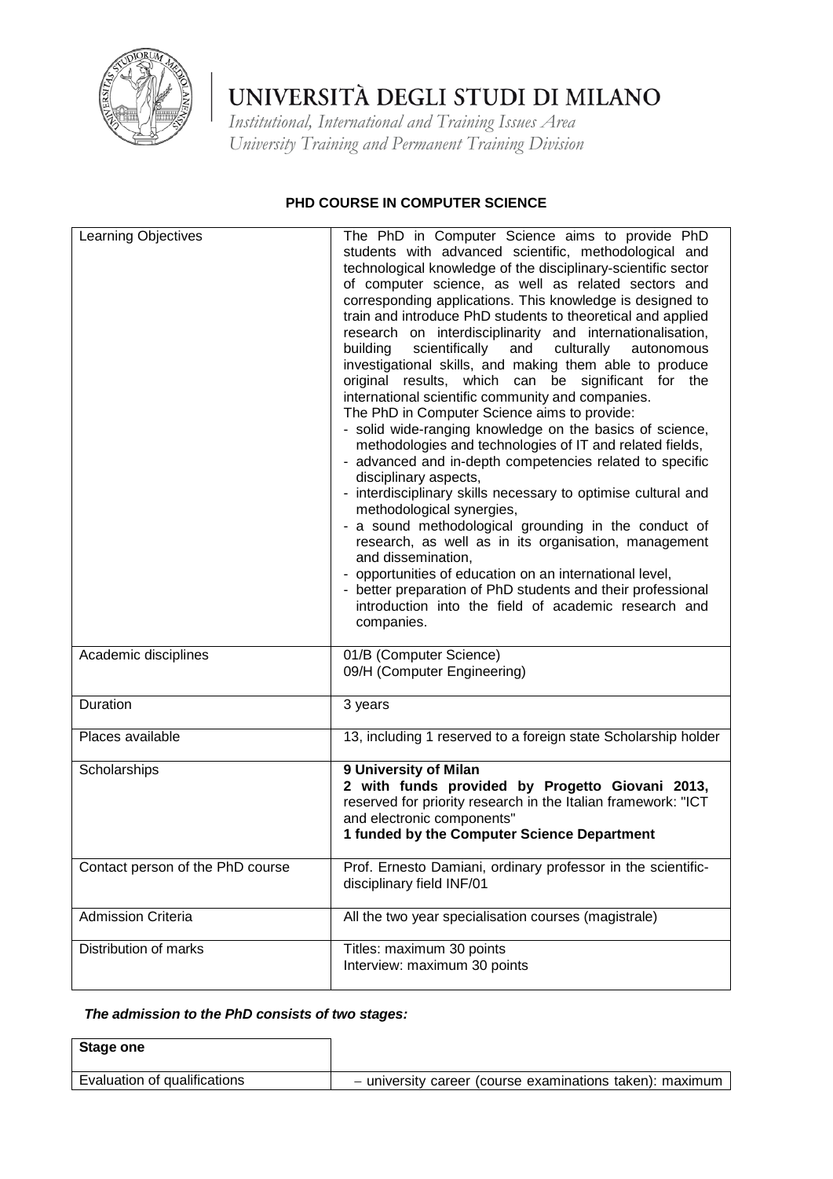# UNIVERSITÀ DEGLI STUDI DI MILANO

*Institutional, International and Training Issues Area*
*University Training and Permanent Training Division*

## PHD COURSE IN COMPUTER SCIENCE

| | |
|---|---|
| Learning Objectives | The PhD in Computer Science aims to provide PhD students with advanced scientific, methodological and technological knowledge of the disciplinary-scientific sector of computer science, as well as related sectors and corresponding applications. This knowledge is designed to train and introduce PhD students to theoretical and applied research on interdisciplinarity and internationalisation, building scientifically and culturally autonomous investigational skills, and making them able to produce original results, which can be significant for the international scientific community and companies.<br>The PhD in Computer Science aims to provide:<br>- solid wide-ranging knowledge on the basics of science, methodologies and technologies of IT and related fields,<br>- advanced and in-depth competencies related to specific disciplinary aspects,<br>- interdisciplinary skills necessary to optimise cultural and methodological synergies,<br>- a sound methodological grounding in the conduct of research, as well as in its organisation, management and dissemination,<br>- opportunities of education on an international level,<br>- better preparation of PhD students and their professional introduction into the field of academic research and companies. |
| Academic disciplines | 01/B (Computer Science)<br>09/H (Computer Engineering) |
| Duration | 3 years |
| Places available | 13, including 1 reserved to a foreign state Scholarship holder |
| Scholarships | **9 University of Milan**<br>**2 with funds provided by Progetto Giovani 2013,** reserved for priority research in the Italian framework: "ICT and electronic components"<br>**1 funded by the Computer Science Department** |
| Contact person of the PhD course | Prof. Ernesto Damiani, ordinary professor in the scientific-disciplinary field INF/01 |
| Admission Criteria | All the two year specialisation courses (magistrale) |
| Distribution of marks | Titles: maximum 30 points<br>Interview: maximum 30 points |

***The admission to the PhD consists of two stages:***

| **Stage one** | |
|---|---|
| Evaluation of qualifications | – university career (course examinations taken): maximum |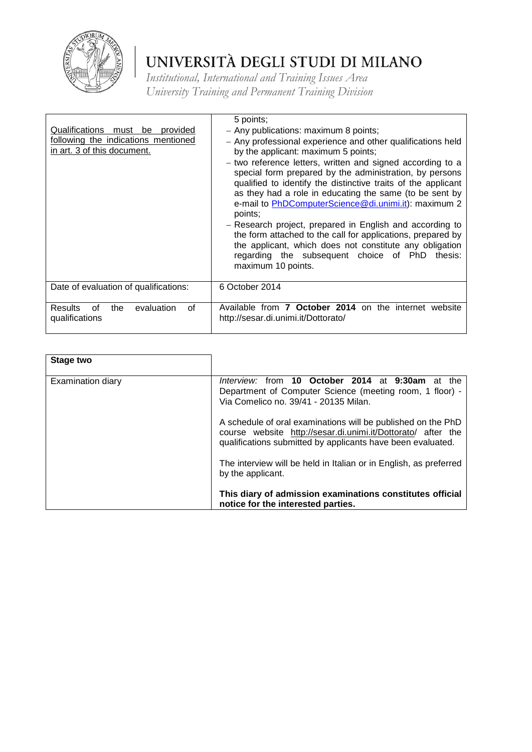| | |
|---|---|
| Qualifications must be provided following the indications mentioned in art. 3 of this document. | 5 points;<br>– Any publications: maximum 8 points;<br>– Any professional experience and other qualifications held by the applicant: maximum 5 points;<br>– two reference letters, written and signed according to a special form prepared by the administration, by persons qualified to identify the distinctive traits of the applicant as they had a role in educating the same (to be sent by e-mail to PhDComputerScience@di.unimi.it): maximum 2 points;<br>– Research project, prepared in English and according to the form attached to the call for applications, prepared by the applicant, which does not constitute any obligation regarding the subsequent choice of PhD thesis: maximum 10 points. |
| Date of evaluation of qualifications: | 6 October 2014 |
| Results of the evaluation of qualifications | Available from **7 October 2014** on the internet website http://sesar.di.unimi.it/Dottorato/ |

| **Stage two** | |
|---|---|
| Examination diary | *Interview:* from **10 October 2014** at **9:30am** at the Department of Computer Science (meeting room, 1 floor) - Via Comelico no. 39/41 - 20135 Milan.<br><br>A schedule of oral examinations will be published on the PhD course website http://sesar.di.unimi.it/Dottorato/ after the qualifications submitted by applicants have been evaluated.<br><br>The interview will be held in Italian or in English, as preferred by the applicant.<br><br>**This diary of admission examinations constitutes official notice for the interested parties.** |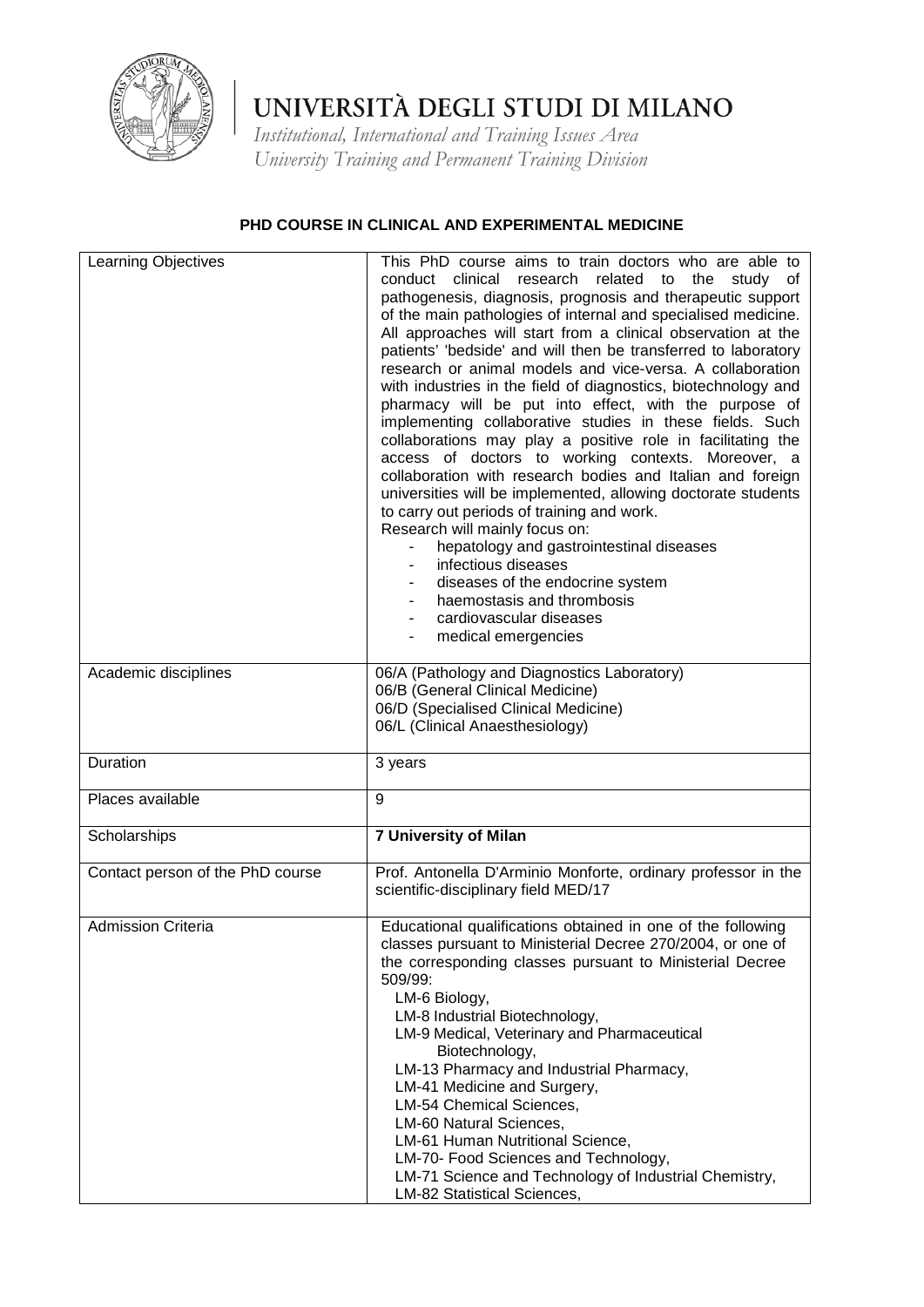# UNIVERSITÀ DEGLI STUDI DI MILANO

*Institutional, International and Training Issues Area*
*University Training and Permanent Training Division*

## PHD COURSE IN CLINICAL AND EXPERIMENTAL MEDICINE

| | |
|---|---|
| Learning Objectives | This PhD course aims to train doctors who are able to conduct clinical research related to the study of pathogenesis, diagnosis, prognosis and therapeutic support of the main pathologies of internal and specialised medicine. All approaches will start from a clinical observation at the patients' 'bedside' and will then be transferred to laboratory research or animal models and vice-versa. A collaboration with industries in the field of diagnostics, biotechnology and pharmacy will be put into effect, with the purpose of implementing collaborative studies in these fields. Such collaborations may play a positive role in facilitating the access of doctors to working contexts. Moreover, a collaboration with research bodies and Italian and foreign universities will be implemented, allowing doctorate students to carry out periods of training and work.<br>Research will mainly focus on:<br>- hepatology and gastrointestinal diseases<br>- infectious diseases<br>- diseases of the endocrine system<br>- haemostasis and thrombosis<br>- cardiovascular diseases<br>- medical emergencies |
| Academic disciplines | 06/A (Pathology and Diagnostics Laboratory)<br>06/B (General Clinical Medicine)<br>06/D (Specialised Clinical Medicine)<br>06/L (Clinical Anaesthesiology) |
| Duration | 3 years |
| Places available | 9 |
| Scholarships | **7 University of Milan** |
| Contact person of the PhD course | Prof. Antonella D'Arminio Monforte, ordinary professor in the scientific-disciplinary field MED/17 |
| Admission Criteria | Educational qualifications obtained in one of the following classes pursuant to Ministerial Decree 270/2004, or one of the corresponding classes pursuant to Ministerial Decree 509/99:<br>LM-6 Biology,<br>LM-8 Industrial Biotechnology,<br>LM-9 Medical, Veterinary and Pharmaceutical Biotechnology,<br>LM-13 Pharmacy and Industrial Pharmacy,<br>LM-41 Medicine and Surgery,<br>LM-54 Chemical Sciences,<br>LM-60 Natural Sciences,<br>LM-61 Human Nutritional Science,<br>LM-70- Food Sciences and Technology,<br>LM-71 Science and Technology of Industrial Chemistry,<br>LM-82 Statistical Sciences, |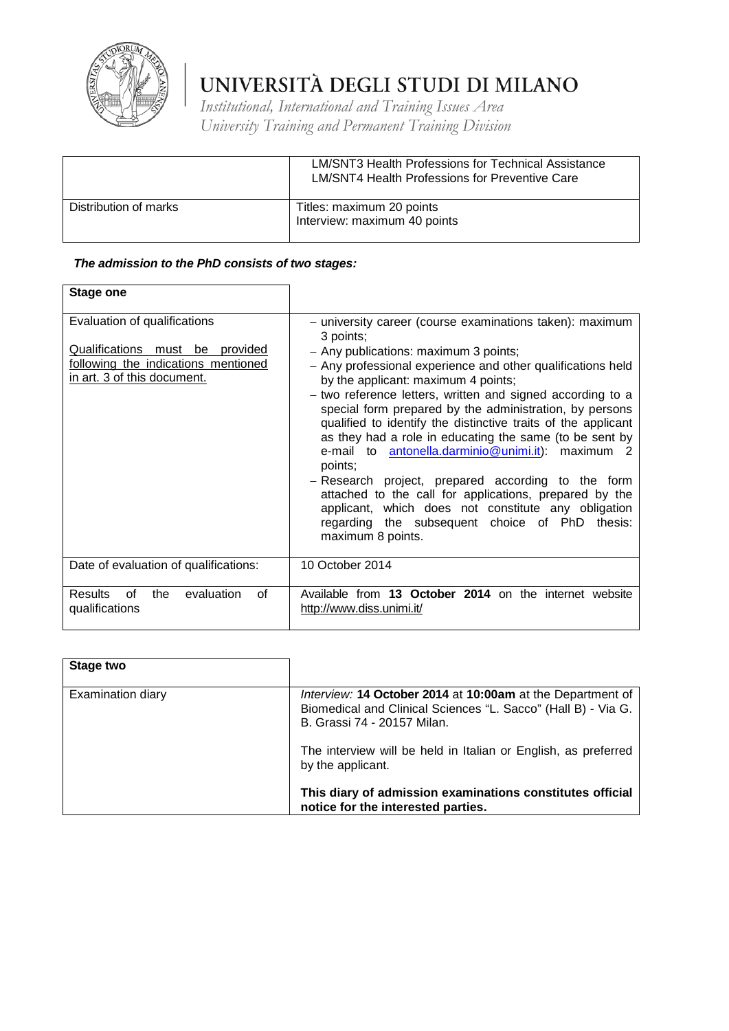| | LM/SNT3 Health Professions for Technical Assistance<br>LM/SNT4 Health Professions for Preventive Care |
|---|---|
| Distribution of marks | Titles: maximum 20 points<br>Interview: maximum 40 points |

***The admission to the PhD consists of two stages:***

| **Stage one** | |
|---|---|
| Evaluation of qualifications<br><br>Qualifications must be provided following the indications mentioned in art. 3 of this document. | – university career (course examinations taken): maximum 3 points;<br>– Any publications: maximum 3 points;<br>– Any professional experience and other qualifications held by the applicant: maximum 4 points;<br>– two reference letters, written and signed according to a special form prepared by the administration, by persons qualified to identify the distinctive traits of the applicant as they had a role in educating the same (to be sent by e-mail to antonella.darminio@unimi.it): maximum 2 points;<br>– Research project, prepared according to the form attached to the call for applications, prepared by the applicant, which does not constitute any obligation regarding the subsequent choice of PhD thesis: maximum 8 points. |
| Date of evaluation of qualifications: | 10 October 2014 |
| Results of the evaluation of qualifications | Available from **13 October 2014** on the internet website http://www.diss.unimi.it/ |

| **Stage two** | |
|---|---|
| Examination diary | *Interview:* **14 October 2014** at **10:00am** at the Department of Biomedical and Clinical Sciences "L. Sacco" (Hall B) - Via G. B. Grassi 74 - 20157 Milan.<br><br>The interview will be held in Italian or English, as preferred by the applicant.<br><br>**This diary of admission examinations constitutes official notice for the interested parties.** |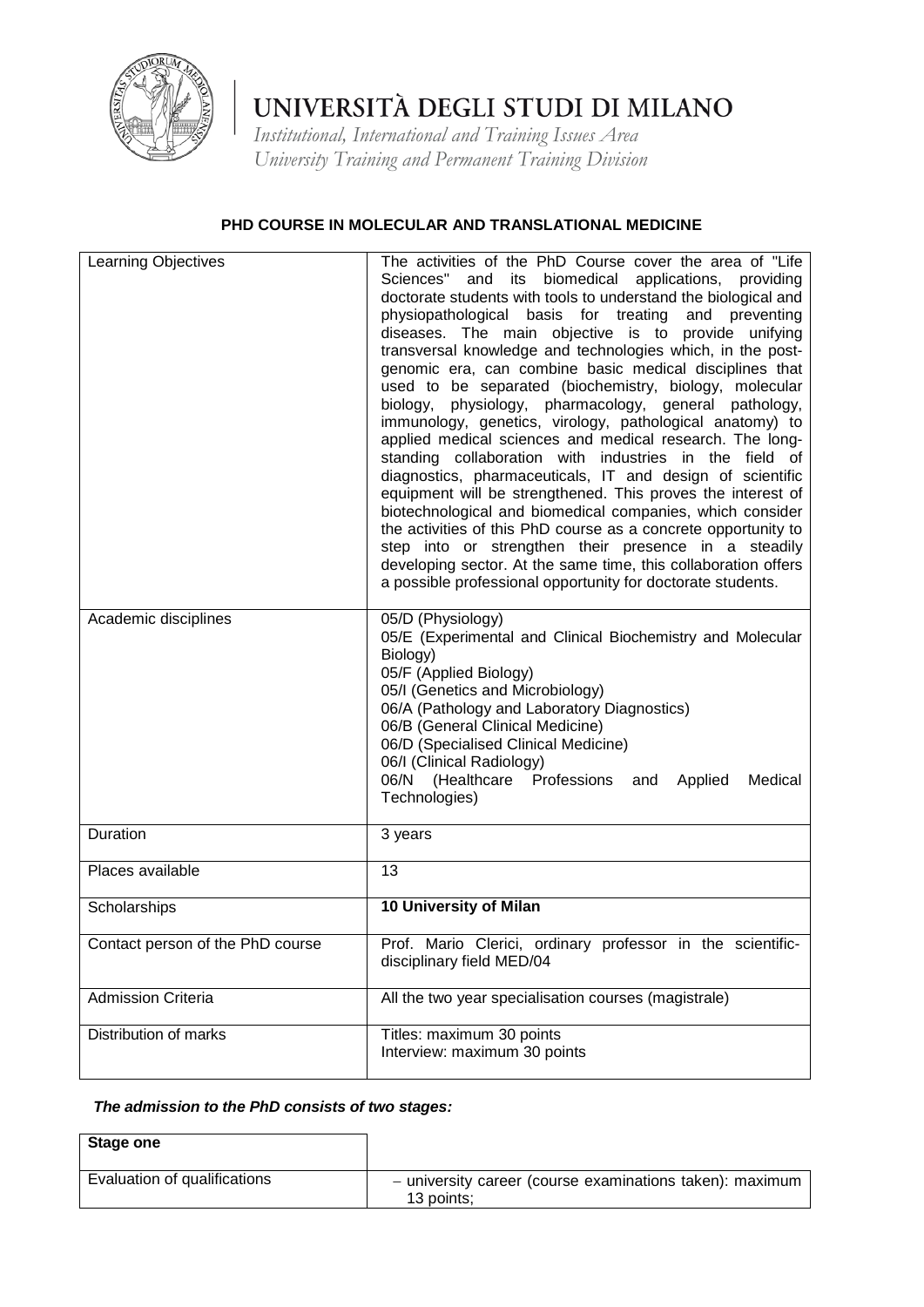# UNIVERSITÀ DEGLI STUDI DI MILANO

*Institutional, International and Training Issues Area*
*University Training and Permanent Training Division*

## PHD COURSE IN MOLECULAR AND TRANSLATIONAL MEDICINE

| | |
|---|---|
| Learning Objectives | The activities of the PhD Course cover the area of "Life Sciences" and its biomedical applications, providing doctorate students with tools to understand the biological and physiopathological basis for treating and preventing diseases. The main objective is to provide unifying transversal knowledge and technologies which, in the post-genomic era, can combine basic medical disciplines that used to be separated (biochemistry, biology, molecular biology, physiology, pharmacology, general pathology, immunology, genetics, virology, pathological anatomy) to applied medical sciences and medical research. The long-standing collaboration with industries in the field of diagnostics, pharmaceuticals, IT and design of scientific equipment will be strengthened. This proves the interest of biotechnological and biomedical companies, which consider the activities of this PhD course as a concrete opportunity to step into or strengthen their presence in a steadily developing sector. At the same time, this collaboration offers a possible professional opportunity for doctorate students. |
| Academic disciplines | 05/D (Physiology)<br>05/E (Experimental and Clinical Biochemistry and Molecular Biology)<br>05/F (Applied Biology)<br>05/I (Genetics and Microbiology)<br>06/A (Pathology and Laboratory Diagnostics)<br>06/B (General Clinical Medicine)<br>06/D (Specialised Clinical Medicine)<br>06/I (Clinical Radiology)<br>06/N (Healthcare Professions and Applied Medical Technologies) |
| Duration | 3 years |
| Places available | 13 |
| Scholarships | **10 University of Milan** |
| Contact person of the PhD course | Prof. Mario Clerici, ordinary professor in the scientific-disciplinary field MED/04 |
| Admission Criteria | All the two year specialisation courses (magistrale) |
| Distribution of marks | Titles: maximum 30 points<br>Interview: maximum 30 points |

***The admission to the PhD consists of two stages:***

| **Stage one** | |
|---|---|
| Evaluation of qualifications | – university career (course examinations taken): maximum 13 points; |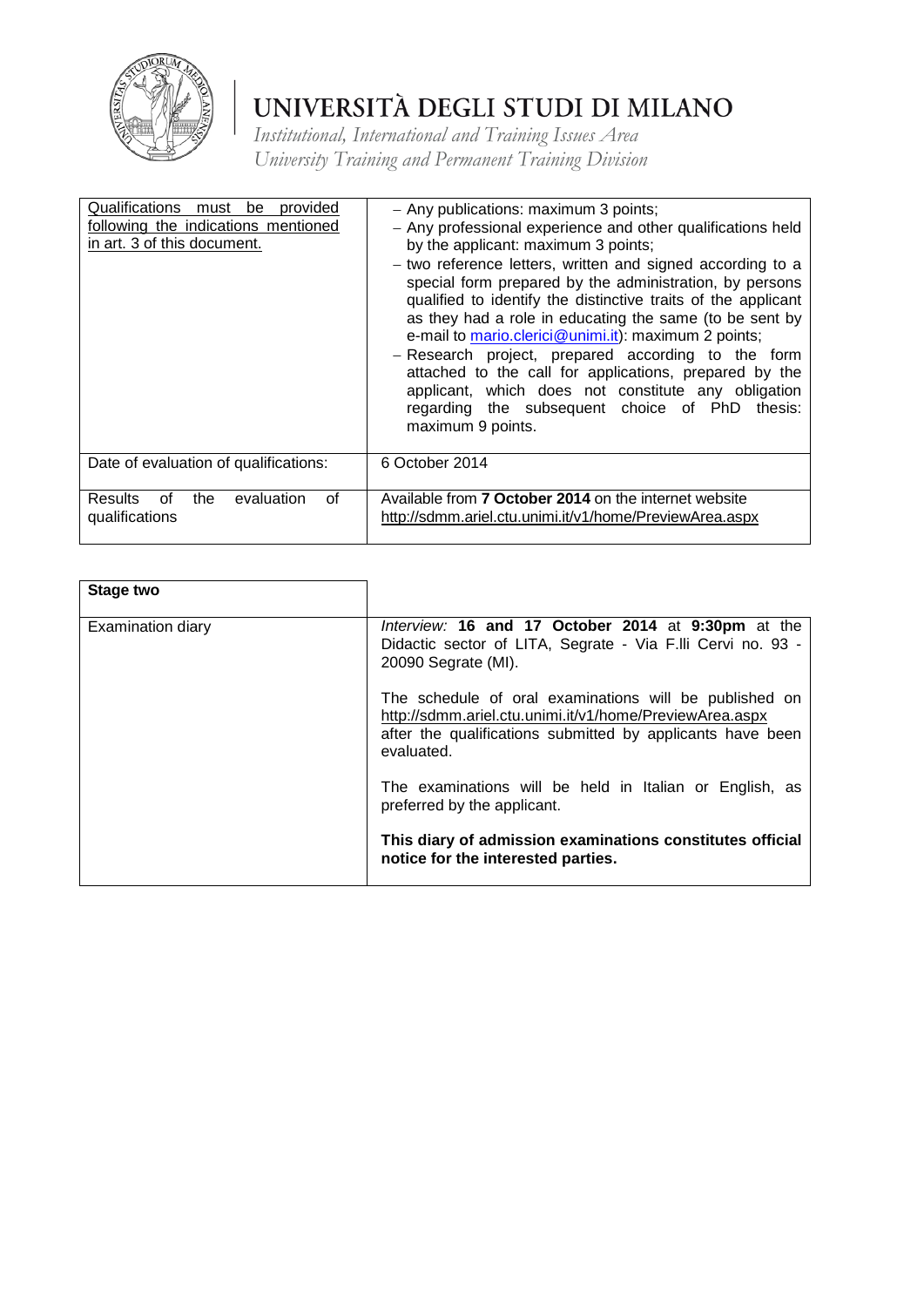| Qualifications must be provided following the indications mentioned in art. 3 of this document. | – Any publications: maximum 3 points;<br>– Any professional experience and other qualifications held by the applicant: maximum 3 points;<br>– two reference letters, written and signed according to a special form prepared by the administration, by persons qualified to identify the distinctive traits of the applicant as they had a role in educating the same (to be sent by e-mail to mario.clerici@unimi.it): maximum 2 points;<br>– Research project, prepared according to the form attached to the call for applications, prepared by the applicant, which does not constitute any obligation regarding the subsequent choice of PhD thesis: maximum 9 points. |
|---|---|
| Date of evaluation of qualifications: | 6 October 2014 |
| Results of the evaluation of qualifications | Available from **7 October 2014** on the internet website http://sdmm.ariel.ctu.unimi.it/v1/home/PreviewArea.aspx |

| **Stage two** | |
|---|---|
| Examination diary | *Interview:* **16 and 17 October 2014** at **9:30pm** at the Didactic sector of LITA, Segrate - Via F.lli Cervi no. 93 - 20090 Segrate (MI).<br><br>The schedule of oral examinations will be published on http://sdmm.ariel.ctu.unimi.it/v1/home/PreviewArea.aspx after the qualifications submitted by applicants have been evaluated.<br><br>The examinations will be held in Italian or English, as preferred by the applicant.<br><br>**This diary of admission examinations constitutes official notice for the interested parties.** |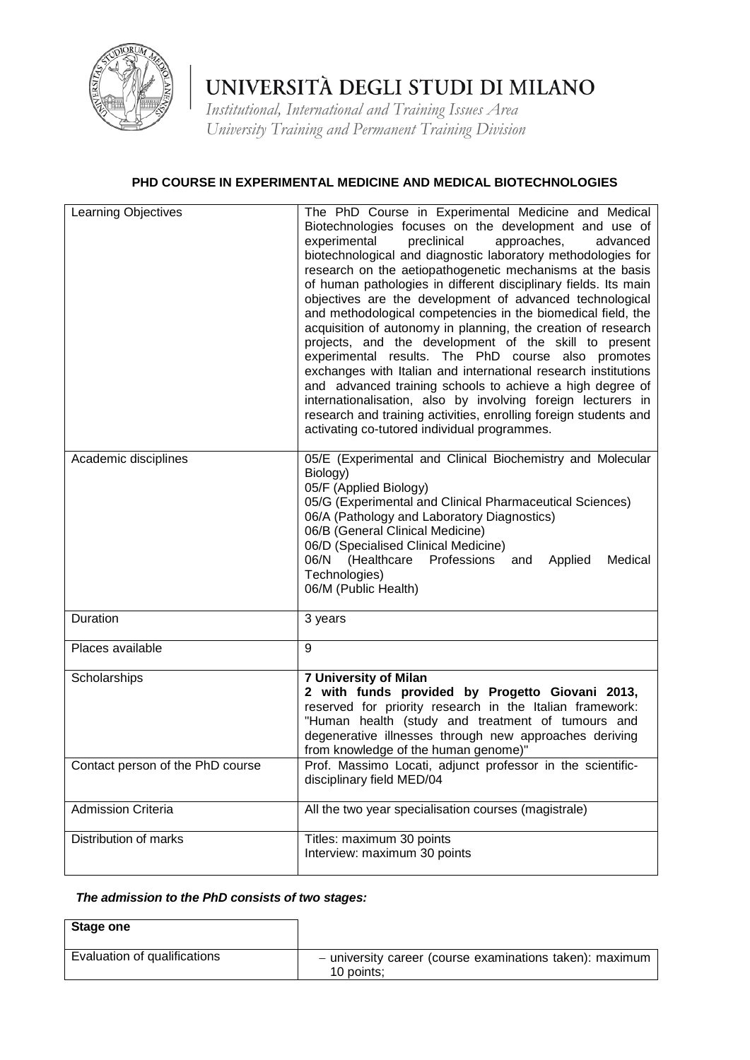# UNIVERSITÀ DEGLI STUDI DI MILANO

*Institutional, International and Training Issues Area*
*University Training and Permanent Training Division*

## PHD COURSE IN EXPERIMENTAL MEDICINE AND MEDICAL BIOTECHNOLOGIES

| | |
|---|---|
| Learning Objectives | The PhD Course in Experimental Medicine and Medical Biotechnologies focuses on the development and use of experimental preclinical approaches, advanced biotechnological and diagnostic laboratory methodologies for research on the aetiopathogenetic mechanisms at the basis of human pathologies in different disciplinary fields. Its main objectives are the development of advanced technological and methodological competencies in the biomedical field, the acquisition of autonomy in planning, the creation of research projects, and the development of the skill to present experimental results. The PhD course also promotes exchanges with Italian and international research institutions and advanced training schools to achieve a high degree of internationalisation, also by involving foreign lecturers in research and training activities, enrolling foreign students and activating co-tutored individual programmes. |
| Academic disciplines | 05/E (Experimental and Clinical Biochemistry and Molecular Biology)<br>05/F (Applied Biology)<br>05/G (Experimental and Clinical Pharmaceutical Sciences)<br>06/A (Pathology and Laboratory Diagnostics)<br>06/B (General Clinical Medicine)<br>06/D (Specialised Clinical Medicine)<br>06/N (Healthcare Professions and Applied Medical Technologies)<br>06/M (Public Health) |
| Duration | 3 years |
| Places available | 9 |
| Scholarships | **7 University of Milan**<br>**2 with funds provided by Progetto Giovani 2013,** reserved for priority research in the Italian framework: "Human health (study and treatment of tumours and degenerative illnesses through new approaches deriving from knowledge of the human genome)" |
| Contact person of the PhD course | Prof. Massimo Locati, adjunct professor in the scientific-disciplinary field MED/04 |
| Admission Criteria | All the two year specialisation courses (magistrale) |
| Distribution of marks | Titles: maximum 30 points<br>Interview: maximum 30 points |

***The admission to the PhD consists of two stages:***

| **Stage one** | |
|---|---|
| Evaluation of qualifications | – university career (course examinations taken): maximum 10 points; |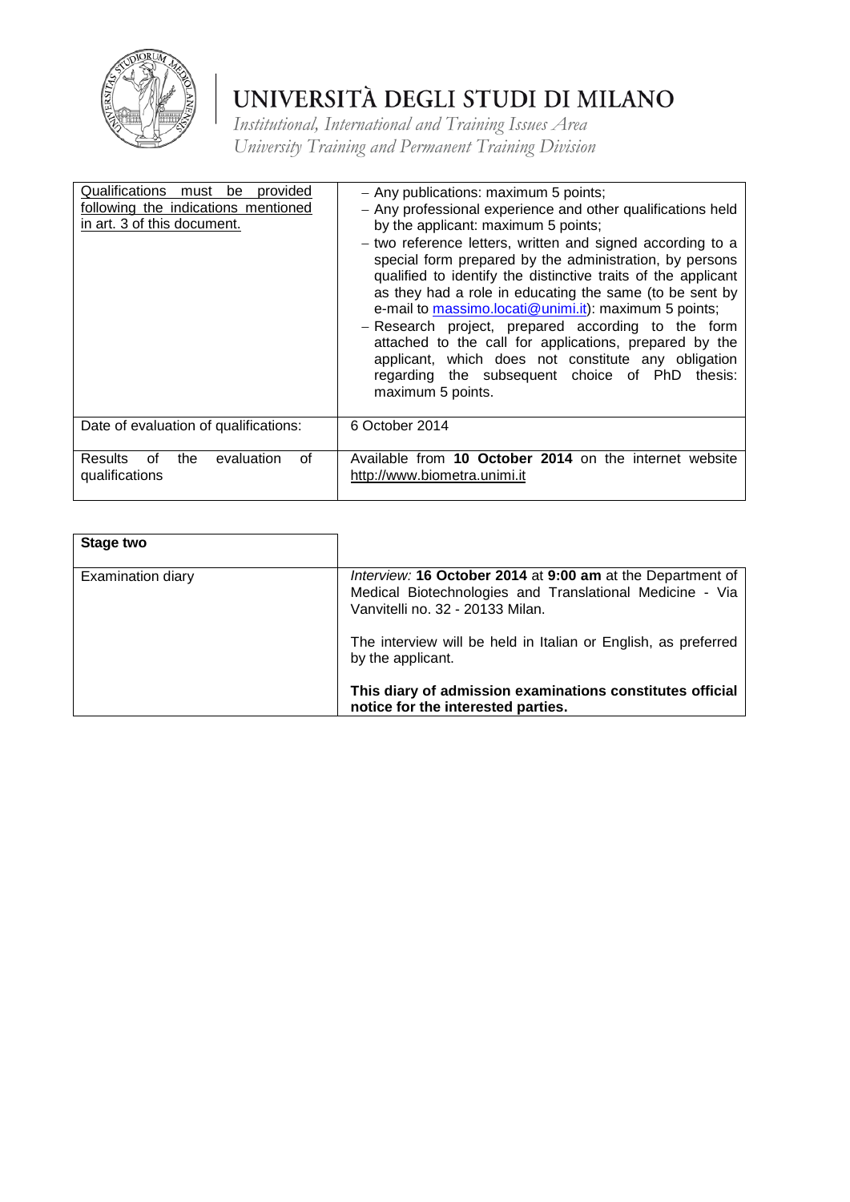| Qualifications must be provided following the indications mentioned in art. 3 of this document. | - Any publications: maximum 5 points;<br>- Any professional experience and other qualifications held by the applicant: maximum 5 points;<br>- two reference letters, written and signed according to a special form prepared by the administration, by persons qualified to identify the distinctive traits of the applicant as they had a role in educating the same (to be sent by e-mail to massimo.locati@unimi.it): maximum 5 points;<br>- Research project, prepared according to the form attached to the call for applications, prepared by the applicant, which does not constitute any obligation regarding the subsequent choice of PhD thesis: maximum 5 points. |
|---|---|
| Date of evaluation of qualifications: | 6 October 2014 |
| Results of the evaluation of qualifications | Available from **10 October 2014** on the internet website http://www.biometra.unimi.it |

| **Stage two** | |
|---|---|
| Examination diary | *Interview:* **16 October 2014** at **9:00 am** at the Department of Medical Biotechnologies and Translational Medicine - Via Vanvitelli no. 32 - 20133 Milan.<br><br>The interview will be held in Italian or English, as preferred by the applicant.<br><br>**This diary of admission examinations constitutes official notice for the interested parties.** |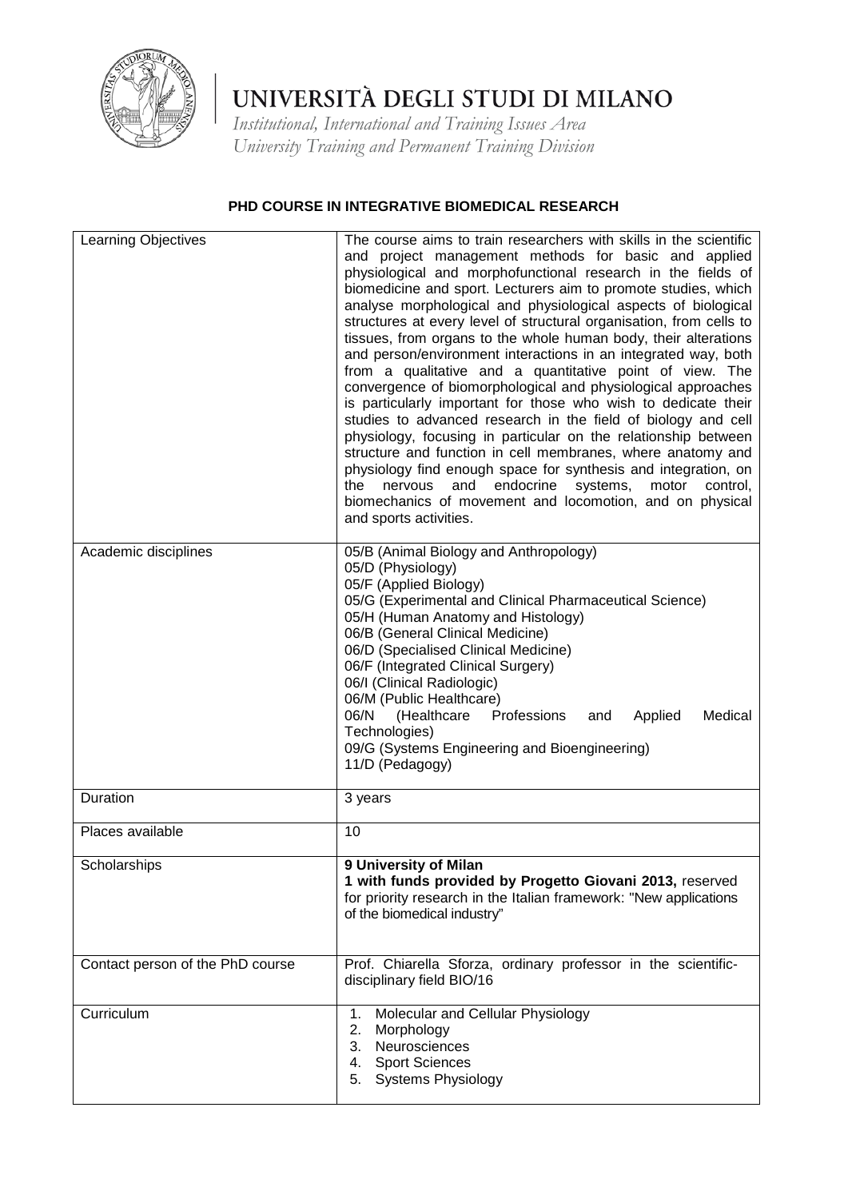# UNIVERSITÀ DEGLI STUDI DI MILANO

*Institutional, International and Training Issues Area*
*University Training and Permanent Training Division*

## PHD COURSE IN INTEGRATIVE BIOMEDICAL RESEARCH

| | |
|---|---|
| Learning Objectives | The course aims to train researchers with skills in the scientific and project management methods for basic and applied physiological and morphofunctional research in the fields of biomedicine and sport. Lecturers aim to promote studies, which analyse morphological and physiological aspects of biological structures at every level of structural organisation, from cells to tissues, from organs to the whole human body, their alterations and person/environment interactions in an integrated way, both from a qualitative and a quantitative point of view. The convergence of biomorphological and physiological approaches is particularly important for those who wish to dedicate their studies to advanced research in the field of biology and cell physiology, focusing in particular on the relationship between structure and function in cell membranes, where anatomy and physiology find enough space for synthesis and integration, on the nervous and endocrine systems, motor control, biomechanics of movement and locomotion, and on physical and sports activities. |
| Academic disciplines | 05/B (Animal Biology and Anthropology)<br>05/D (Physiology)<br>05/F (Applied Biology)<br>05/G (Experimental and Clinical Pharmaceutical Science)<br>05/H (Human Anatomy and Histology)<br>06/B (General Clinical Medicine)<br>06/D (Specialised Clinical Medicine)<br>06/F (Integrated Clinical Surgery)<br>06/I (Clinical Radiologic)<br>06/M (Public Healthcare)<br>06/N (Healthcare Professions and Applied Medical Technologies)<br>09/G (Systems Engineering and Bioengineering)<br>11/D (Pedagogy) |
| Duration | 3 years |
| Places available | 10 |
| Scholarships | **9 University of Milan**<br>**1 with funds provided by Progetto Giovani 2013,** reserved for priority research in the Italian framework: "New applications of the biomedical industry" |
| Contact person of the PhD course | Prof. Chiarella Sforza, ordinary professor in the scientific-disciplinary field BIO/16 |
| Curriculum | 1. Molecular and Cellular Physiology<br>2. Morphology<br>3. Neurosciences<br>4. Sport Sciences<br>5. Systems Physiology |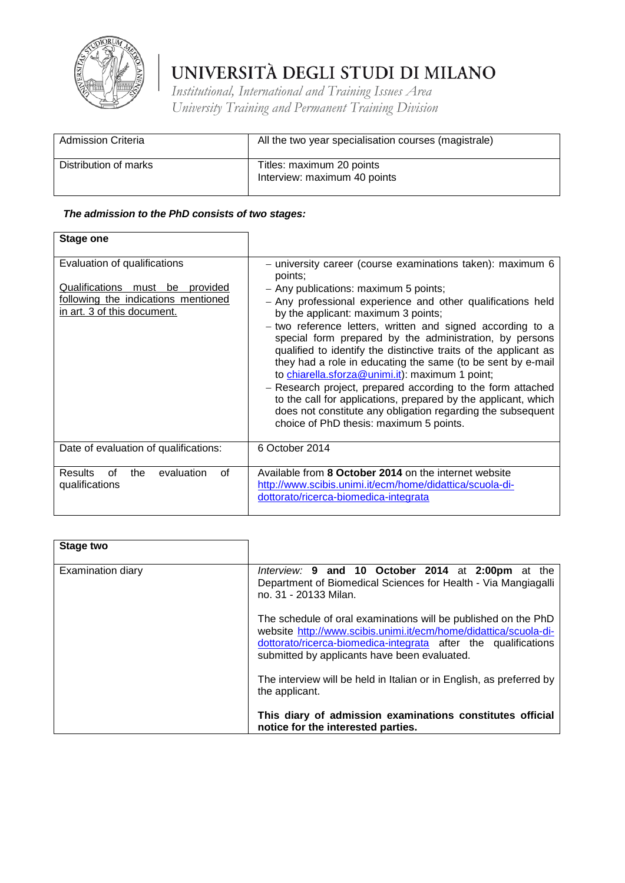| Admission Criteria | All the two year specialisation courses (magistrale) |
|---|---|
| Distribution of marks | Titles: maximum 20 points<br>Interview: maximum 40 points |

***The admission to the PhD consists of two stages:***

| **Stage one** | |
|---|---|
| Evaluation of qualifications<br><br>Qualifications must be provided following the indications mentioned in art. 3 of this document. | – university career (course examinations taken): maximum 6 points;<br>– Any publications: maximum 5 points;<br>– Any professional experience and other qualifications held by the applicant: maximum 3 points;<br>– two reference letters, written and signed according to a special form prepared by the administration, by persons qualified to identify the distinctive traits of the applicant as they had a role in educating the same (to be sent by e-mail to chiarella.sforza@unimi.it): maximum 1 point;<br>– Research project, prepared according to the form attached to the call for applications, prepared by the applicant, which does not constitute any obligation regarding the subsequent choice of PhD thesis: maximum 5 points. |
| Date of evaluation of qualifications: | 6 October 2014 |
| Results of the evaluation of qualifications | Available from **8 October 2014** on the internet website http://www.scibis.unimi.it/ecm/home/didattica/scuola-di-dottorato/ricerca-biomedica-integrata |

| **Stage two** | |
|---|---|
| Examination diary | *Interview:* **9 and 10 October 2014** at **2:00pm** at the Department of Biomedical Sciences for Health - Via Mangiagalli no. 31 - 20133 Milan.<br><br>The schedule of oral examinations will be published on the PhD website http://www.scibis.unimi.it/ecm/home/didattica/scuola-di-dottorato/ricerca-biomedica-integrata after the qualifications submitted by applicants have been evaluated.<br><br>The interview will be held in Italian or in English, as preferred by the applicant.<br><br>**This diary of admission examinations constitutes official notice for the interested parties.** |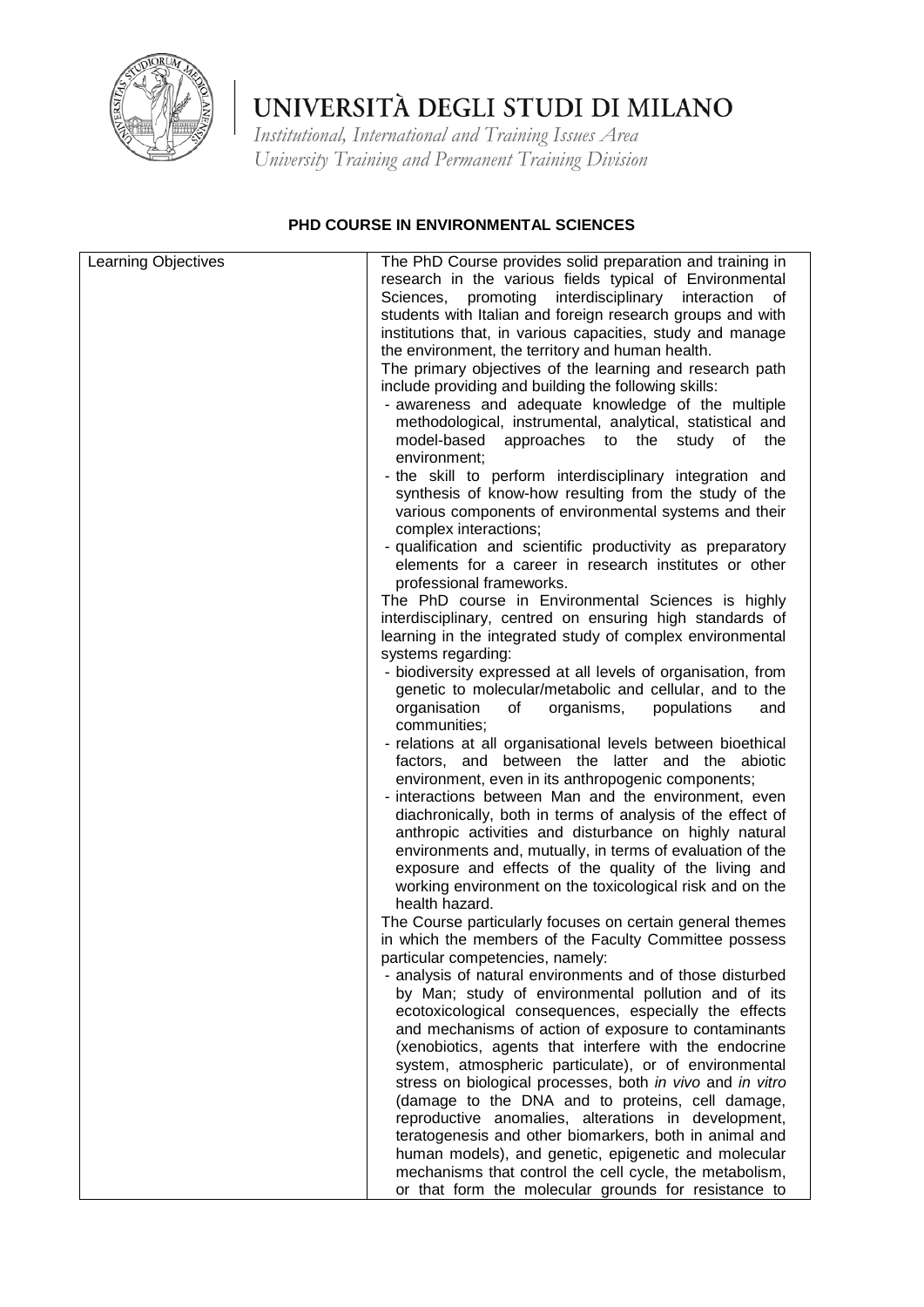# UNIVERSITÀ DEGLI STUDI DI MILANO

*Institutional, International and Training Issues Area*
*University Training and Permanent Training Division*

**PHD COURSE IN ENVIRONMENTAL SCIENCES**

| Learning Objectives | The PhD Course provides solid preparation and training in research in the various fields typical of Environmental Sciences, promoting interdisciplinary interaction of students with Italian and foreign research groups and with institutions that, in various capacities, study and manage the environment, the territory and human health.<br>The primary objectives of the learning and research path include providing and building the following skills:<br>- awareness and adequate knowledge of the multiple methodological, instrumental, analytical, statistical and model-based approaches to the study of the environment;<br>- the skill to perform interdisciplinary integration and synthesis of know-how resulting from the study of the various components of environmental systems and their complex interactions;<br>- qualification and scientific productivity as preparatory elements for a career in research institutes or other professional frameworks.<br>The PhD course in Environmental Sciences is highly interdisciplinary, centred on ensuring high standards of learning in the integrated study of complex environmental systems regarding:<br>- biodiversity expressed at all levels of organisation, from genetic to molecular/metabolic and cellular, and to the organisation of organisms, populations and communities;<br>- relations at all organisational levels between bioethical factors, and between the latter and the abiotic environment, even in its anthropogenic components;<br>- interactions between Man and the environment, even diachronically, both in terms of analysis of the effect of anthropic activities and disturbance on highly natural environments and, mutually, in terms of evaluation of the exposure and effects of the quality of the living and working environment on the toxicological risk and on the health hazard.<br>The Course particularly focuses on certain general themes in which the members of the Faculty Committee possess particular competencies, namely:<br>- analysis of natural environments and of those disturbed by Man; study of environmental pollution and of its ecotoxicological consequences, especially the effects and mechanisms of action of exposure to contaminants (xenobiotics, agents that interfere with the endocrine system, atmospheric particulate), or of environmental stress on biological processes, both *in vivo* and *in vitro* (damage to the DNA and to proteins, cell damage, reproductive anomalies, alterations in development, teratogenesis and other biomarkers, both in animal and human models), and genetic, epigenetic and molecular mechanisms that control the cell cycle, the metabolism, or that form the molecular grounds for resistance to |
|---|---|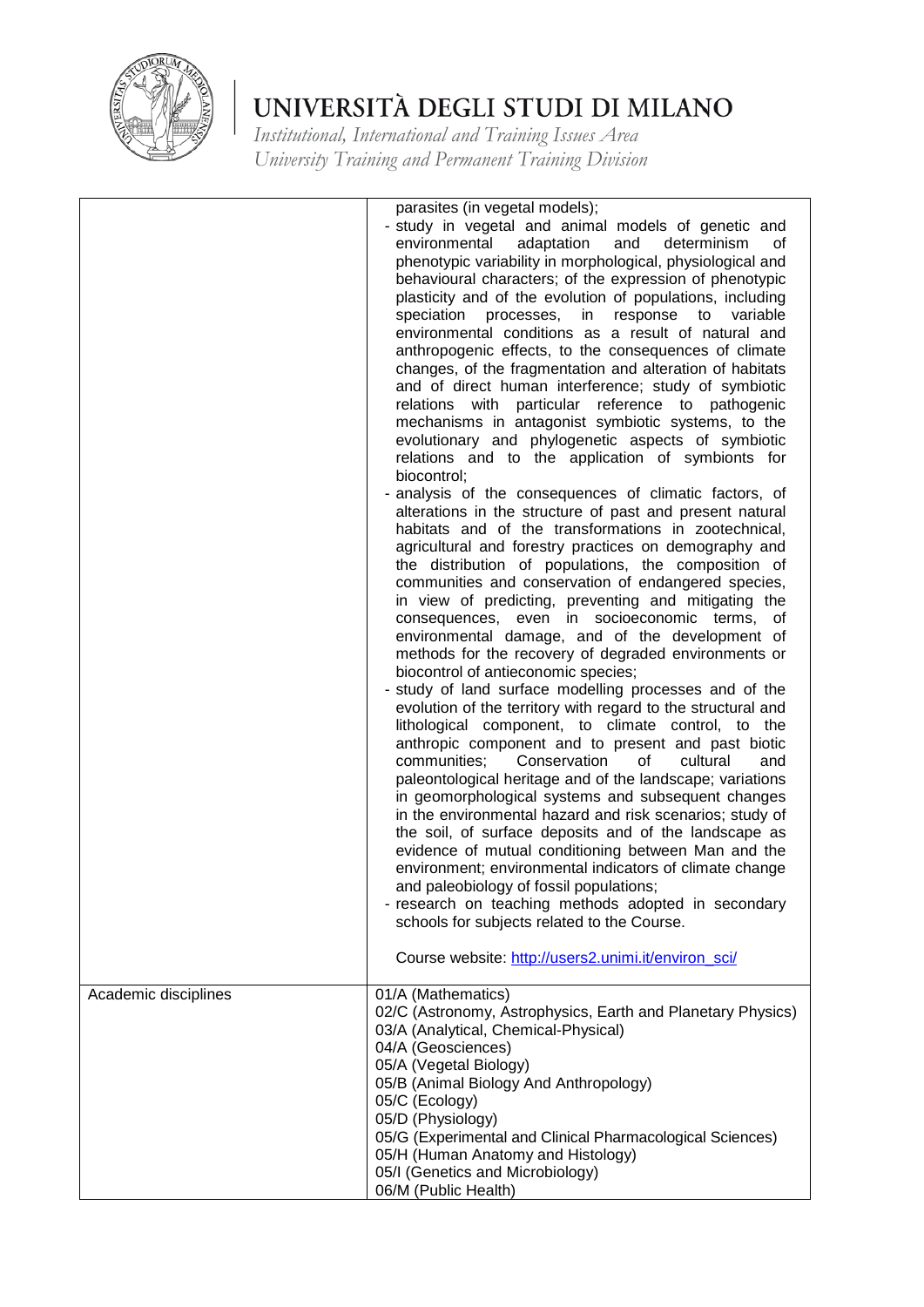| | |
|---|---|
| | parasites (in vegetal models);<br>- study in vegetal and animal models of genetic and environmental adaptation and determinism of phenotypic variability in morphological, physiological and behavioural characters; of the expression of phenotypic plasticity and of the evolution of populations, including speciation processes, in response to variable environmental conditions as a result of natural and anthropogenic effects, to the consequences of climate changes, of the fragmentation and alteration of habitats and of direct human interference; study of symbiotic relations with particular reference to pathogenic mechanisms in antagonist symbiotic systems, to the evolutionary and phylogenetic aspects of symbiotic relations and to the application of symbionts for biocontrol;<br>- analysis of the consequences of climatic factors, of alterations in the structure of past and present natural habitats and of the transformations in zootechnical, agricultural and forestry practices on demography and the distribution of populations, the composition of communities and conservation of endangered species, in view of predicting, preventing and mitigating the consequences, even in socioeconomic terms, of environmental damage, and of the development of methods for the recovery of degraded environments or biocontrol of antieconomic species;<br>- study of land surface modelling processes and of the evolution of the territory with regard to the structural and lithological component, to climate control, to the anthropic component and to present and past biotic communities; Conservation of cultural and paleontological heritage and of the landscape; variations in geomorphological systems and subsequent changes in the environmental hazard and risk scenarios; study of the soil, of surface deposits and of the landscape as evidence of mutual conditioning between Man and the environment; environmental indicators of climate change and paleobiology of fossil populations;<br>- research on teaching methods adopted in secondary schools for subjects related to the Course.<br><br>Course website: http://users2.unimi.it/environ_sci/ |
| Academic disciplines | 01/A (Mathematics)<br>02/C (Astronomy, Astrophysics, Earth and Planetary Physics)<br>03/A (Analytical, Chemical-Physical)<br>04/A (Geosciences)<br>05/A (Vegetal Biology)<br>05/B (Animal Biology And Anthropology)<br>05/C (Ecology)<br>05/D (Physiology)<br>05/G (Experimental and Clinical Pharmacological Sciences)<br>05/H (Human Anatomy and Histology)<br>05/I (Genetics and Microbiology)<br>06/M (Public Health) |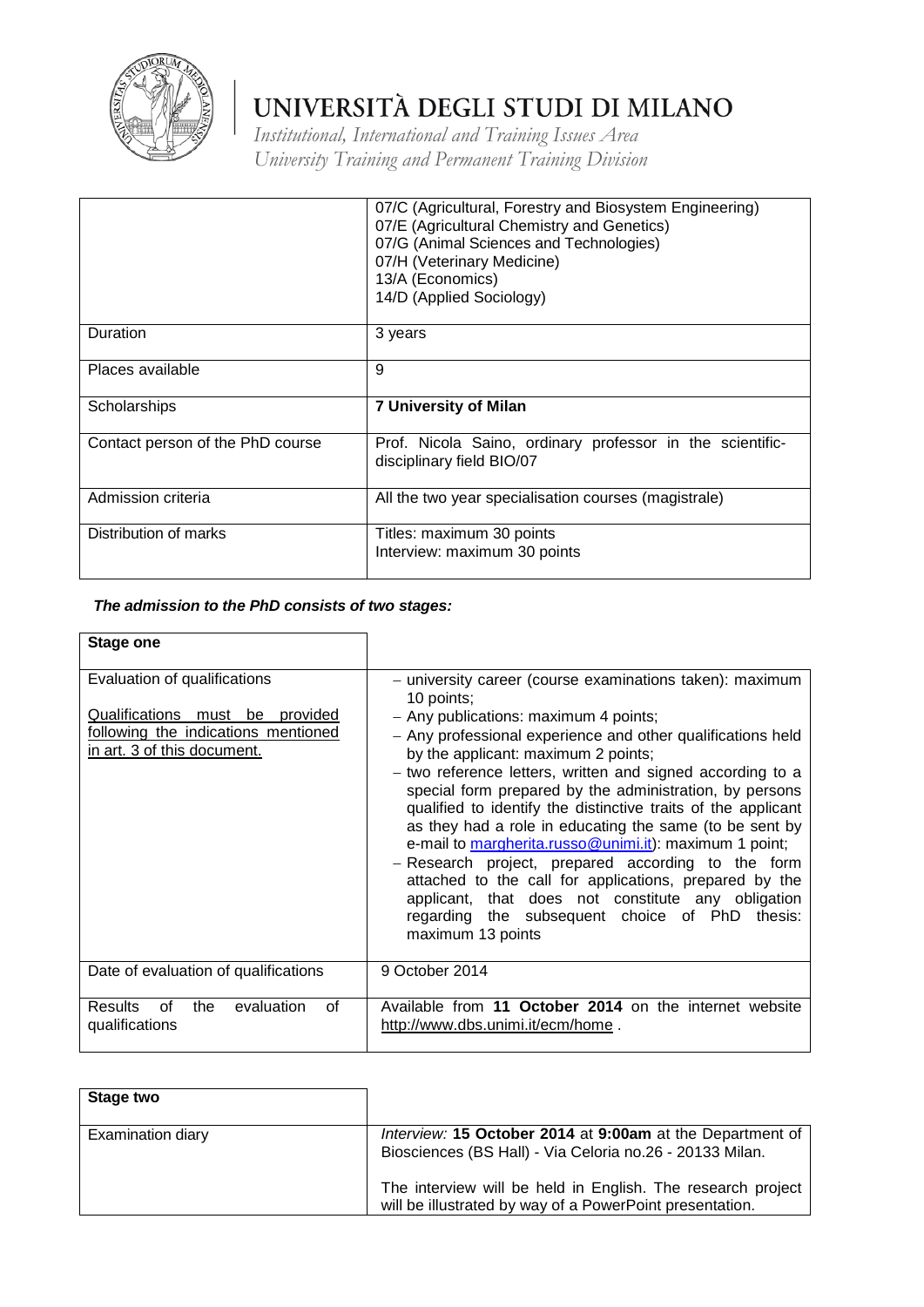| | |
|---|---|
| | 07/C (Agricultural, Forestry and Biosystem Engineering)<br>07/E (Agricultural Chemistry and Genetics)<br>07/G (Animal Sciences and Technologies)<br>07/H (Veterinary Medicine)<br>13/A (Economics)<br>14/D (Applied Sociology) |
| Duration | 3 years |
| Places available | 9 |
| Scholarships | **7 University of Milan** |
| Contact person of the PhD course | Prof. Nicola Saino, ordinary professor in the scientific-disciplinary field BIO/07 |
| Admission criteria | All the two year specialisation courses (magistrale) |
| Distribution of marks | Titles: maximum 30 points<br>Interview: maximum 30 points |

***The admission to the PhD consists of two stages:***

| **Stage one** | |
|---|---|
| Evaluation of qualifications<br><br>Qualifications must be provided following the indications mentioned in art. 3 of this document. | – university career (course examinations taken): maximum 10 points;<br>– Any publications: maximum 4 points;<br>– Any professional experience and other qualifications held by the applicant: maximum 2 points;<br>– two reference letters, written and signed according to a special form prepared by the administration, by persons qualified to identify the distinctive traits of the applicant as they had a role in educating the same (to be sent by e-mail to margherita.russo@unimi.it): maximum 1 point;<br>– Research project, prepared according to the form attached to the call for applications, prepared by the applicant, that does not constitute any obligation regarding the subsequent choice of PhD thesis: maximum 13 points |
| Date of evaluation of qualifications | 9 October 2014 |
| Results of the evaluation of qualifications | Available from **11 October 2014** on the internet website http://www.dbs.unimi.it/ecm/home . |

| **Stage two** | |
|---|---|
| Examination diary | *Interview:* **15 October 2014** at **9:00am** at the Department of Biosciences (BS Hall) - Via Celoria no.26 - 20133 Milan.<br><br>The interview will be held in English. The research project will be illustrated by way of a PowerPoint presentation. |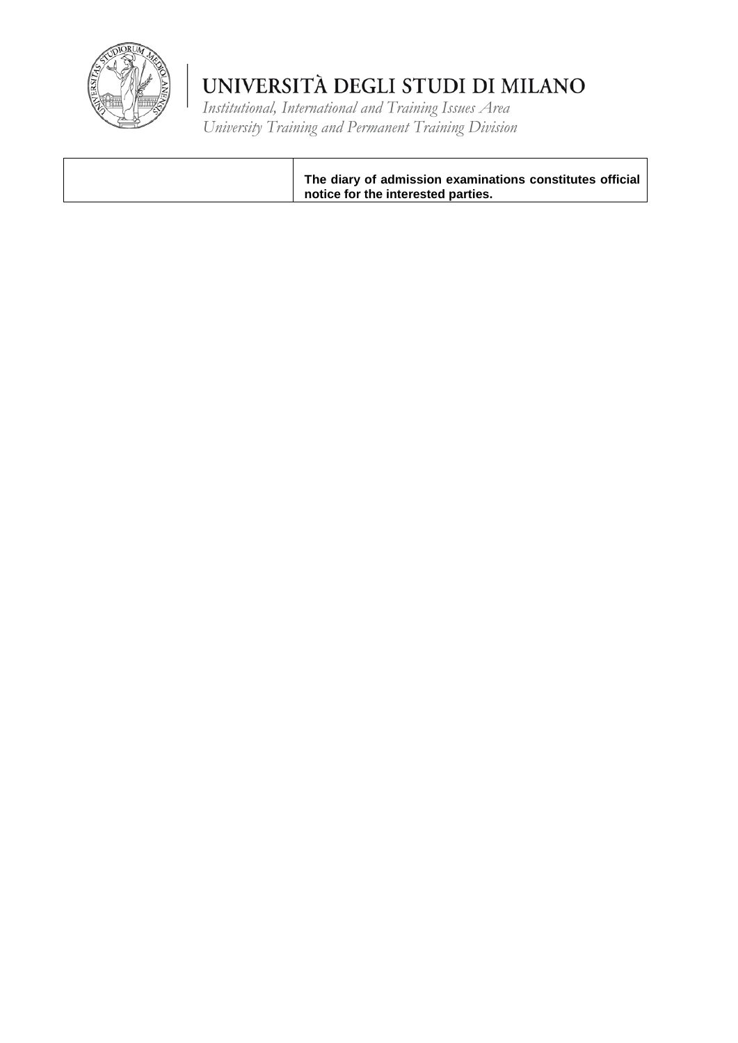| | **The diary of admission examinations constitutes official notice for the interested parties.** |
|---|---|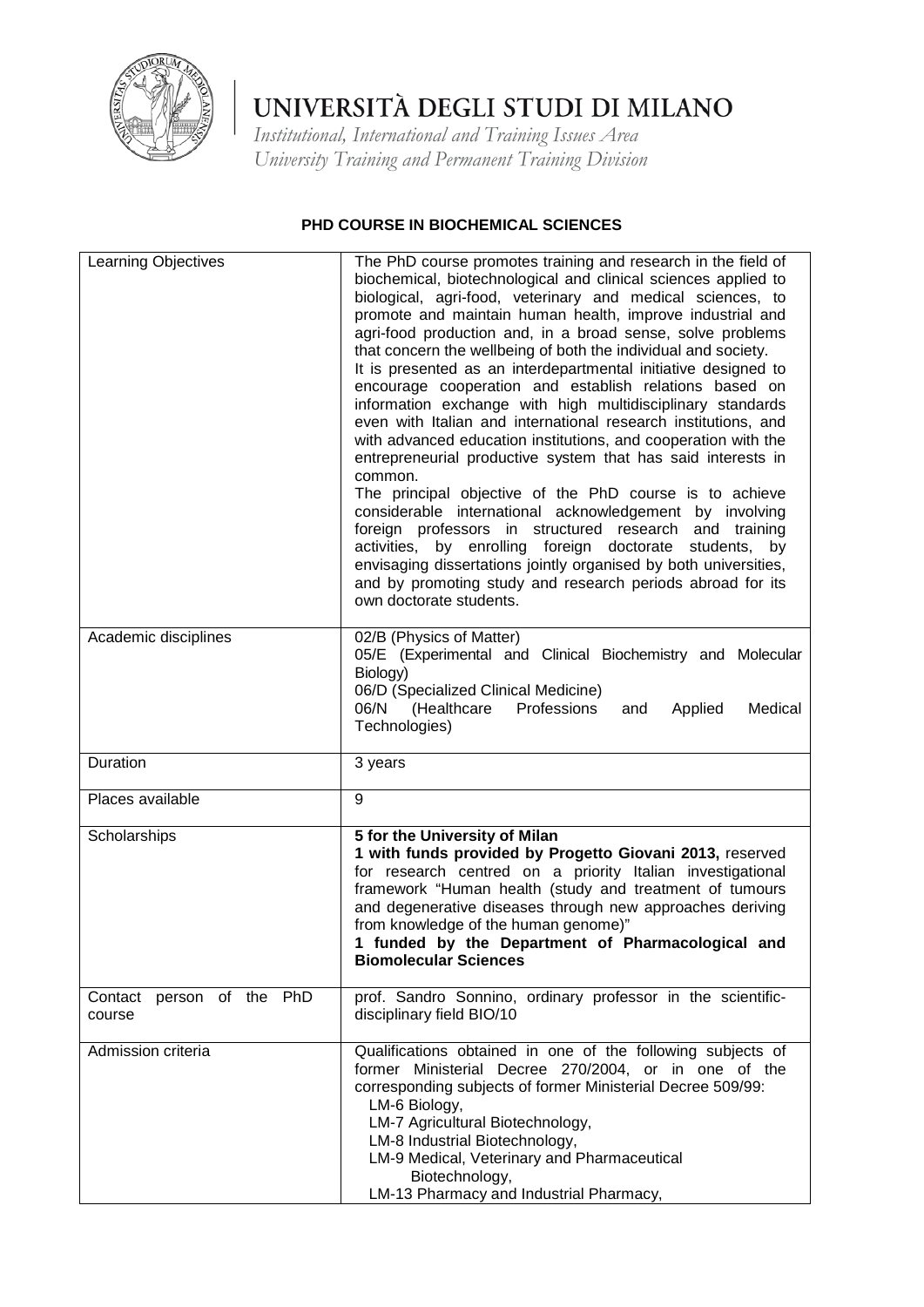# UNIVERSITÀ DEGLI STUDI DI MILANO

*Institutional, International and Training Issues Area*
*University Training and Permanent Training Division*

## PHD COURSE IN BIOCHEMICAL SCIENCES

| | |
|---|---|
| Learning Objectives | The PhD course promotes training and research in the field of biochemical, biotechnological and clinical sciences applied to biological, agri-food, veterinary and medical sciences, to promote and maintain human health, improve industrial and agri-food production and, in a broad sense, solve problems that concern the wellbeing of both the individual and society. It is presented as an interdepartmental initiative designed to encourage cooperation and establish relations based on information exchange with high multidisciplinary standards even with Italian and international research institutions, and with advanced education institutions, and cooperation with the entrepreneurial productive system that has said interests in common. The principal objective of the PhD course is to achieve considerable international acknowledgement by involving foreign professors in structured research and training activities, by enrolling foreign doctorate students, by envisaging dissertations jointly organised by both universities, and by promoting study and research periods abroad for its own doctorate students. |
| Academic disciplines | 02/B (Physics of Matter)<br>05/E (Experimental and Clinical Biochemistry and Molecular Biology)<br>06/D (Specialized Clinical Medicine)<br>06/N (Healthcare Professions and Applied Medical Technologies) |
| Duration | 3 years |
| Places available | 9 |
| Scholarships | **5 for the University of Milan**<br>**1 with funds provided by Progetto Giovani 2013,** reserved for research centred on a priority Italian investigational framework "Human health (study and treatment of tumours and degenerative diseases through new approaches deriving from knowledge of the human genome)"<br>**1 funded by the Department of Pharmacological and Biomolecular Sciences** |
| Contact person of the PhD course | prof. Sandro Sonnino, ordinary professor in the scientific-disciplinary field BIO/10 |
| Admission criteria | Qualifications obtained in one of the following subjects of former Ministerial Decree 270/2004, or in one of the corresponding subjects of former Ministerial Decree 509/99:<br>LM-6 Biology,<br>LM-7 Agricultural Biotechnology,<br>LM-8 Industrial Biotechnology,<br>LM-9 Medical, Veterinary and Pharmaceutical Biotechnology,<br>LM-13 Pharmacy and Industrial Pharmacy, |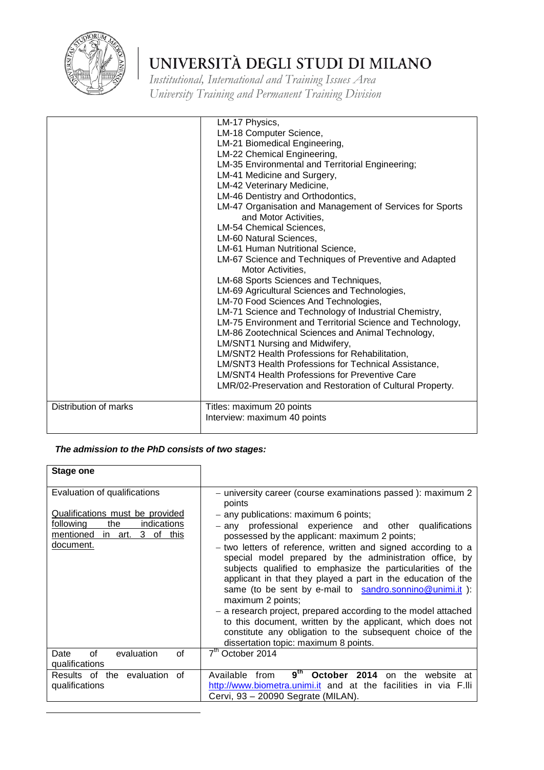| | |
|---|---|
| | LM-17 Physics,<br>LM-18 Computer Science,<br>LM-21 Biomedical Engineering,<br>LM-22 Chemical Engineering,<br>LM-35 Environmental and Territorial Engineering;<br>LM-41 Medicine and Surgery,<br>LM-42 Veterinary Medicine,<br>LM-46 Dentistry and Orthodontics,<br>LM-47 Organisation and Management of Services for Sports and Motor Activities,<br>LM-54 Chemical Sciences,<br>LM-60 Natural Sciences,<br>LM-61 Human Nutritional Science,<br>LM-67 Science and Techniques of Preventive and Adapted Motor Activities,<br>LM-68 Sports Sciences and Techniques,<br>LM-69 Agricultural Sciences and Technologies,<br>LM-70 Food Sciences And Technologies,<br>LM-71 Science and Technology of Industrial Chemistry,<br>LM-75 Environment and Territorial Science and Technology,<br>LM-86 Zootechnical Sciences and Animal Technology,<br>LM/SNT1 Nursing and Midwifery,<br>LM/SNT2 Health Professions for Rehabilitation,<br>LM/SNT3 Health Professions for Technical Assistance,<br>LM/SNT4 Health Professions for Preventive Care<br>LMR/02-Preservation and Restoration of Cultural Property. |
| Distribution of marks | Titles: maximum 20 points<br>Interview: maximum 40 points |

***The admission to the PhD consists of two stages:***

| **Stage one** | |
|---|---|
| Evaluation of qualifications<br><br><u>Qualifications must be provided following the indications mentioned in art. 3 of this document.</u> | – university career (course examinations passed ): maximum 2 points<br>– any publications: maximum 6 points;<br>– any professional experience and other qualifications possessed by the applicant: maximum 2 points;<br>– two letters of reference, written and signed according to a special model prepared by the administration office, by subjects qualified to emphasize the particularities of the applicant in that they played a part in the education of the same (to be sent by e-mail to sandro.sonnino@unimi.it ): maximum 2 points;<br>– a research project, prepared according to the model attached to this document, written by the applicant, which does not constitute any obligation to the subsequent choice of the dissertation topic: maximum 8 points. |
| Date of evaluation of qualifications | 7th October 2014 |
| Results of the evaluation of qualifications | Available from **9th October 2014** on the website at http://www.biometra.unimi.it and at the facilities in via F.lli Cervi, 93 – 20090 Segrate (MILAN). |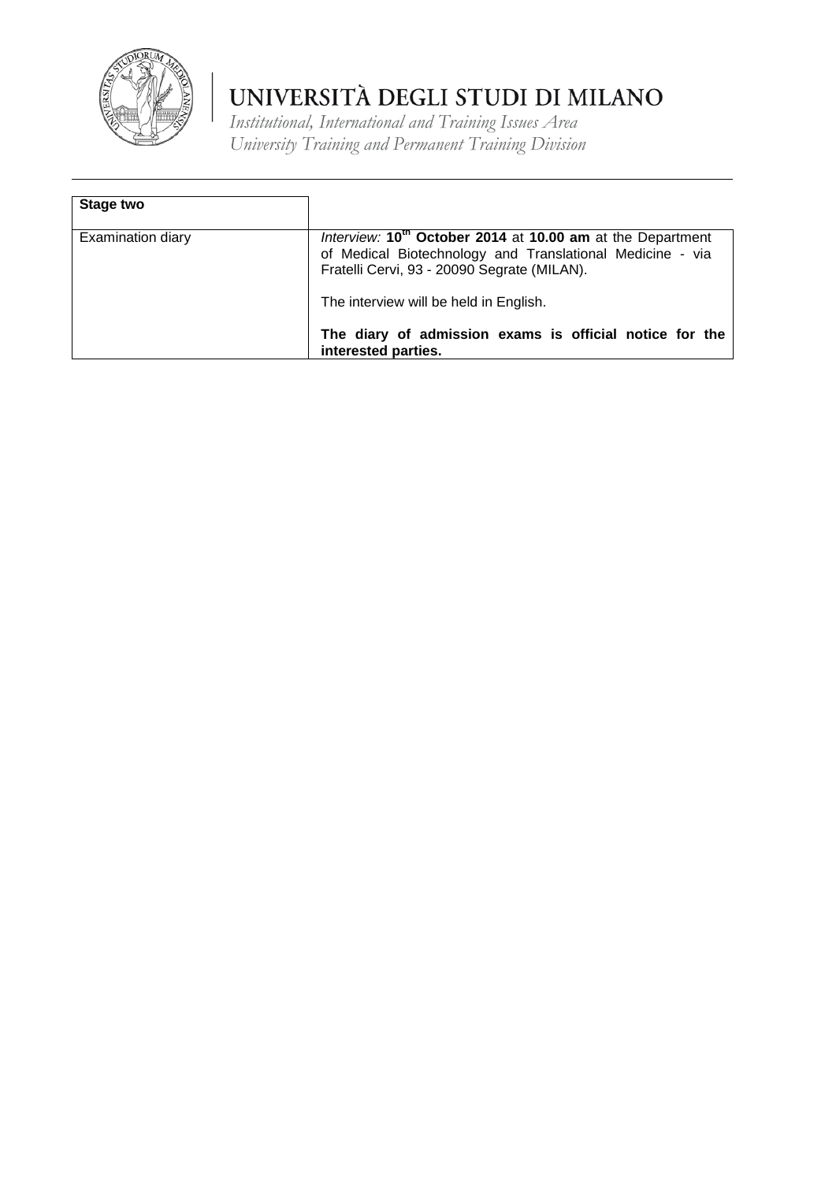| Stage two | |
|---|---|
| Examination diary | *Interview:* **10th October 2014** at **10.00 am** at the Department of Medical Biotechnology and Translational Medicine - via Fratelli Cervi, 93 - 20090 Segrate (MILAN).<br><br>The interview will be held in English.<br><br>**The diary of admission exams is official notice for the interested parties.** |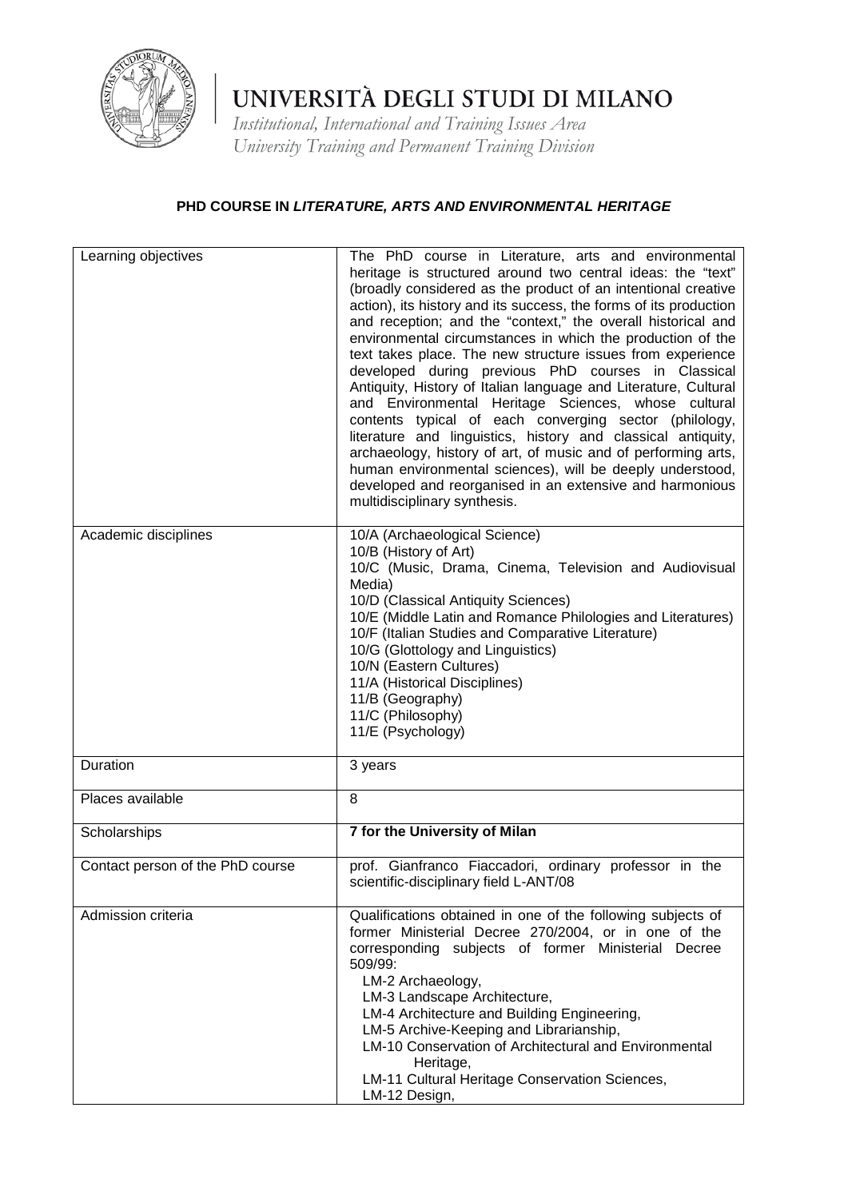# UNIVERSITÀ DEGLI STUDI DI MILANO

*Institutional, International and Training Issues Area*
*University Training and Permanent Training Division*

**PHD COURSE IN *LITERATURE, ARTS AND ENVIRONMENTAL HERITAGE***

| | |
|---|---|
| Learning objectives | The PhD course in Literature, arts and environmental heritage is structured around two central ideas: the "text" (broadly considered as the product of an intentional creative action), its history and its success, the forms of its production and reception; and the "context," the overall historical and environmental circumstances in which the production of the text takes place. The new structure issues from experience developed during previous PhD courses in Classical Antiquity, History of Italian language and Literature, Cultural and Environmental Heritage Sciences, whose cultural contents typical of each converging sector (philology, literature and linguistics, history and classical antiquity, archaeology, history of art, of music and of performing arts, human environmental sciences), will be deeply understood, developed and reorganised in an extensive and harmonious multidisciplinary synthesis. |
| Academic disciplines | 10/A (Archaeological Science)<br>10/B (History of Art)<br>10/C (Music, Drama, Cinema, Television and Audiovisual Media)<br>10/D (Classical Antiquity Sciences)<br>10/E (Middle Latin and Romance Philologies and Literatures)<br>10/F (Italian Studies and Comparative Literature)<br>10/G (Glottology and Linguistics)<br>10/N (Eastern Cultures)<br>11/A (Historical Disciplines)<br>11/B (Geography)<br>11/C (Philosophy)<br>11/E (Psychology) |
| Duration | 3 years |
| Places available | 8 |
| Scholarships | **7 for the University of Milan** |
| Contact person of the PhD course | prof. Gianfranco Fiaccadori, ordinary professor in the scientific-disciplinary field L-ANT/08 |
| Admission criteria | Qualifications obtained in one of the following subjects of former Ministerial Decree 270/2004, or in one of the corresponding subjects of former Ministerial Decree 509/99:<br>LM-2 Archaeology,<br>LM-3 Landscape Architecture,<br>LM-4 Architecture and Building Engineering,<br>LM-5 Archive-Keeping and Librarianship,<br>LM-10 Conservation of Architectural and Environmental Heritage,<br>LM-11 Cultural Heritage Conservation Sciences,<br>LM-12 Design, |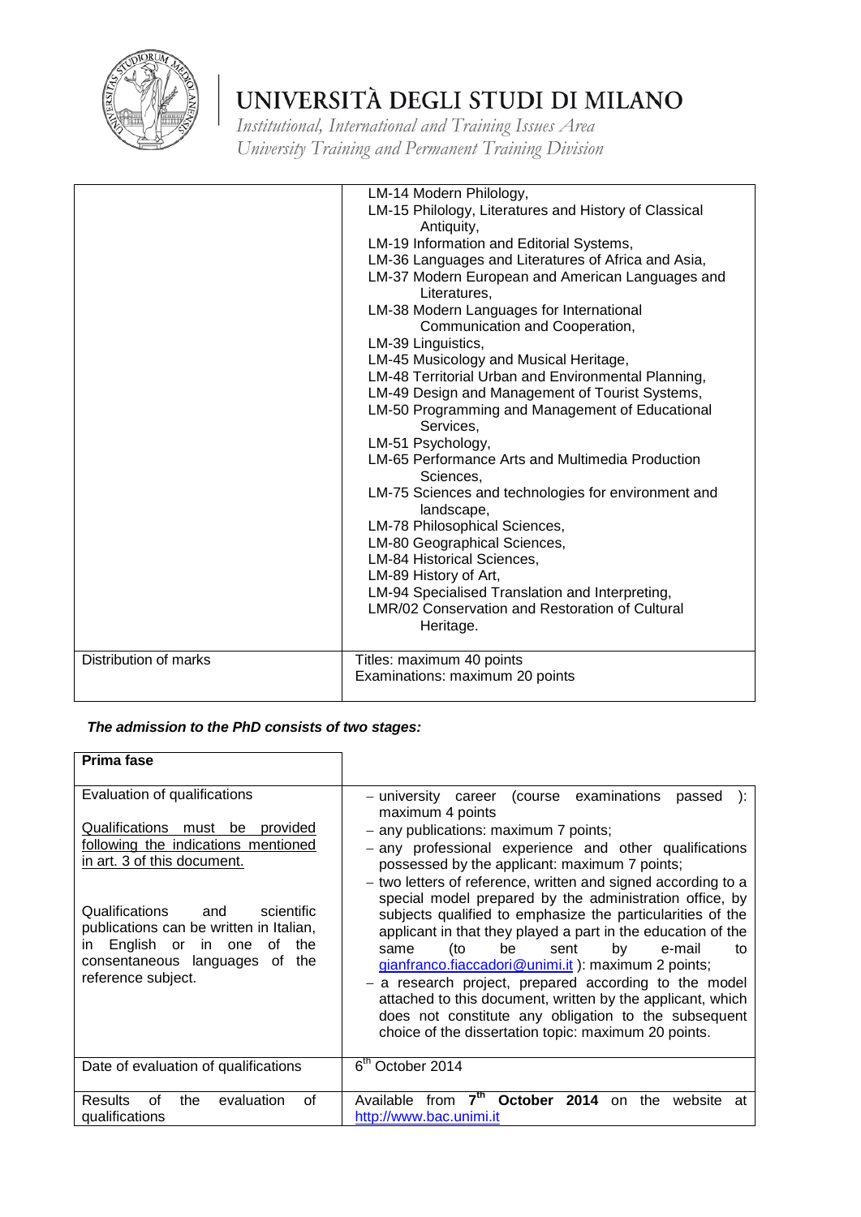| | |
|---|---|
| | LM-14 Modern Philology,<br>LM-15 Philology, Literatures and History of Classical Antiquity,<br>LM-19 Information and Editorial Systems,<br>LM-36 Languages and Literatures of Africa and Asia,<br>LM-37 Modern European and American Languages and Literatures,<br>LM-38 Modern Languages for International Communication and Cooperation,<br>LM-39 Linguistics,<br>LM-45 Musicology and Musical Heritage,<br>LM-48 Territorial Urban and Environmental Planning,<br>LM-49 Design and Management of Tourist Systems,<br>LM-50 Programming and Management of Educational Services,<br>LM-51 Psychology,<br>LM-65 Performance Arts and Multimedia Production Sciences,<br>LM-75 Sciences and technologies for environment and landscape,<br>LM-78 Philosophical Sciences,<br>LM-80 Geographical Sciences,<br>LM-84 Historical Sciences,<br>LM-89 History of Art,<br>LM-94 Specialised Translation and Interpreting,<br>LMR/02 Conservation and Restoration of Cultural Heritage. |
| Distribution of marks | Titles: maximum 40 points<br>Examinations: maximum 20 points |

***The admission to the PhD consists of two stages:***

| **Prima fase** | |
|---|---|
| Evaluation of qualifications<br><br><u>Qualifications must be provided following the indications mentioned in art. 3 of this document.</u><br><br>Qualifications and scientific publications can be written in Italian, in English or in one of the consentaneous languages of the reference subject. | – university career (course examinations passed ): maximum 4 points<br>– any publications: maximum 7 points;<br>– any professional experience and other qualifications possessed by the applicant: maximum 7 points;<br>– two letters of reference, written and signed according to a special model prepared by the administration office, by subjects qualified to emphasize the particularities of the applicant in that they played a part in the education of the same (to be sent by e-mail to gianfranco.fiaccadori@unimi.it ): maximum 2 points;<br>– a research project, prepared according to the model attached to this document, written by the applicant, which does not constitute any obligation to the subsequent choice of the dissertation topic: maximum 20 points. |
| Date of evaluation of qualifications | 6th October 2014 |
| Results of the evaluation of qualifications | Available from **7th October 2014** on the website at http://www.bac.unimi.it |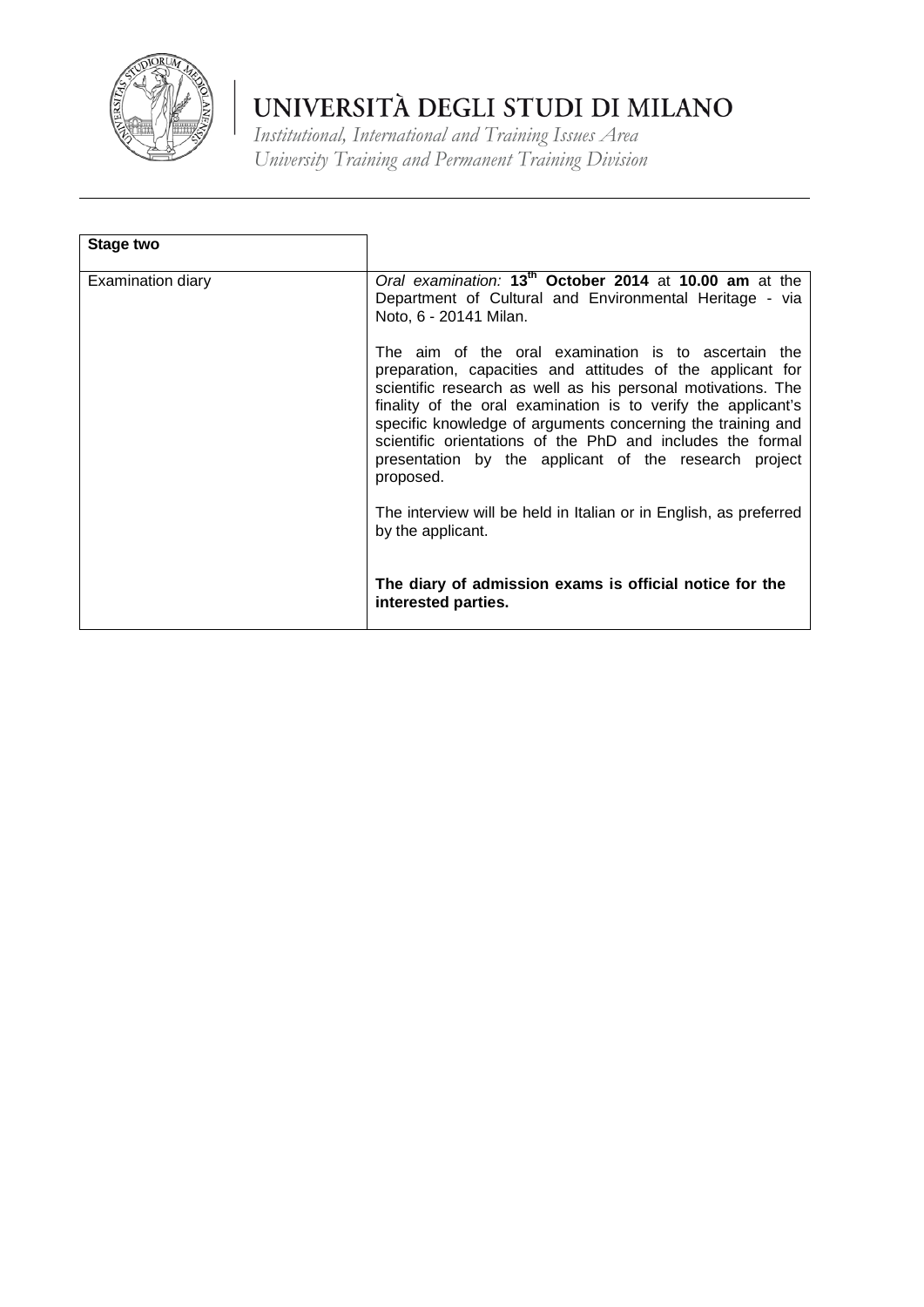| Stage two | |
|---|---|
| Examination diary | *Oral examination:* **13th October 2014** at **10.00 am** at the Department of Cultural and Environmental Heritage - via Noto, 6 - 20141 Milan.<br><br>The aim of the oral examination is to ascertain the preparation, capacities and attitudes of the applicant for scientific research as well as his personal motivations. The finality of the oral examination is to verify the applicant's specific knowledge of arguments concerning the training and scientific orientations of the PhD and includes the formal presentation by the applicant of the research project proposed.<br><br>The interview will be held in Italian or in English, as preferred by the applicant.<br><br>**The diary of admission exams is official notice for the interested parties.** |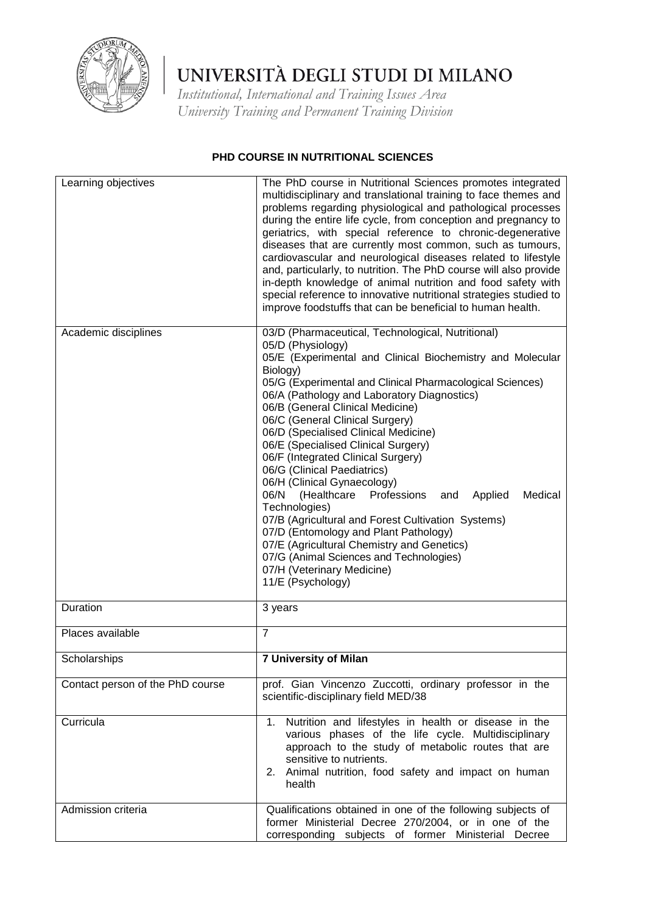# PHD COURSE IN NUTRITIONAL SCIENCES

| | |
|---|---|
| Learning objectives | The PhD course in Nutritional Sciences promotes integrated multidisciplinary and translational training to face themes and problems regarding physiological and pathological processes during the entire life cycle, from conception and pregnancy to geriatrics, with special reference to chronic-degenerative diseases that are currently most common, such as tumours, cardiovascular and neurological diseases related to lifestyle and, particularly, to nutrition. The PhD course will also provide in-depth knowledge of animal nutrition and food safety with special reference to innovative nutritional strategies studied to improve foodstuffs that can be beneficial to human health. |
| Academic disciplines | 03/D (Pharmaceutical, Technological, Nutritional)<br>05/D (Physiology)<br>05/E (Experimental and Clinical Biochemistry and Molecular Biology)<br>05/G (Experimental and Clinical Pharmacological Sciences)<br>06/A (Pathology and Laboratory Diagnostics)<br>06/B (General Clinical Medicine)<br>06/C (General Clinical Surgery)<br>06/D (Specialised Clinical Medicine)<br>06/E (Specialised Clinical Surgery)<br>06/F (Integrated Clinical Surgery)<br>06/G (Clinical Paediatrics)<br>06/H (Clinical Gynaecology)<br>06/N (Healthcare Professions and Applied Medical Technologies)<br>07/B (Agricultural and Forest Cultivation Systems)<br>07/D (Entomology and Plant Pathology)<br>07/E (Agricultural Chemistry and Genetics)<br>07/G (Animal Sciences and Technologies)<br>07/H (Veterinary Medicine)<br>11/E (Psychology) |
| Duration | 3 years |
| Places available | 7 |
| Scholarships | **7 University of Milan** |
| Contact person of the PhD course | prof. Gian Vincenzo Zuccotti, ordinary professor in the scientific-disciplinary field MED/38 |
| Curricula | 1. Nutrition and lifestyles in health or disease in the various phases of the life cycle. Multidisciplinary approach to the study of metabolic routes that are sensitive to nutrients.<br>2. Animal nutrition, food safety and impact on human health |
| Admission criteria | Qualifications obtained in one of the following subjects of former Ministerial Decree 270/2004, or in one of the corresponding subjects of former Ministerial Decree |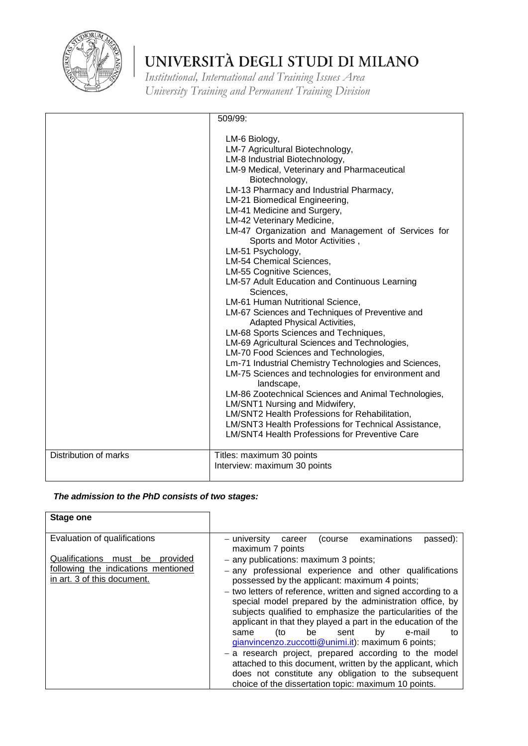| | 509/99:<br><br>LM-6 Biology,<br>LM-7 Agricultural Biotechnology,<br>LM-8 Industrial Biotechnology,<br>LM-9 Medical, Veterinary and Pharmaceutical Biotechnology,<br>LM-13 Pharmacy and Industrial Pharmacy,<br>LM-21 Biomedical Engineering,<br>LM-41 Medicine and Surgery,<br>LM-42 Veterinary Medicine,<br>LM-47 Organization and Management of Services for Sports and Motor Activities ,<br>LM-51 Psychology,<br>LM-54 Chemical Sciences,<br>LM-55 Cognitive Sciences,<br>LM-57 Adult Education and Continuous Learning Sciences,<br>LM-61 Human Nutritional Science,<br>LM-67 Sciences and Techniques of Preventive and Adapted Physical Activities,<br>LM-68 Sports Sciences and Techniques,<br>LM-69 Agricultural Sciences and Technologies,<br>LM-70 Food Sciences and Technologies,<br>Lm-71 Industrial Chemistry Technologies and Sciences,<br>LM-75 Sciences and technologies for environment and landscape,<br>LM-86 Zootechnical Sciences and Animal Technologies,<br>LM/SNT1 Nursing and Midwifery,<br>LM/SNT2 Health Professions for Rehabilitation,<br>LM/SNT3 Health Professions for Technical Assistance,<br>LM/SNT4 Health Professions for Preventive Care |
|---|---|
| Distribution of marks | Titles: maximum 30 points<br>Interview: maximum 30 points |

***The admission to the PhD consists of two stages:***

| **Stage one** | |
|---|---|
| Evaluation of qualifications<br><br><u>Qualifications must be provided following the indications mentioned in art. 3 of this document.</u> | – university career (course examinations passed): maximum 7 points<br>– any publications: maximum 3 points;<br>– any professional experience and other qualifications possessed by the applicant: maximum 4 points;<br>– two letters of reference, written and signed according to a special model prepared by the administration office, by subjects qualified to emphasize the particularities of the applicant in that they played a part in the education of the same (to be sent by e-mail to gianvincenzo.zuccotti@unimi.it): maximum 6 points;<br>– a research project, prepared according to the model attached to this document, written by the applicant, which does not constitute any obligation to the subsequent choice of the dissertation topic: maximum 10 points. |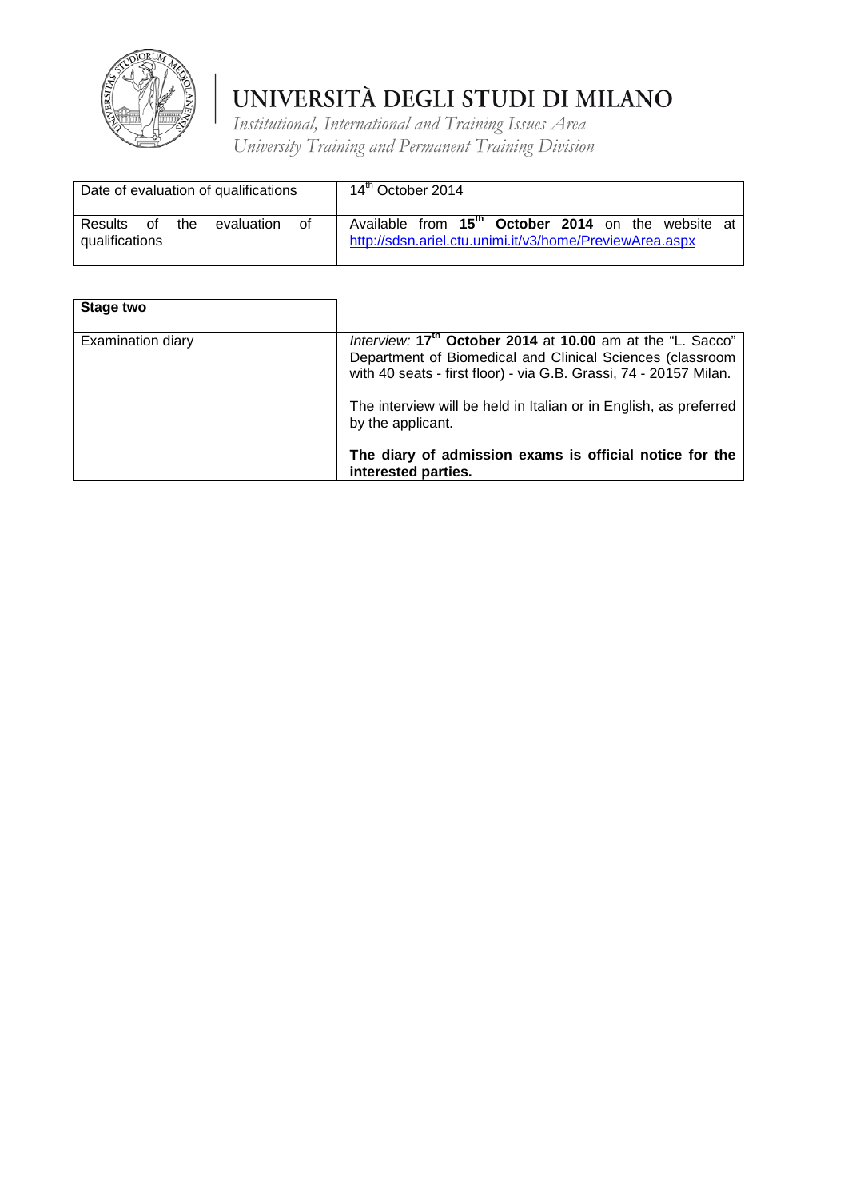| Date of evaluation of qualifications | 14th October 2014 |
|---|---|
| Results of the evaluation of qualifications | Available from **15th October 2014** on the website at http://sdsn.ariel.ctu.unimi.it/v3/home/PreviewArea.aspx |

| **Stage two** | |
|---|---|
| Examination diary | *Interview:* **17th October 2014** at **10.00** am at the "L. Sacco" Department of Biomedical and Clinical Sciences (classroom with 40 seats - first floor) - via G.B. Grassi, 74 - 20157 Milan.<br><br>The interview will be held in Italian or in English, as preferred by the applicant.<br><br>**The diary of admission exams is official notice for the interested parties.** |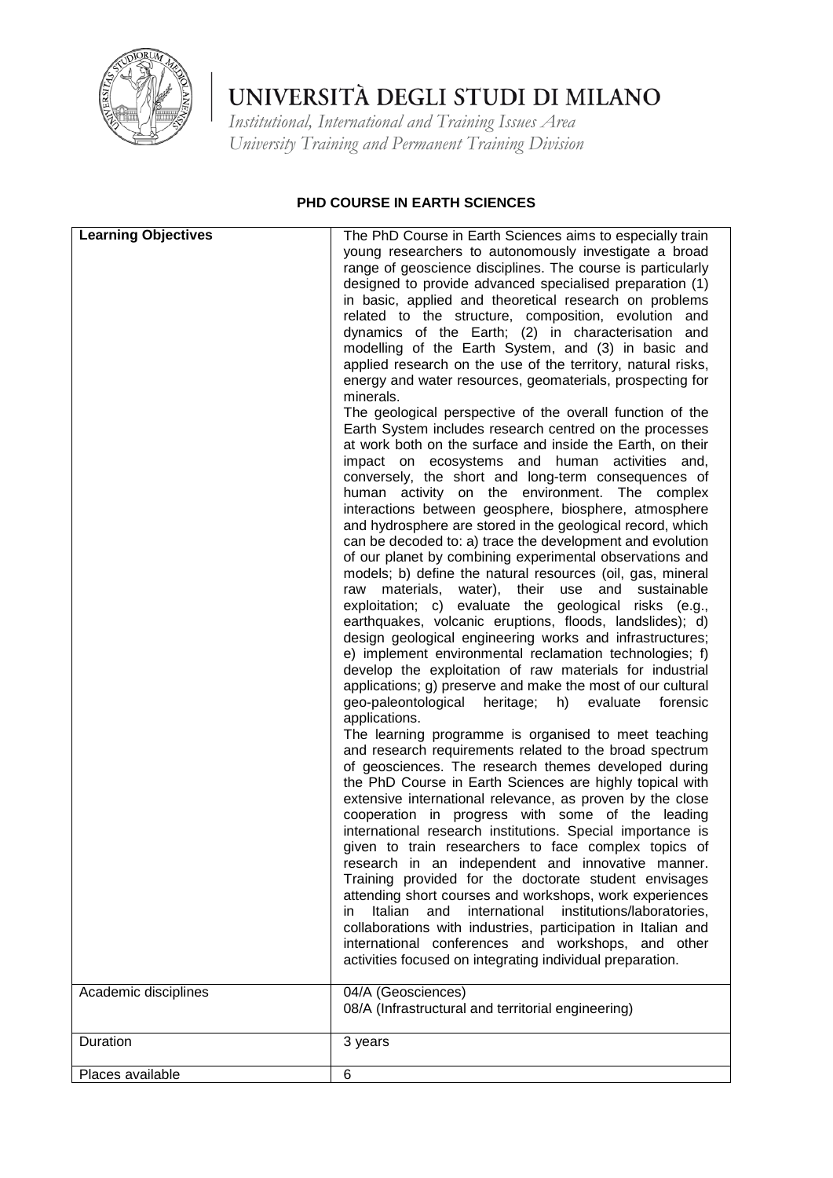# UNIVERSITÀ DEGLI STUDI DI MILANO

*Institutional, International and Training Issues Area*
*University Training and Permanent Training Division*

## PHD COURSE IN EARTH SCIENCES

| **Learning Objectives** | The PhD Course in Earth Sciences aims to especially train young researchers to autonomously investigate a broad range of geoscience disciplines. The course is particularly designed to provide advanced specialised preparation (1) in basic, applied and theoretical research on problems related to the structure, composition, evolution and dynamics of the Earth; (2) in characterisation and modelling of the Earth System, and (3) in basic and applied research on the use of the territory, natural risks, energy and water resources, geomaterials, prospecting for minerals.<br>The geological perspective of the overall function of the Earth System includes research centred on the processes at work both on the surface and inside the Earth, on their impact on ecosystems and human activities and, conversely, the short and long-term consequences of human activity on the environment. The complex interactions between geosphere, biosphere, atmosphere and hydrosphere are stored in the geological record, which can be decoded to: a) trace the development and evolution of our planet by combining experimental observations and models; b) define the natural resources (oil, gas, mineral raw materials, water), their use and sustainable exploitation; c) evaluate the geological risks (e.g., earthquakes, volcanic eruptions, floods, landslides); d) design geological engineering works and infrastructures; e) implement environmental reclamation technologies; f) develop the exploitation of raw materials for industrial applications; g) preserve and make the most of our cultural geo-paleontological heritage; h) evaluate forensic applications.<br>The learning programme is organised to meet teaching and research requirements related to the broad spectrum of geosciences. The research themes developed during the PhD Course in Earth Sciences are highly topical with extensive international relevance, as proven by the close cooperation in progress with some of the leading international research institutions. Special importance is given to train researchers to face complex topics of research in an independent and innovative manner. Training provided for the doctorate student envisages attending short courses and workshops, work experiences in Italian and international institutions/laboratories, collaborations with industries, participation in Italian and international conferences and workshops, and other activities focused on integrating individual preparation. |
|---|---|
| Academic disciplines | 04/A (Geosciences)<br>08/A (Infrastructural and territorial engineering) |
| Duration | 3 years |
| Places available | 6 |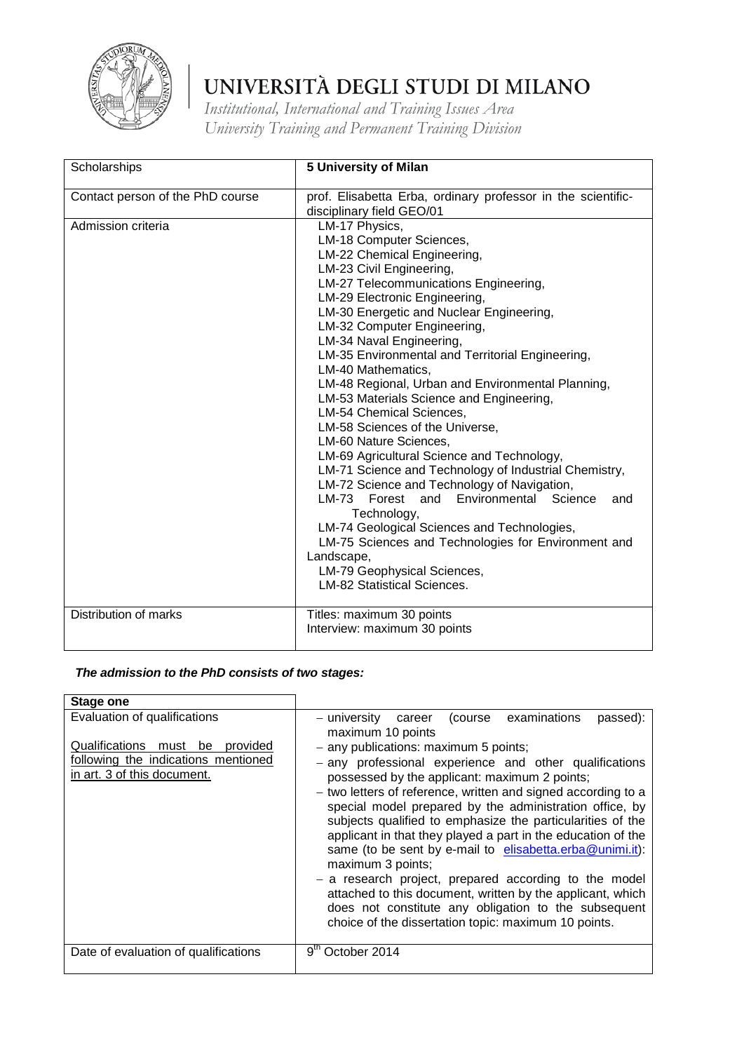# UNIVERSITÀ DEGLI STUDI DI MILANO

*Institutional, International and Training Issues Area*
*University Training and Permanent Training Division*

| Scholarships | **5 University of Milan** |
|---|---|
| Contact person of the PhD course | prof. Elisabetta Erba, ordinary professor in the scientific-disciplinary field GEO/01 |
| Admission criteria | LM-17 Physics,<br>LM-18 Computer Sciences,<br>LM-22 Chemical Engineering,<br>LM-23 Civil Engineering,<br>LM-27 Telecommunications Engineering,<br>LM-29 Electronic Engineering,<br>LM-30 Energetic and Nuclear Engineering,<br>LM-32 Computer Engineering,<br>LM-34 Naval Engineering,<br>LM-35 Environmental and Territorial Engineering,<br>LM-40 Mathematics,<br>LM-48 Regional, Urban and Environmental Planning,<br>LM-53 Materials Science and Engineering,<br>LM-54 Chemical Sciences,<br>LM-58 Sciences of the Universe,<br>LM-60 Nature Sciences,<br>LM-69 Agricultural Science and Technology,<br>LM-71 Science and Technology of Industrial Chemistry,<br>LM-72 Science and Technology of Navigation,<br>LM-73 Forest and Environmental Science and Technology,<br>LM-74 Geological Sciences and Technologies,<br>LM-75 Sciences and Technologies for Environment and Landscape,<br>LM-79 Geophysical Sciences,<br>LM-82 Statistical Sciences. |
| Distribution of marks | Titles: maximum 30 points<br>Interview: maximum 30 points |

***The admission to the PhD consists of two stages:***

| **Stage one** | |
|---|---|
| Evaluation of qualifications<br><br><u>Qualifications must be provided following the indications mentioned in art. 3 of this document.</u> | – university career (course examinations passed): maximum 10 points<br>– any publications: maximum 5 points;<br>– any professional experience and other qualifications possessed by the applicant: maximum 2 points;<br>– two letters of reference, written and signed according to a special model prepared by the administration office, by subjects qualified to emphasize the particularities of the applicant in that they played a part in the education of the same (to be sent by e-mail to elisabetta.erba@unimi.it): maximum 3 points;<br>– a research project, prepared according to the model attached to this document, written by the applicant, which does not constitute any obligation to the subsequent choice of the dissertation topic: maximum 10 points. |
| Date of evaluation of qualifications | 9th October 2014 |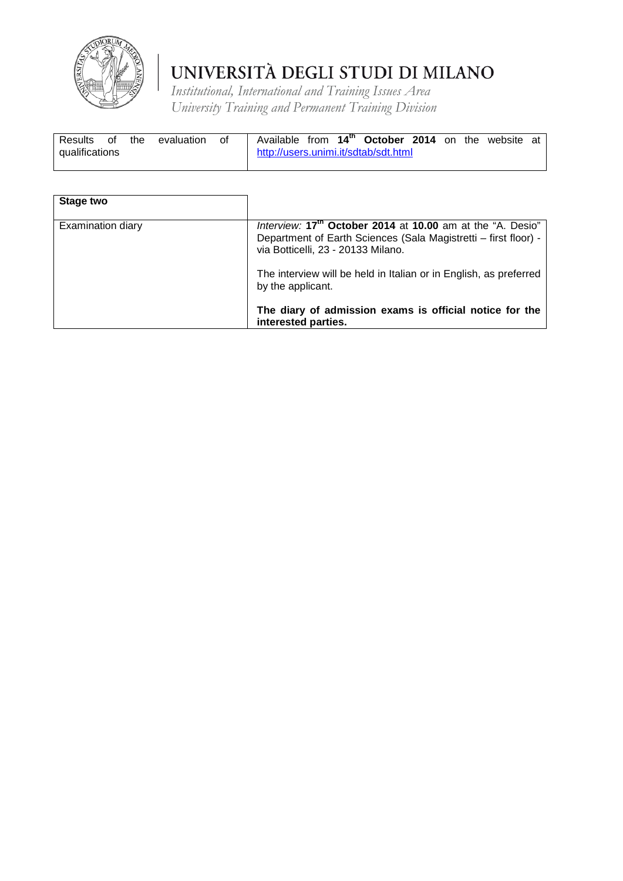| Results of the evaluation of qualifications | Available from **14th October 2014** on the website at http://users.unimi.it/sdtab/sdt.html |
|---|---|

| **Stage two** | |
|---|---|
| Examination diary | *Interview:* **17th October 2014** at **10.00** am at the "A. Desio" Department of Earth Sciences (Sala Magistretti – first floor) - via Botticelli, 23 - 20133 Milano.<br><br>The interview will be held in Italian or in English, as preferred by the applicant.<br><br>**The diary of admission exams is official notice for the interested parties.** |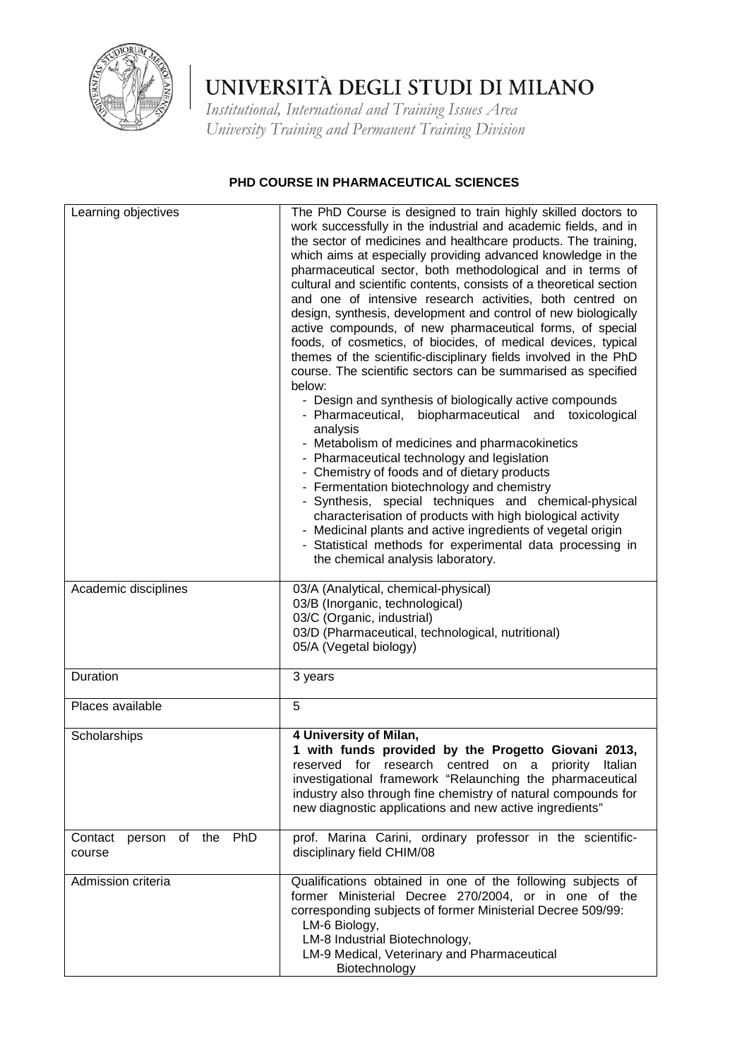# UNIVERSITÀ DEGLI STUDI DI MILANO

*Institutional, International and Training Issues Area*
*University Training and Permanent Training Division*

## PHD COURSE IN PHARMACEUTICAL SCIENCES

| | |
|---|---|
| Learning objectives | The PhD Course is designed to train highly skilled doctors to work successfully in the industrial and academic fields, and in the sector of medicines and healthcare products. The training, which aims at especially providing advanced knowledge in the pharmaceutical sector, both methodological and in terms of cultural and scientific contents, consists of a theoretical section and one of intensive research activities, both centred on design, synthesis, development and control of new biologically active compounds, of new pharmaceutical forms, of special foods, of cosmetics, of biocides, of medical devices, typical themes of the scientific-disciplinary fields involved in the PhD course. The scientific sectors can be summarised as specified below:<br>- Design and synthesis of biologically active compounds<br>- Pharmaceutical, biopharmaceutical and toxicological analysis<br>- Metabolism of medicines and pharmacokinetics<br>- Pharmaceutical technology and legislation<br>- Chemistry of foods and of dietary products<br>- Fermentation biotechnology and chemistry<br>- Synthesis, special techniques and chemical-physical characterisation of products with high biological activity<br>- Medicinal plants and active ingredients of vegetal origin<br>- Statistical methods for experimental data processing in the chemical analysis laboratory. |
| Academic disciplines | 03/A (Analytical, chemical-physical)<br>03/B (Inorganic, technological)<br>03/C (Organic, industrial)<br>03/D (Pharmaceutical, technological, nutritional)<br>05/A (Vegetal biology) |
| Duration | 3 years |
| Places available | 5 |
| Scholarships | **4 University of Milan,**<br>**1 with funds provided by the Progetto Giovani 2013,** reserved for research centred on a priority Italian investigational framework "Relaunching the pharmaceutical industry also through fine chemistry of natural compounds for new diagnostic applications and new active ingredients" |
| Contact person of the PhD course | prof. Marina Carini, ordinary professor in the scientific-disciplinary field CHIM/08 |
| Admission criteria | Qualifications obtained in one of the following subjects of former Ministerial Decree 270/2004, or in one of the corresponding subjects of former Ministerial Decree 509/99:<br>LM-6 Biology,<br>LM-8 Industrial Biotechnology,<br>LM-9 Medical, Veterinary and Pharmaceutical Biotechnology |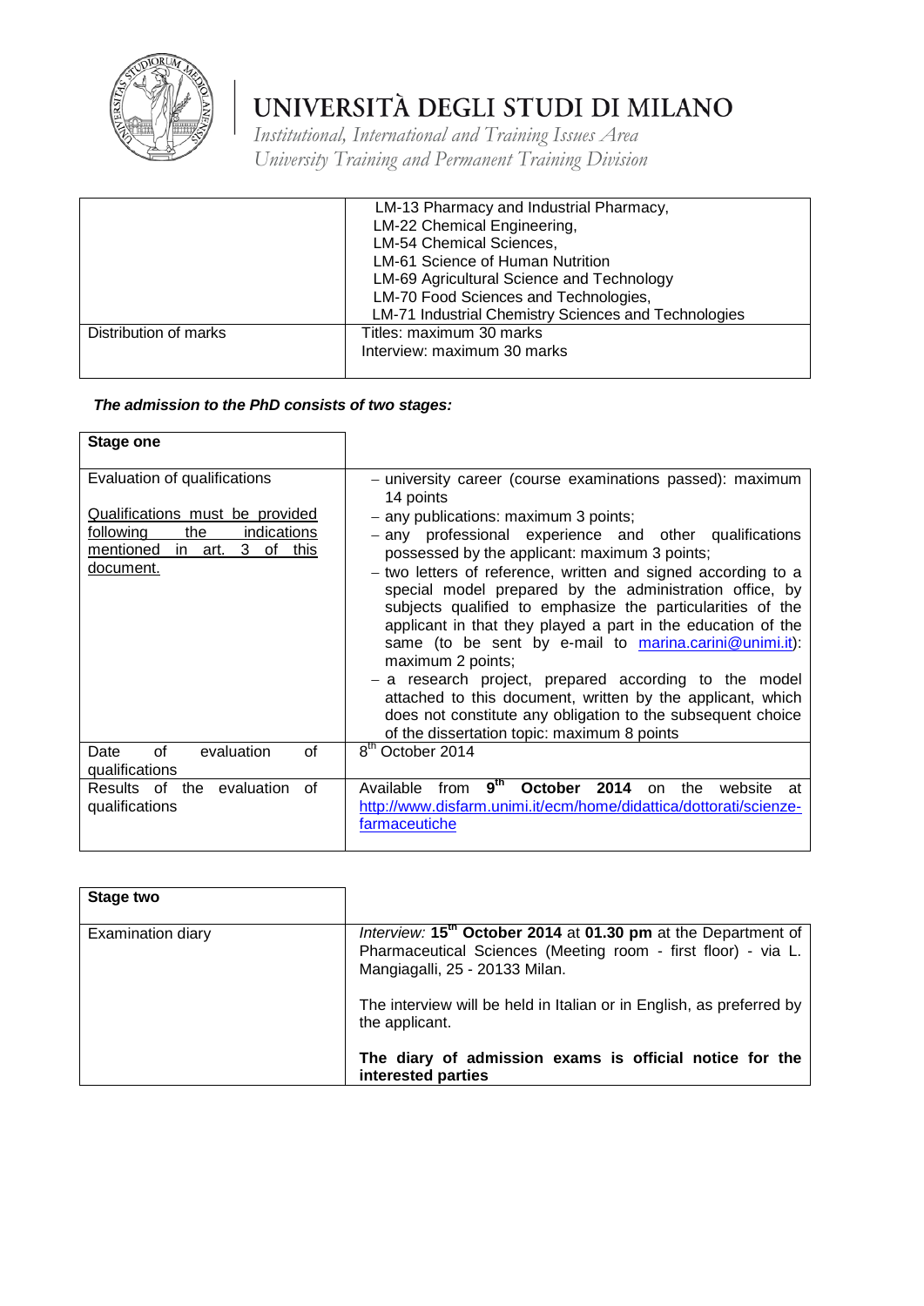| | |
|---|---|
| | LM-13 Pharmacy and Industrial Pharmacy,<br>LM-22 Chemical Engineering,<br>LM-54 Chemical Sciences,<br>LM-61 Science of Human Nutrition<br>LM-69 Agricultural Science and Technology<br>LM-70 Food Sciences and Technologies,<br>LM-71 Industrial Chemistry Sciences and Technologies |
| Distribution of marks | Titles: maximum 30 marks<br>Interview: maximum 30 marks |

***The admission to the PhD consists of two stages:***

| **Stage one** | |
|---|---|
| Evaluation of qualifications<br><br>Qualifications must be provided following the indications mentioned in art. 3 of this document. | – university career (course examinations passed): maximum 14 points<br>– any publications: maximum 3 points;<br>– any professional experience and other qualifications possessed by the applicant: maximum 3 points;<br>– two letters of reference, written and signed according to a special model prepared by the administration office, by subjects qualified to emphasize the particularities of the applicant in that they played a part in the education of the same (to be sent by e-mail to marina.carini@unimi.it): maximum 2 points;<br>– a research project, prepared according to the model attached to this document, written by the applicant, which does not constitute any obligation to the subsequent choice of the dissertation topic: maximum 8 points |
| Date of evaluation of qualifications | 8th October 2014 |
| Results of the evaluation of qualifications | Available from **9th October 2014** on the website at http://www.disfarm.unimi.it/ecm/home/didattica/dottorati/scienze-farmaceutiche |

| **Stage two** | |
|---|---|
| Examination diary | *Interview:* **15th October 2014** at **01.30 pm** at the Department of Pharmaceutical Sciences (Meeting room - first floor) - via L. Mangiagalli, 25 - 20133 Milan.<br><br>The interview will be held in Italian or in English, as preferred by the applicant.<br><br>**The diary of admission exams is official notice for the interested parties** |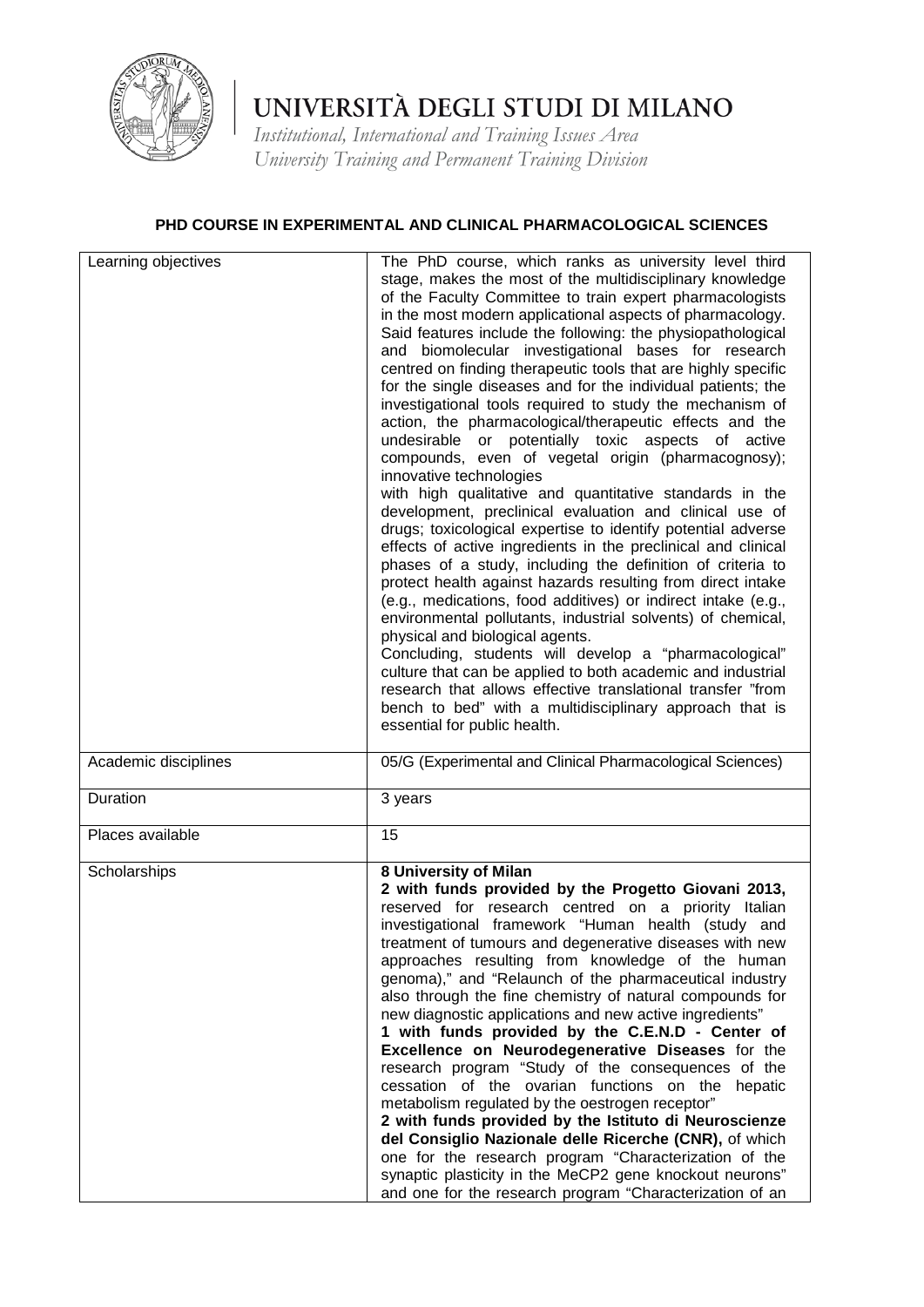# UNIVERSITÀ DEGLI STUDI DI MILANO

*Institutional, International and Training Issues Area*
*University Training and Permanent Training Division*

**PHD COURSE IN EXPERIMENTAL AND CLINICAL PHARMACOLOGICAL SCIENCES**

| | |
|---|---|
| Learning objectives | The PhD course, which ranks as university level third stage, makes the most of the multidisciplinary knowledge of the Faculty Committee to train expert pharmacologists in the most modern applicational aspects of pharmacology. Said features include the following: the physiopathological and biomolecular investigational bases for research centred on finding therapeutic tools that are highly specific for the single diseases and for the individual patients; the investigational tools required to study the mechanism of action, the pharmacological/therapeutic effects and the undesirable or potentially toxic aspects of active compounds, even of vegetal origin (pharmacognosy); innovative technologies with high qualitative and quantitative standards in the development, preclinical evaluation and clinical use of drugs; toxicological expertise to identify potential adverse effects of active ingredients in the preclinical and clinical phases of a study, including the definition of criteria to protect health against hazards resulting from direct intake (e.g., medications, food additives) or indirect intake (e.g., environmental pollutants, industrial solvents) of chemical, physical and biological agents.<br>Concluding, students will develop a "pharmacological" culture that can be applied to both academic and industrial research that allows effective translational transfer "from bench to bed" with a multidisciplinary approach that is essential for public health. |
| Academic disciplines | 05/G (Experimental and Clinical Pharmacological Sciences) |
| Duration | 3 years |
| Places available | 15 |
| Scholarships | **8 University of Milan**<br>**2 with funds provided by the Progetto Giovani 2013,** reserved for research centred on a priority Italian investigational framework "Human health (study and treatment of tumours and degenerative diseases with new approaches resulting from knowledge of the human genoma)," and "Relaunch of the pharmaceutical industry also through the fine chemistry of natural compounds for new diagnostic applications and new active ingredients"<br>**1 with funds provided by the C.E.N.D - Center of Excellence on Neurodegenerative Diseases** for the research program "Study of the consequences of the cessation of the ovarian functions on the hepatic metabolism regulated by the oestrogen receptor"<br>**2 with funds provided by the Istituto di Neuroscienze del Consiglio Nazionale delle Ricerche (CNR),** of which one for the research program "Characterization of the synaptic plasticity in the MeCP2 gene knockout neurons" and one for the research program "Characterization of an |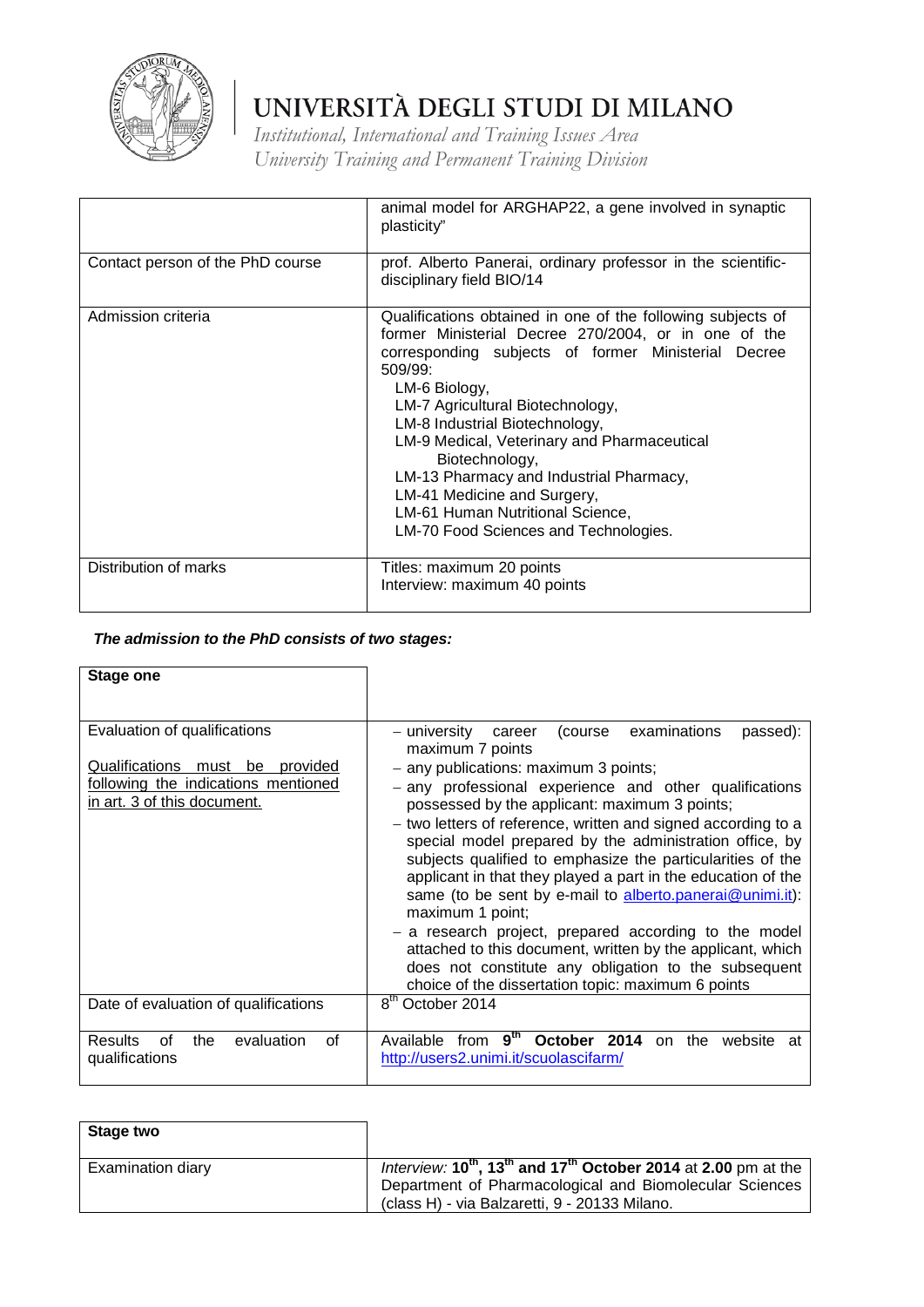| | |
|---|---|
| | animal model for ARGHAP22, a gene involved in synaptic plasticity" |
| Contact person of the PhD course | prof. Alberto Panerai, ordinary professor in the scientific-disciplinary field BIO/14 |
| Admission criteria | Qualifications obtained in one of the following subjects of former Ministerial Decree 270/2004, or in one of the corresponding subjects of former Ministerial Decree 509/99:<br>LM-6 Biology,<br>LM-7 Agricultural Biotechnology,<br>LM-8 Industrial Biotechnology,<br>LM-9 Medical, Veterinary and Pharmaceutical Biotechnology,<br>LM-13 Pharmacy and Industrial Pharmacy,<br>LM-41 Medicine and Surgery,<br>LM-61 Human Nutritional Science,<br>LM-70 Food Sciences and Technologies. |
| Distribution of marks | Titles: maximum 20 points<br>Interview: maximum 40 points |

***The admission to the PhD consists of two stages:***

| **Stage one** | |
|---|---|
| Evaluation of qualifications<br><br>Qualifications must be provided following the indications mentioned in art. 3 of this document. | – university career (course examinations passed): maximum 7 points<br>– any publications: maximum 3 points;<br>– any professional experience and other qualifications possessed by the applicant: maximum 3 points;<br>– two letters of reference, written and signed according to a special model prepared by the administration office, by subjects qualified to emphasize the particularities of the applicant in that they played a part in the education of the same (to be sent by e-mail to alberto.panerai@unimi.it): maximum 1 point;<br>– a research project, prepared according to the model attached to this document, written by the applicant, which does not constitute any obligation to the subsequent choice of the dissertation topic: maximum 6 points |
| Date of evaluation of qualifications | 8th October 2014 |
| Results of the evaluation of qualifications | Available from **9th October 2014** on the website at http://users2.unimi.it/scuolascifarm/ |

| **Stage two** | |
|---|---|
| Examination diary | *Interview:* **10th, 13th and 17th October 2014** at **2.00** pm at the Department of Pharmacological and Biomolecular Sciences (class H) - via Balzaretti, 9 - 20133 Milano. |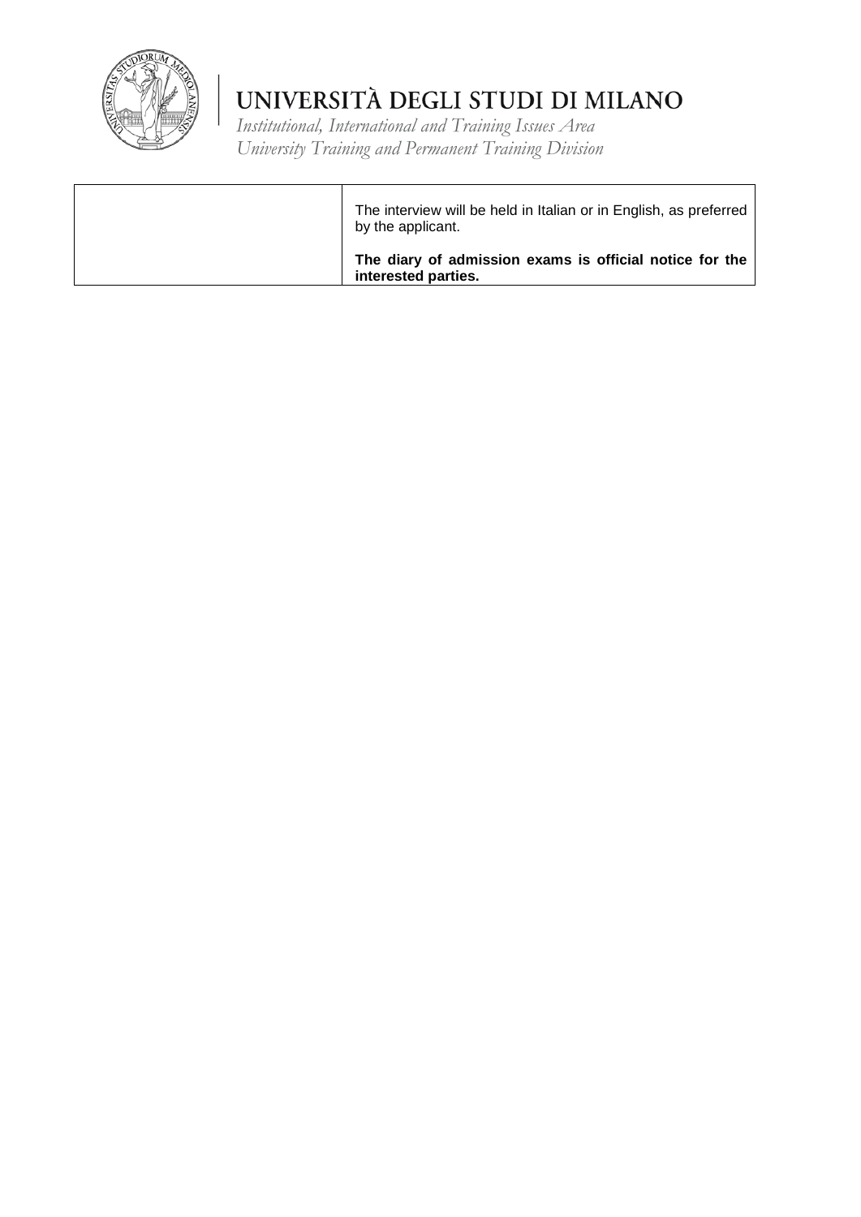|  |  |
|---|---|
|  | The interview will be held in Italian or in English, as preferred by the applicant.<br><br>**The diary of admission exams is official notice for the interested parties.** |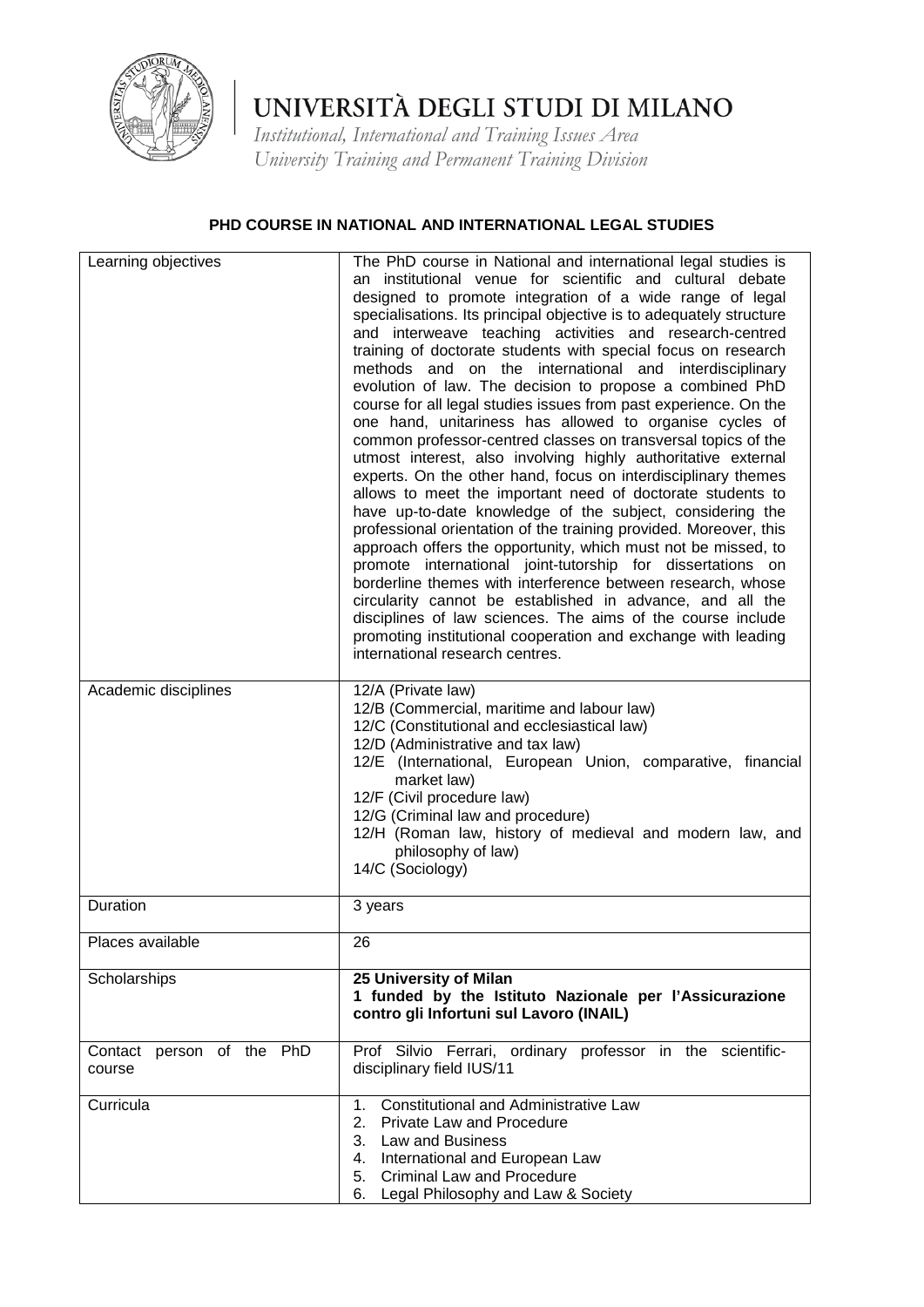# UNIVERSITÀ DEGLI STUDI DI MILANO

*Institutional, International and Training Issues Area*
*University Training and Permanent Training Division*

## PHD COURSE IN NATIONAL AND INTERNATIONAL LEGAL STUDIES

| | |
|---|---|
| Learning objectives | The PhD course in National and international legal studies is an institutional venue for scientific and cultural debate designed to promote integration of a wide range of legal specialisations. Its principal objective is to adequately structure and interweave teaching activities and research-centred training of doctorate students with special focus on research methods and on the international and interdisciplinary evolution of law. The decision to propose a combined PhD course for all legal studies issues from past experience. On the one hand, unitariness has allowed to organise cycles of common professor-centred classes on transversal topics of the utmost interest, also involving highly authoritative external experts. On the other hand, focus on interdisciplinary themes allows to meet the important need of doctorate students to have up-to-date knowledge of the subject, considering the professional orientation of the training provided. Moreover, this approach offers the opportunity, which must not be missed, to promote international joint-tutorship for dissertations on borderline themes with interference between research, whose circularity cannot be established in advance, and all the disciplines of law sciences. The aims of the course include promoting institutional cooperation and exchange with leading international research centres. |
| Academic disciplines | 12/A (Private law)<br>12/B (Commercial, maritime and labour law)<br>12/C (Constitutional and ecclesiastical law)<br>12/D (Administrative and tax law)<br>12/E (International, European Union, comparative, financial market law)<br>12/F (Civil procedure law)<br>12/G (Criminal law and procedure)<br>12/H (Roman law, history of medieval and modern law, and philosophy of law)<br>14/C (Sociology) |
| Duration | 3 years |
| Places available | 26 |
| Scholarships | **25 University of Milan**<br>**1 funded by the Istituto Nazionale per l'Assicurazione contro gli Infortuni sul Lavoro (INAIL)** |
| Contact person of the PhD course | Prof Silvio Ferrari, ordinary professor in the scientific-disciplinary field IUS/11 |
| Curricula | 1. Constitutional and Administrative Law<br>2. Private Law and Procedure<br>3. Law and Business<br>4. International and European Law<br>5. Criminal Law and Procedure<br>6. Legal Philosophy and Law & Society |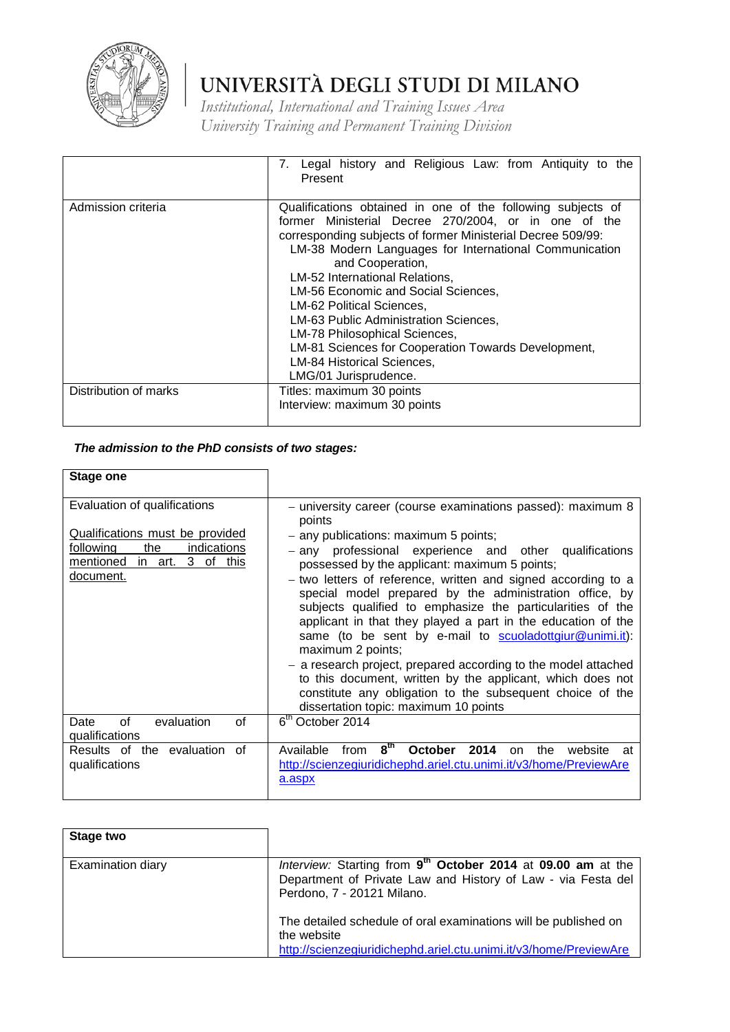# UNIVERSITÀ DEGLI STUDI DI MILANO

*Institutional, International and Training Issues Area*
*University Training and Permanent Training Division*

| | |
|---|---|
| | 7. Legal history and Religious Law: from Antiquity to the Present |
| Admission criteria | Qualifications obtained in one of the following subjects of former Ministerial Decree 270/2004, or in one of the corresponding subjects of former Ministerial Decree 509/99: LM-38 Modern Languages for International Communication and Cooperation, LM-52 International Relations, LM-56 Economic and Social Sciences, LM-62 Political Sciences, LM-63 Public Administration Sciences, LM-78 Philosophical Sciences, LM-81 Sciences for Cooperation Towards Development, LM-84 Historical Sciences, LMG/01 Jurisprudence. |
| Distribution of marks | Titles: maximum 30 points<br>Interview: maximum 30 points |

***The admission to the PhD consists of two stages:***

| **Stage one** | |
|---|---|
| Evaluation of qualifications<br><br>Qualifications must be provided following the indications mentioned in art. 3 of this document. | – university career (course examinations passed): maximum 8 points<br>– any publications: maximum 5 points;<br>– any professional experience and other qualifications possessed by the applicant: maximum 5 points;<br>– two letters of reference, written and signed according to a special model prepared by the administration office, by subjects qualified to emphasize the particularities of the applicant in that they played a part in the education of the same (to be sent by e-mail to scuoladottgiur@unimi.it): maximum 2 points;<br>– a research project, prepared according to the model attached to this document, written by the applicant, which does not constitute any obligation to the subsequent choice of the dissertation topic: maximum 10 points |
| Date of evaluation of qualifications | 6th October 2014 |
| Results of the evaluation of qualifications | Available from **8th October 2014** on the website at http://scienzegiuridichephd.ariel.ctu.unimi.it/v3/home/PreviewArea.aspx |

| **Stage two** | |
|---|---|
| Examination diary | *Interview:* Starting from **9th October 2014** at **09.00 am** at the Department of Private Law and History of Law - via Festa del Perdono, 7 - 20121 Milano.<br><br>The detailed schedule of oral examinations will be published on the website http://scienzegiuridichephd.ariel.ctu.unimi.it/v3/home/PreviewAre |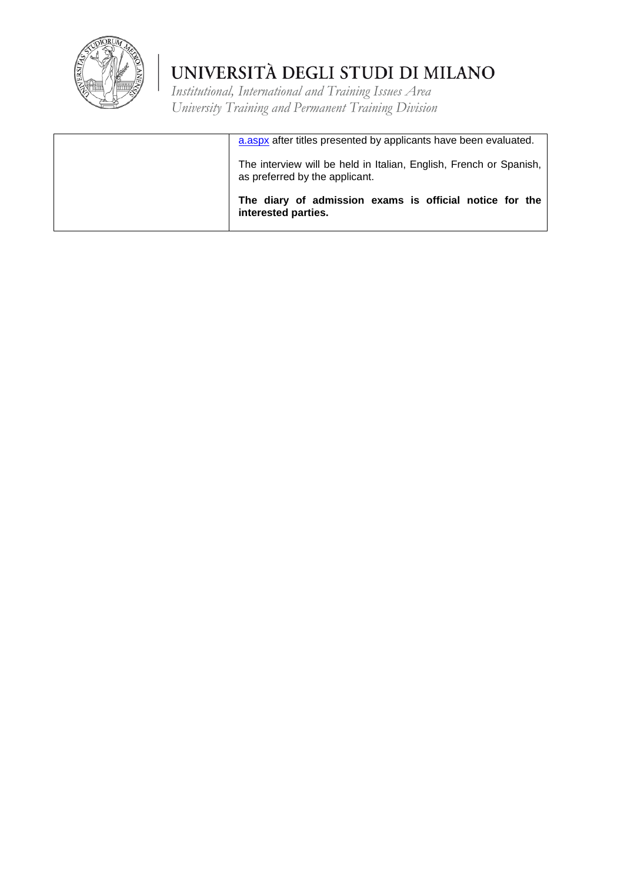| | |
|---|---|
| | a.aspx after titles presented by applicants have been evaluated.<br><br>The interview will be held in Italian, English, French or Spanish, as preferred by the applicant.<br><br>**The diary of admission exams is official notice for the interested parties.** |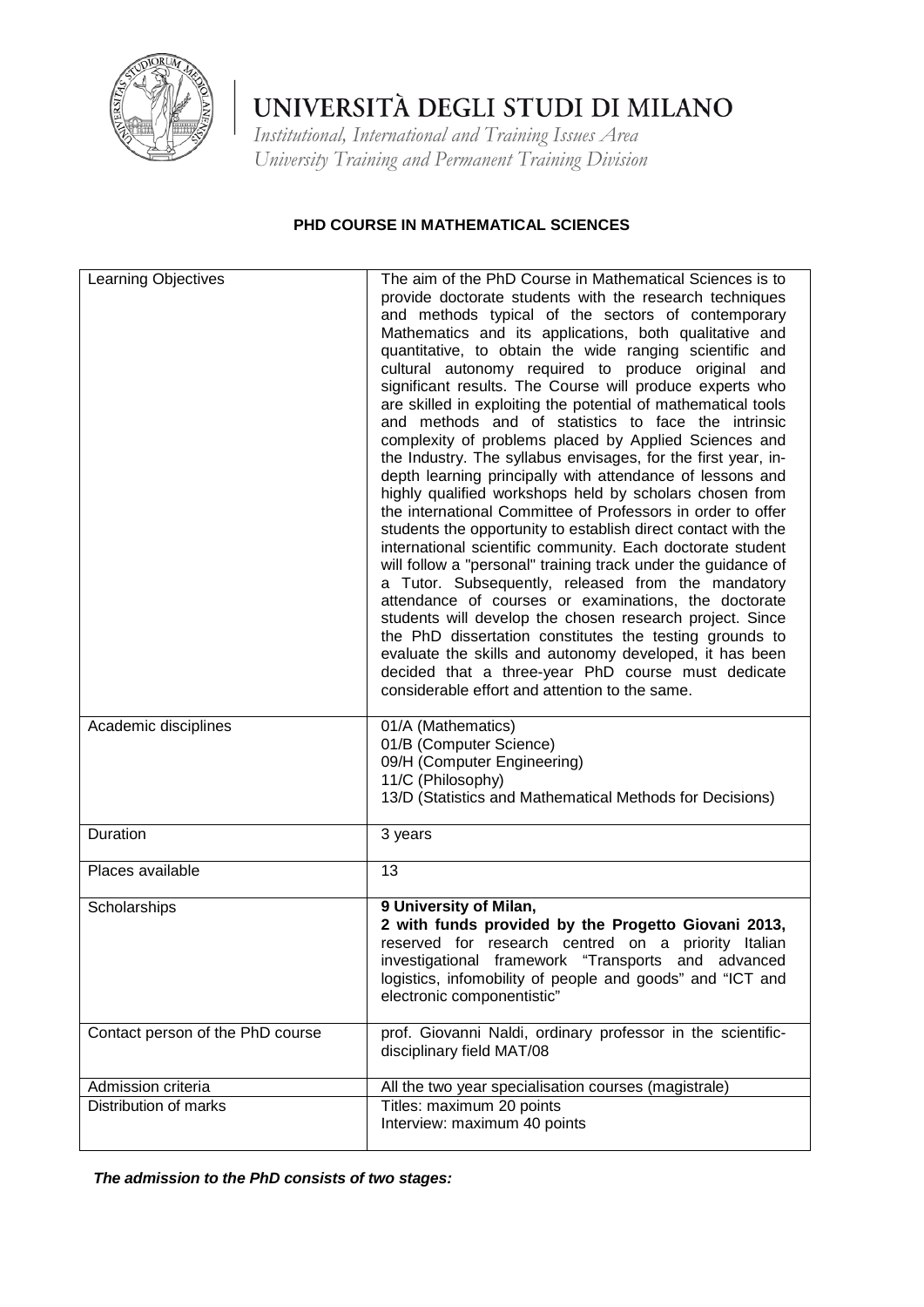# UNIVERSITÀ DEGLI STUDI DI MILANO

*Institutional, International and Training Issues Area*
*University Training and Permanent Training Division*

## PHD COURSE IN MATHEMATICAL SCIENCES

| | |
|---|---|
| Learning Objectives | The aim of the PhD Course in Mathematical Sciences is to provide doctorate students with the research techniques and methods typical of the sectors of contemporary Mathematics and its applications, both qualitative and quantitative, to obtain the wide ranging scientific and cultural autonomy required to produce original and significant results. The Course will produce experts who are skilled in exploiting the potential of mathematical tools and methods and of statistics to face the intrinsic complexity of problems placed by Applied Sciences and the Industry. The syllabus envisages, for the first year, in-depth learning principally with attendance of lessons and highly qualified workshops held by scholars chosen from the international Committee of Professors in order to offer students the opportunity to establish direct contact with the international scientific community. Each doctorate student will follow a "personal" training track under the guidance of a Tutor. Subsequently, released from the mandatory attendance of courses or examinations, the doctorate students will develop the chosen research project. Since the PhD dissertation constitutes the testing grounds to evaluate the skills and autonomy developed, it has been decided that a three-year PhD course must dedicate considerable effort and attention to the same. |
| Academic disciplines | 01/A (Mathematics)<br>01/B (Computer Science)<br>09/H (Computer Engineering)<br>11/C (Philosophy)<br>13/D (Statistics and Mathematical Methods for Decisions) |
| Duration | 3 years |
| Places available | 13 |
| Scholarships | **9 University of Milan,**<br>**2 with funds provided by the Progetto Giovani 2013,** reserved for research centred on a priority Italian investigational framework "Transports and advanced logistics, infomobility of people and goods" and "ICT and electronic componentistic" |
| Contact person of the PhD course | prof. Giovanni Naldi, ordinary professor in the scientific-disciplinary field MAT/08 |
| Admission criteria | All the two year specialisation courses (magistrale) |
| Distribution of marks | Titles: maximum 20 points<br>Interview: maximum 40 points |

***The admission to the PhD consists of two stages:***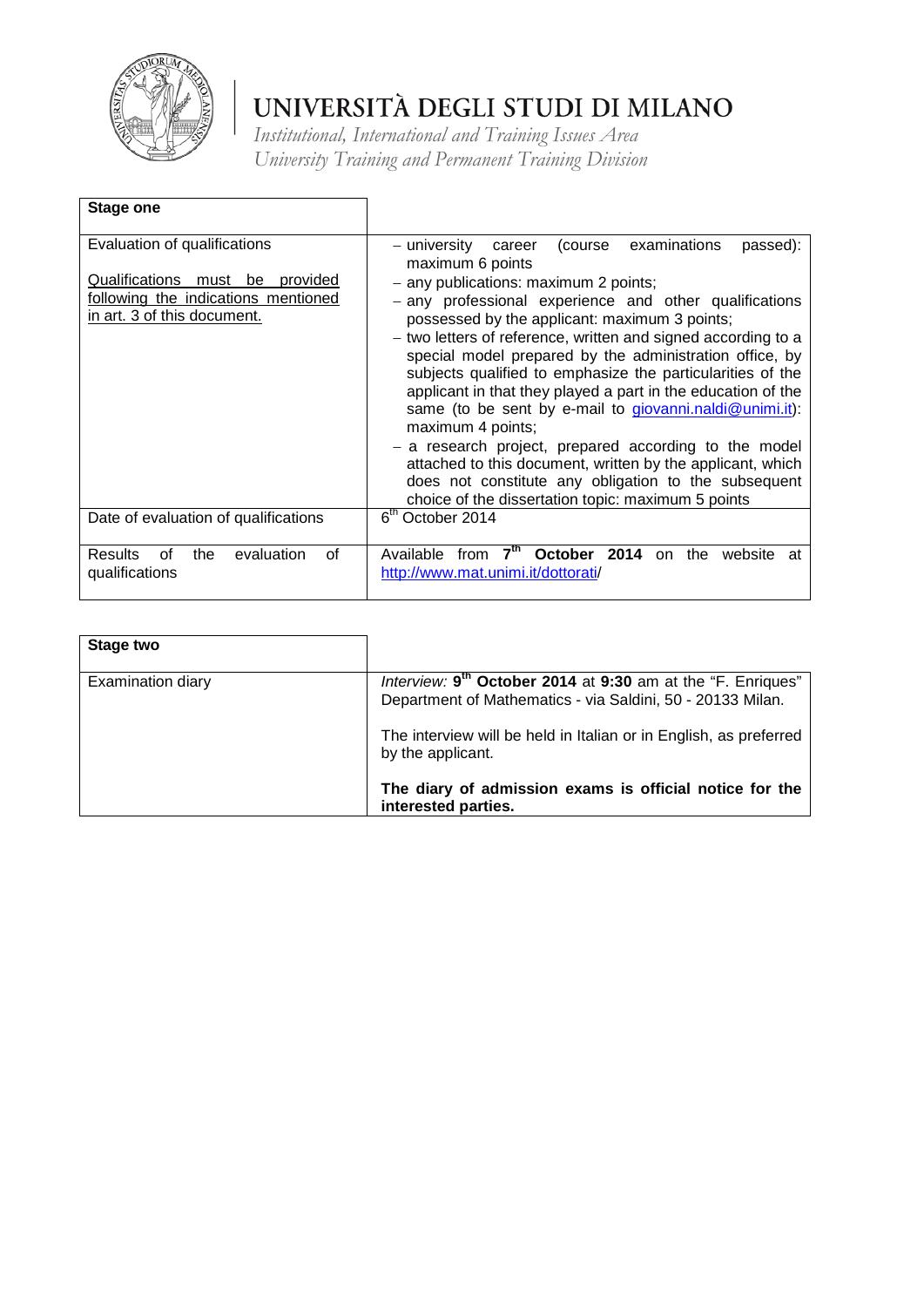# UNIVERSITÀ DEGLI STUDI DI MILANO

*Institutional, International and Training Issues Area*
*University Training and Permanent Training Division*

| **Stage one** | |
|---|---|
| Evaluation of qualifications<br><br>Qualifications must be provided following the indications mentioned in art. 3 of this document. | – university career (course examinations passed): maximum 6 points<br>– any publications: maximum 2 points;<br>– any professional experience and other qualifications possessed by the applicant: maximum 3 points;<br>– two letters of reference, written and signed according to a special model prepared by the administration office, by subjects qualified to emphasize the particularities of the applicant in that they played a part in the education of the same (to be sent by e-mail to giovanni.naldi@unimi.it): maximum 4 points;<br>– a research project, prepared according to the model attached to this document, written by the applicant, which does not constitute any obligation to the subsequent choice of the dissertation topic: maximum 5 points |
| Date of evaluation of qualifications | 6th October 2014 |
| Results of the evaluation of qualifications | Available from **7th October 2014** on the website at http://www.mat.unimi.it/dottorati/ |

| **Stage two** | |
|---|---|
| Examination diary | *Interview:* **9th October 2014** at **9:30** am at the "F. Enriques" Department of Mathematics - via Saldini, 50 - 20133 Milan.<br><br>The interview will be held in Italian or in English, as preferred by the applicant.<br><br>**The diary of admission exams is official notice for the interested parties.** |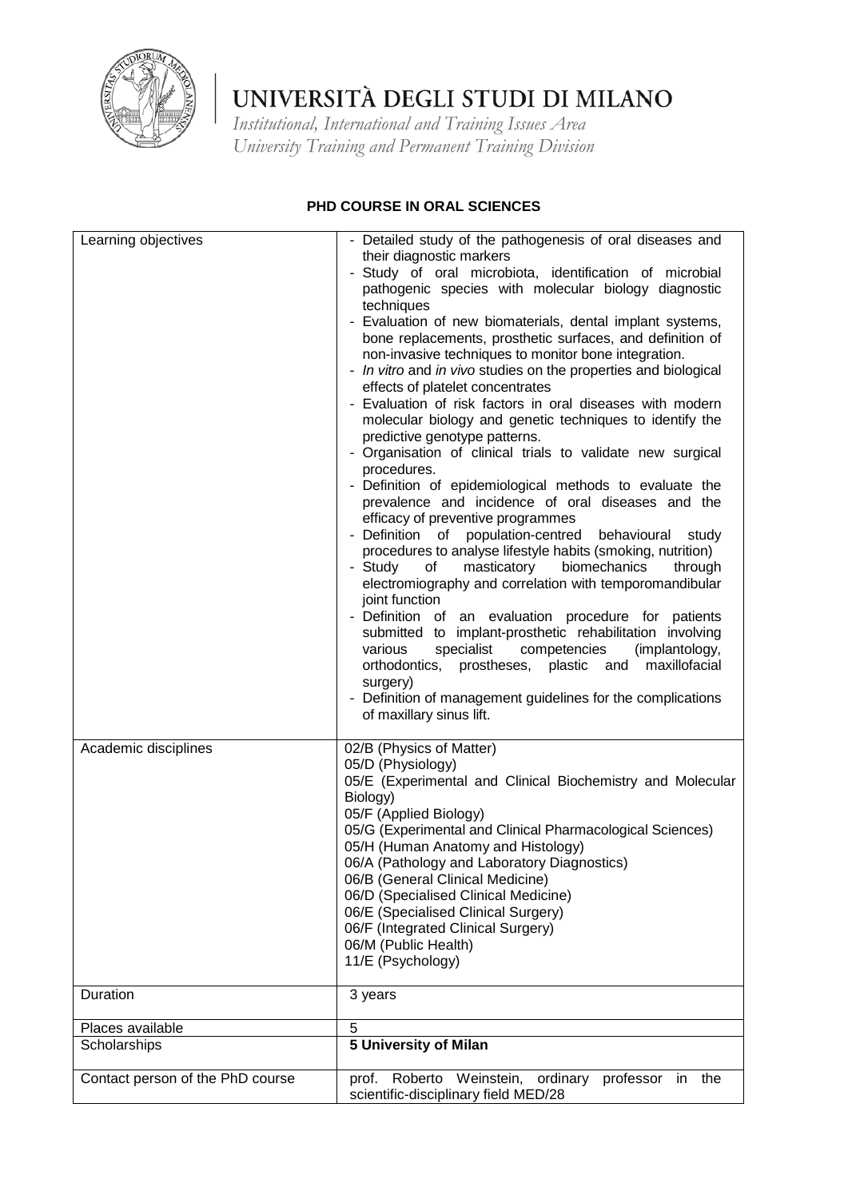# UNIVERSITÀ DEGLI STUDI DI MILANO

*Institutional, International and Training Issues Area*
*University Training and Permanent Training Division*

**PHD COURSE IN ORAL SCIENCES**

| | |
|---|---|
| Learning objectives | - Detailed study of the pathogenesis of oral diseases and their diagnostic markers<br>- Study of oral microbiota, identification of microbial pathogenic species with molecular biology diagnostic techniques<br>- Evaluation of new biomaterials, dental implant systems, bone replacements, prosthetic surfaces, and definition of non-invasive techniques to monitor bone integration.<br>- *In vitro* and *in vivo* studies on the properties and biological effects of platelet concentrates<br>- Evaluation of risk factors in oral diseases with modern molecular biology and genetic techniques to identify the predictive genotype patterns.<br>- Organisation of clinical trials to validate new surgical procedures.<br>- Definition of epidemiological methods to evaluate the prevalence and incidence of oral diseases and the efficacy of preventive programmes<br>- Definition of population-centred behavioural study procedures to analyse lifestyle habits (smoking, nutrition)<br>- Study of masticatory biomechanics through electromiography and correlation with temporomandibular joint function<br>- Definition of an evaluation procedure for patients submitted to implant-prosthetic rehabilitation involving various specialist competencies (implantology, orthodontics, prostheses, plastic and maxillofacial surgery)<br>- Definition of management guidelines for the complications of maxillary sinus lift. |
| Academic disciplines | 02/B (Physics of Matter)<br>05/D (Physiology)<br>05/E (Experimental and Clinical Biochemistry and Molecular Biology)<br>05/F (Applied Biology)<br>05/G (Experimental and Clinical Pharmacological Sciences)<br>05/H (Human Anatomy and Histology)<br>06/A (Pathology and Laboratory Diagnostics)<br>06/B (General Clinical Medicine)<br>06/D (Specialised Clinical Medicine)<br>06/E (Specialised Clinical Surgery)<br>06/F (Integrated Clinical Surgery)<br>06/M (Public Health)<br>11/E (Psychology) |
| Duration | 3 years |
| Places available | 5 |
| Scholarships | **5 University of Milan** |
| Contact person of the PhD course | prof. Roberto Weinstein, ordinary professor in the scientific-disciplinary field MED/28 |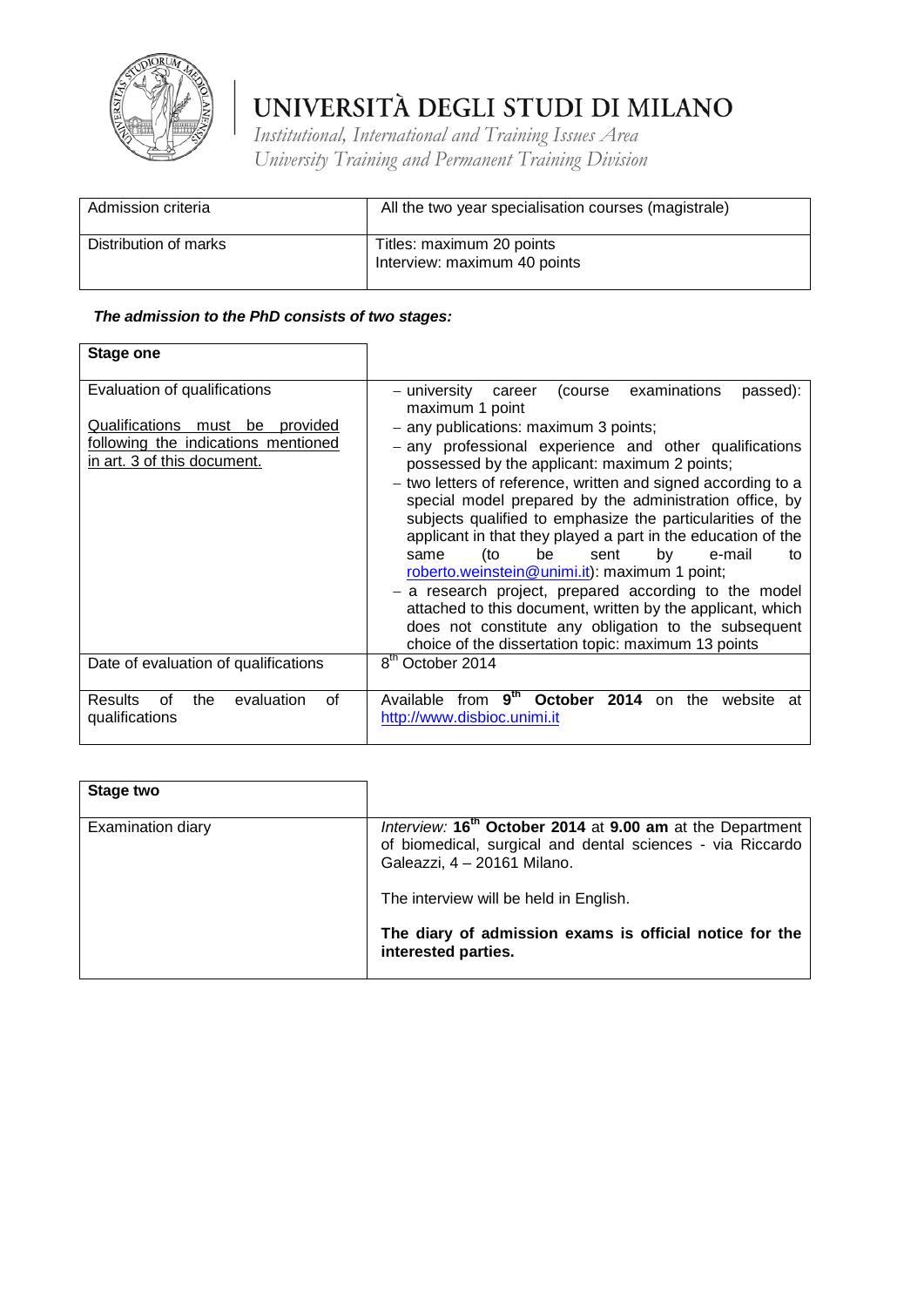# UNIVERSITÀ DEGLI STUDI DI MILANO

*Institutional, International and Training Issues Area*
*University Training and Permanent Training Division*

| Admission criteria | All the two year specialisation courses (magistrale) |
|---|---|
| Distribution of marks | Titles: maximum 20 points<br>Interview: maximum 40 points |

***The admission to the PhD consists of two stages:***

| **Stage one** | |
|---|---|
| Evaluation of qualifications<br><br>Qualifications must be provided following the indications mentioned in art. 3 of this document. | – university career (course examinations passed): maximum 1 point<br>– any publications: maximum 3 points;<br>– any professional experience and other qualifications possessed by the applicant: maximum 2 points;<br>– two letters of reference, written and signed according to a special model prepared by the administration office, by subjects qualified to emphasize the particularities of the applicant in that they played a part in the education of the same (to be sent by e-mail to roberto.weinstein@unimi.it): maximum 1 point;<br>– a research project, prepared according to the model attached to this document, written by the applicant, which does not constitute any obligation to the subsequent choice of the dissertation topic: maximum 13 points |
| Date of evaluation of qualifications | 8th October 2014 |
| Results of the evaluation of qualifications | Available from **9th October 2014** on the website at http://www.disbioc.unimi.it |

| **Stage two** | |
|---|---|
| Examination diary | *Interview:* **16th October 2014** at **9.00 am** at the Department of biomedical, surgical and dental sciences - via Riccardo Galeazzi, 4 – 20161 Milano.<br><br>The interview will be held in English.<br><br>**The diary of admission exams is official notice for the interested parties.** |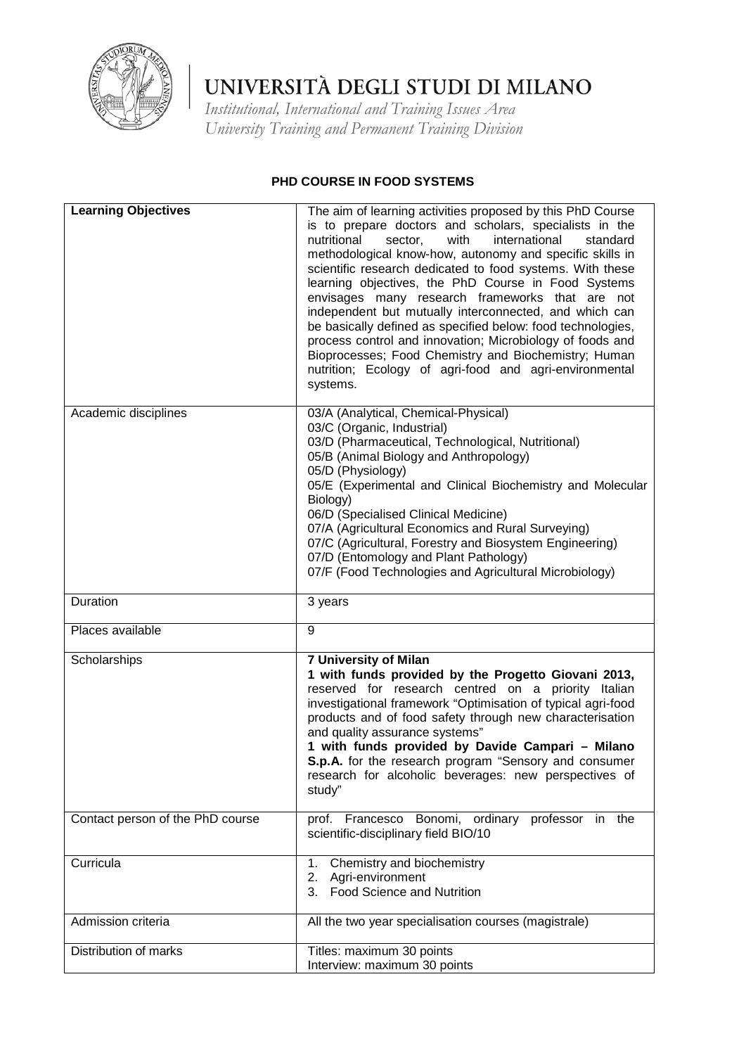# UNIVERSITÀ DEGLI STUDI DI MILANO

*Institutional, International and Training Issues Area*
*University Training and Permanent Training Division*

## PHD COURSE IN FOOD SYSTEMS

| **Learning Objectives** | The aim of learning activities proposed by this PhD Course is to prepare doctors and scholars, specialists in the nutritional sector, with international standard methodological know-how, autonomy and specific skills in scientific research dedicated to food systems. With these learning objectives, the PhD Course in Food Systems envisages many research frameworks that are not independent but mutually interconnected, and which can be basically defined as specified below: food technologies, process control and innovation; Microbiology of foods and Bioprocesses; Food Chemistry and Biochemistry; Human nutrition; Ecology of agri-food and agri-environmental systems. |
|---|---|
| Academic disciplines | 03/A (Analytical, Chemical-Physical)<br>03/C (Organic, Industrial)<br>03/D (Pharmaceutical, Technological, Nutritional)<br>05/B (Animal Biology and Anthropology)<br>05/D (Physiology)<br>05/E (Experimental and Clinical Biochemistry and Molecular Biology)<br>06/D (Specialised Clinical Medicine)<br>07/A (Agricultural Economics and Rural Surveying)<br>07/C (Agricultural, Forestry and Biosystem Engineering)<br>07/D (Entomology and Plant Pathology)<br>07/F (Food Technologies and Agricultural Microbiology) |
| Duration | 3 years |
| Places available | 9 |
| Scholarships | **7 University of Milan**<br>**1 with funds provided by the Progetto Giovani 2013,** reserved for research centred on a priority Italian investigational framework "Optimisation of typical agri-food products and of food safety through new characterisation and quality assurance systems"<br>**1 with funds provided by Davide Campari – Milano S.p.A.** for the research program "Sensory and consumer research for alcoholic beverages: new perspectives of study" |
| Contact person of the PhD course | prof. Francesco Bonomi, ordinary professor in the scientific-disciplinary field BIO/10 |
| Curricula | 1. Chemistry and biochemistry<br>2. Agri-environment<br>3. Food Science and Nutrition |
| Admission criteria | All the two year specialisation courses (magistrale) |
| Distribution of marks | Titles: maximum 30 points<br>Interview: maximum 30 points |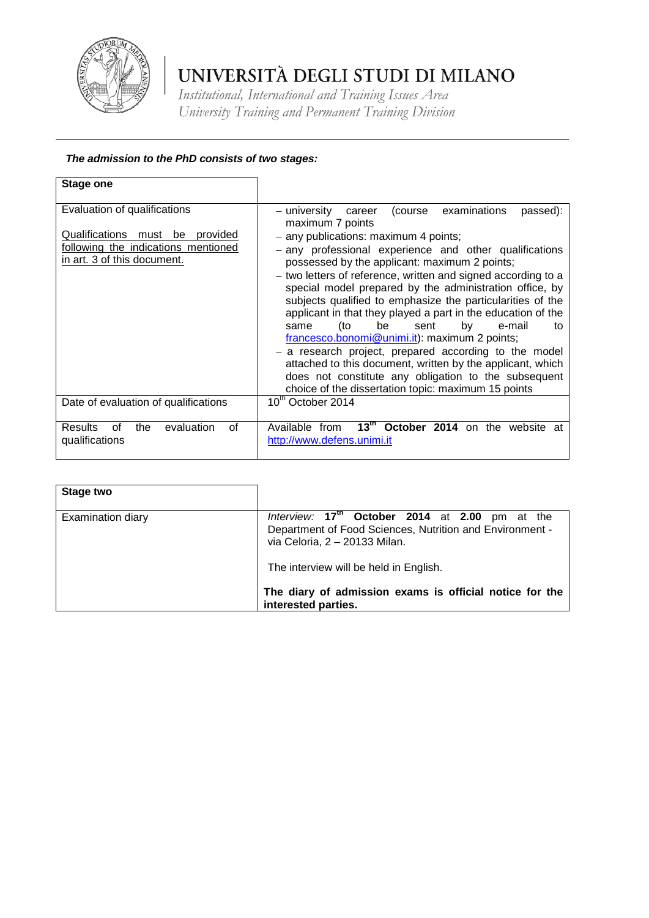# UNIVERSITÀ DEGLI STUDI DI MILANO

*Institutional, International and Training Issues Area*
*University Training and Permanent Training Division*

***The admission to the PhD consists of two stages:***

| **Stage one** | |
|---|---|
| Evaluation of qualifications<br><br><u>Qualifications must be provided following the indications mentioned in art. 3 of this document.</u> | – university career (course examinations passed): maximum 7 points<br>– any publications: maximum 4 points;<br>– any professional experience and other qualifications possessed by the applicant: maximum 2 points;<br>– two letters of reference, written and signed according to a special model prepared by the administration office, by subjects qualified to emphasize the particularities of the applicant in that they played a part in the education of the same (to be sent by e-mail to francesco.bonomi@unimi.it): maximum 2 points;<br>– a research project, prepared according to the model attached to this document, written by the applicant, which does not constitute any obligation to the subsequent choice of the dissertation topic: maximum 15 points |
| Date of evaluation of qualifications | 10th October 2014 |
| Results of the evaluation of qualifications | Available from **13th October 2014** on the website at http://www.defens.unimi.it |

| **Stage two** | |
|---|---|
| Examination diary | *Interview:* **17th October 2014** at **2.00** pm at the Department of Food Sciences, Nutrition and Environment - via Celoria, 2 – 20133 Milan.<br><br>The interview will be held in English.<br><br>**The diary of admission exams is official notice for the interested parties.** |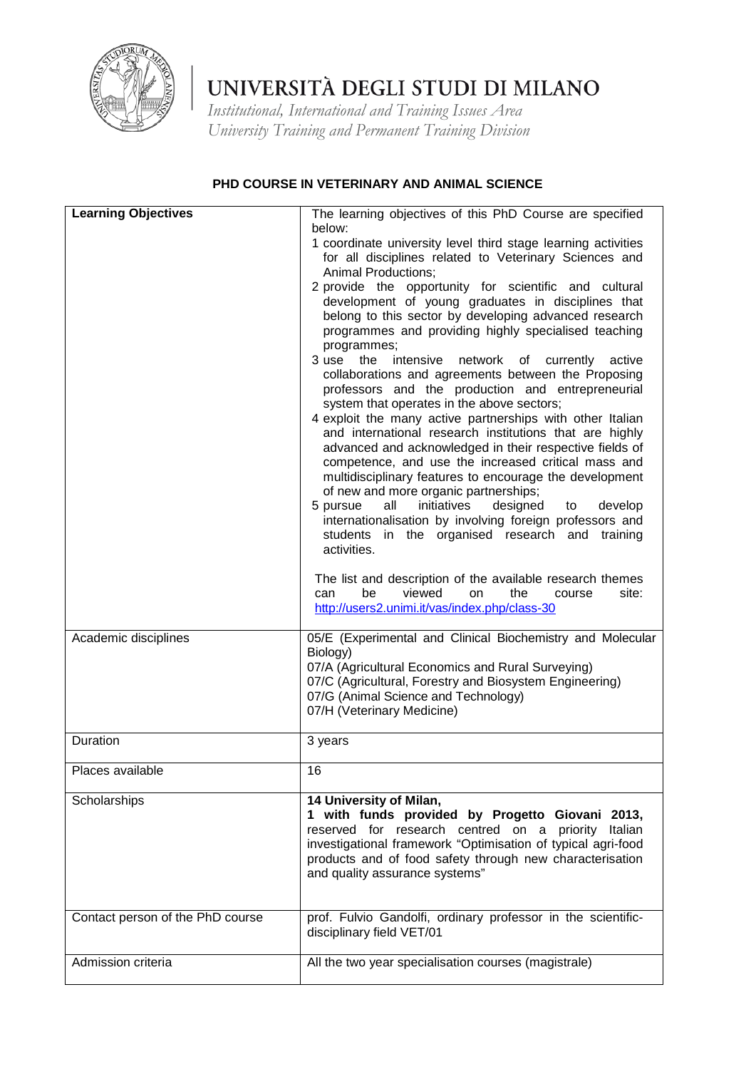# UNIVERSITÀ DEGLI STUDI DI MILANO

*Institutional, International and Training Issues Area*
*University Training and Permanent Training Division*

**PHD COURSE IN VETERINARY AND ANIMAL SCIENCE**

| **Learning Objectives** | The learning objectives of this PhD Course are specified below:<br>1 coordinate university level third stage learning activities for all disciplines related to Veterinary Sciences and Animal Productions;<br>2 provide the opportunity for scientific and cultural development of young graduates in disciplines that belong to this sector by developing advanced research programmes and providing highly specialised teaching programmes;<br>3 use the intensive network of currently active collaborations and agreements between the Proposing professors and the production and entrepreneurial system that operates in the above sectors;<br>4 exploit the many active partnerships with other Italian and international research institutions that are highly advanced and acknowledged in their respective fields of competence, and use the increased critical mass and multidisciplinary features to encourage the development of new and more organic partnerships;<br>5 pursue all initiatives designed to develop internationalisation by involving foreign professors and students in the organised research and training activities.<br><br>The list and description of the available research themes can be viewed on the course site: http://users2.unimi.it/vas/index.php/class-30 |
|---|---|
| Academic disciplines | 05/E (Experimental and Clinical Biochemistry and Molecular Biology)<br>07/A (Agricultural Economics and Rural Surveying)<br>07/C (Agricultural, Forestry and Biosystem Engineering)<br>07/G (Animal Science and Technology)<br>07/H (Veterinary Medicine) |
| Duration | 3 years |
| Places available | 16 |
| Scholarships | **14 University of Milan,**<br>**1 with funds provided by Progetto Giovani 2013,** reserved for research centred on a priority Italian investigational framework "Optimisation of typical agri-food products and of food safety through new characterisation and quality assurance systems" |
| Contact person of the PhD course | prof. Fulvio Gandolfi, ordinary professor in the scientific-disciplinary field VET/01 |
| Admission criteria | All the two year specialisation courses (magistrale) |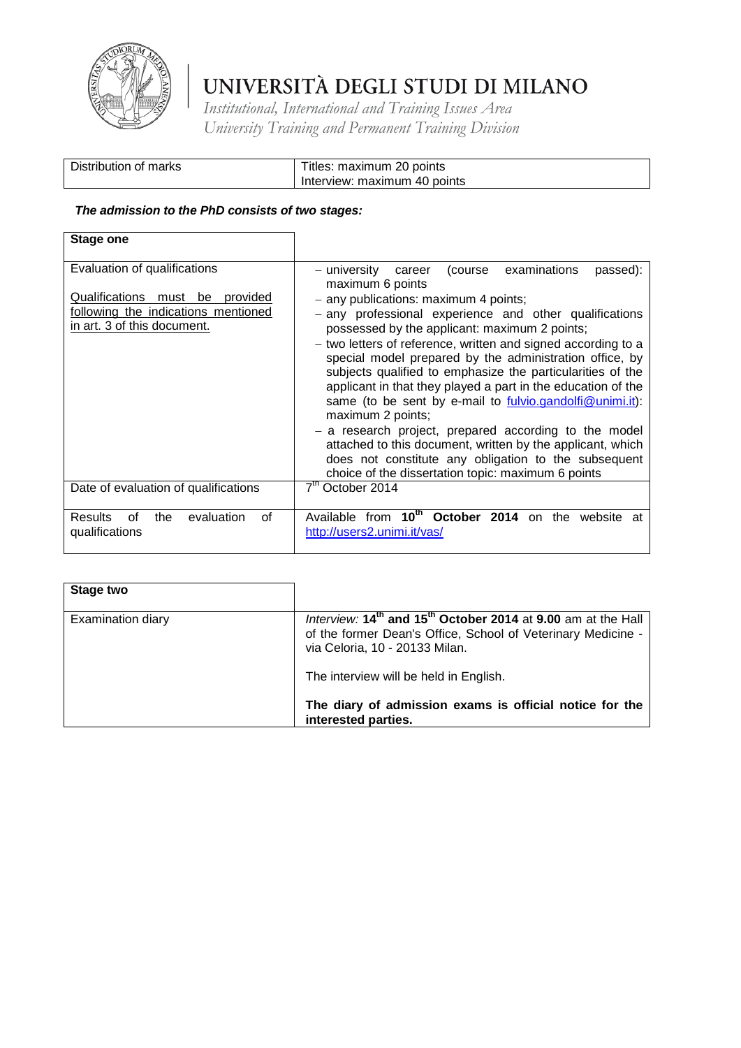# UNIVERSITÀ DEGLI STUDI DI MILANO

*Institutional, International and Training Issues Area*
*University Training and Permanent Training Division*

| Distribution of marks | Titles: maximum 20 points<br>Interview: maximum 40 points |
|---|---|

***The admission to the PhD consists of two stages:***

| **Stage one** | |
|---|---|
| Evaluation of qualifications<br><br>Qualifications must be provided following the indications mentioned in art. 3 of this document. | – university career (course examinations passed): maximum 6 points<br>– any publications: maximum 4 points;<br>– any professional experience and other qualifications possessed by the applicant: maximum 2 points;<br>– two letters of reference, written and signed according to a special model prepared by the administration office, by subjects qualified to emphasize the particularities of the applicant in that they played a part in the education of the same (to be sent by e-mail to fulvio.gandolfi@unimi.it): maximum 2 points;<br>– a research project, prepared according to the model attached to this document, written by the applicant, which does not constitute any obligation to the subsequent choice of the dissertation topic: maximum 6 points |
| Date of evaluation of qualifications | 7th October 2014 |
| Results of the evaluation of qualifications | Available from **10th October 2014** on the website at http://users2.unimi.it/vas/ |

| **Stage two** | |
|---|---|
| Examination diary | *Interview:* **14th and 15th October 2014** at **9.00** am at the Hall of the former Dean's Office, School of Veterinary Medicine - via Celoria, 10 - 20133 Milan.<br><br>The interview will be held in English.<br><br>**The diary of admission exams is official notice for the interested parties.** |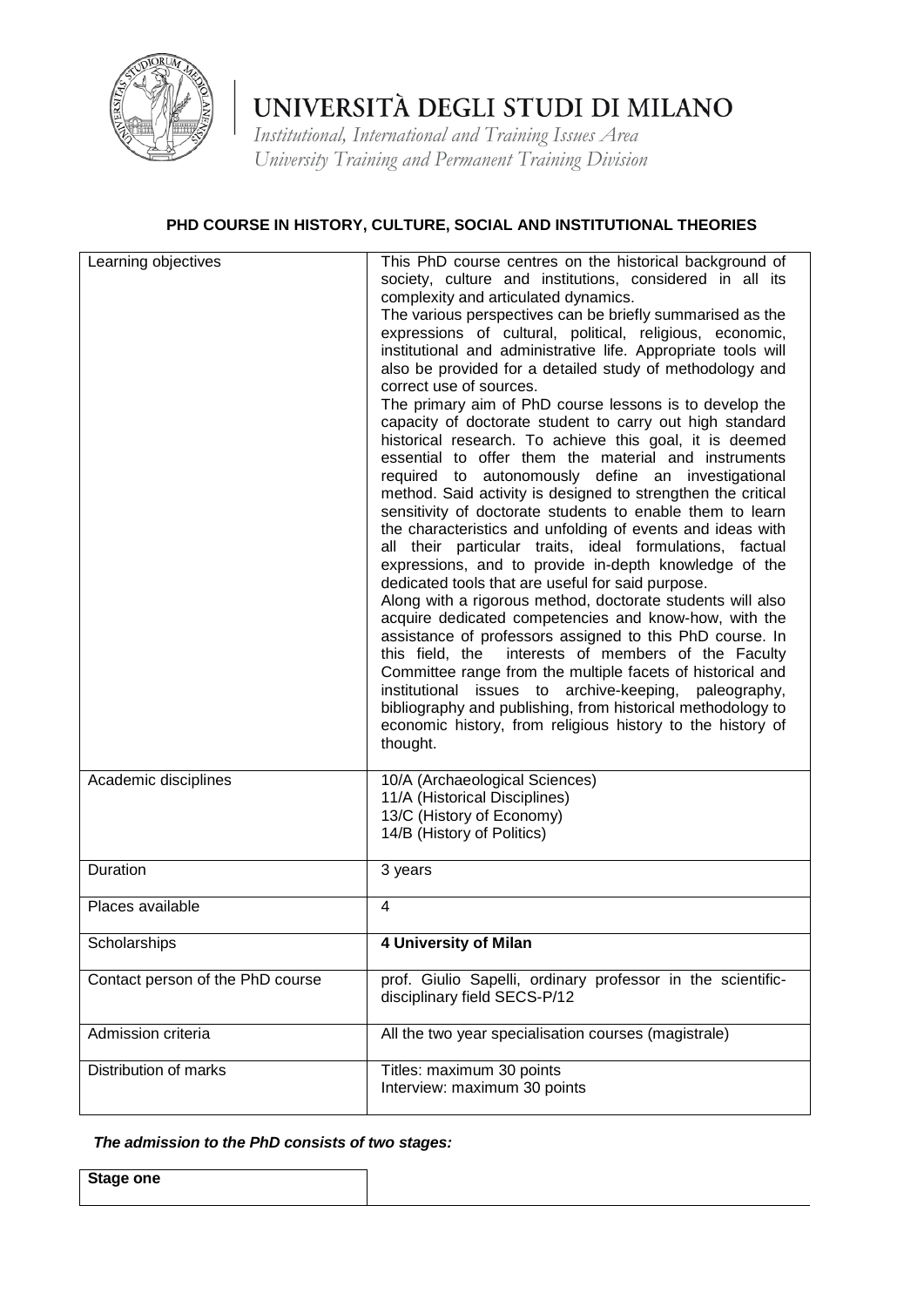# UNIVERSITÀ DEGLI STUDI DI MILANO

*Institutional, International and Training Issues Area*
*University Training and Permanent Training Division*

## PHD COURSE IN HISTORY, CULTURE, SOCIAL AND INSTITUTIONAL THEORIES

| | |
|---|---|
| Learning objectives | This PhD course centres on the historical background of society, culture and institutions, considered in all its complexity and articulated dynamics.<br>The various perspectives can be briefly summarised as the expressions of cultural, political, religious, economic, institutional and administrative life. Appropriate tools will also be provided for a detailed study of methodology and correct use of sources.<br>The primary aim of PhD course lessons is to develop the capacity of doctorate student to carry out high standard historical research. To achieve this goal, it is deemed essential to offer them the material and instruments required to autonomously define an investigational method. Said activity is designed to strengthen the critical sensitivity of doctorate students to enable them to learn the characteristics and unfolding of events and ideas with all their particular traits, ideal formulations, factual expressions, and to provide in-depth knowledge of the dedicated tools that are useful for said purpose.<br>Along with a rigorous method, doctorate students will also acquire dedicated competencies and know-how, with the assistance of professors assigned to this PhD course. In this field, the interests of members of the Faculty Committee range from the multiple facets of historical and institutional issues to archive-keeping, paleography, bibliography and publishing, from historical methodology to economic history, from religious history to the history of thought. |
| Academic disciplines | 10/A (Archaeological Sciences)<br>11/A (Historical Disciplines)<br>13/C (History of Economy)<br>14/B (History of Politics) |
| Duration | 3 years |
| Places available | 4 |
| Scholarships | **4 University of Milan** |
| Contact person of the PhD course | prof. Giulio Sapelli, ordinary professor in the scientific-disciplinary field SECS-P/12 |
| Admission criteria | All the two year specialisation courses (magistrale) |
| Distribution of marks | Titles: maximum 30 points<br>Interview: maximum 30 points |

***The admission to the PhD consists of two stages:***

| | |
|---|---|
| **Stage one** | |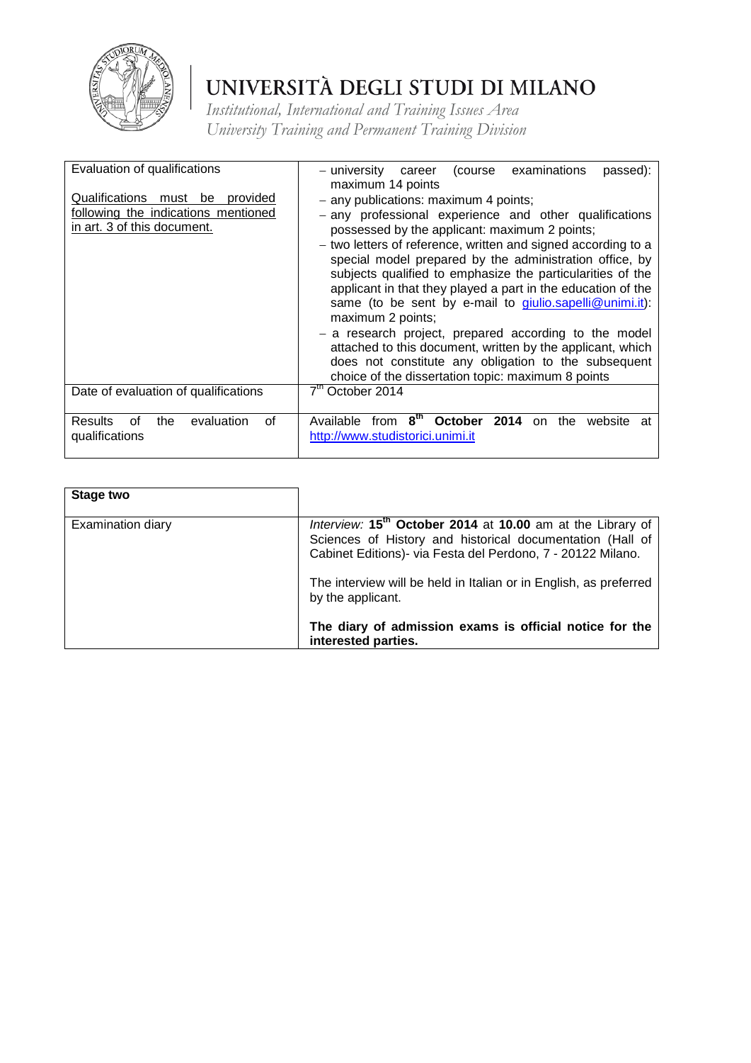| Evaluation of qualifications<br><br>Qualifications must be provided following the indications mentioned in art. 3 of this document. | – university career (course examinations passed): maximum 14 points<br>– any publications: maximum 4 points;<br>– any professional experience and other qualifications possessed by the applicant: maximum 2 points;<br>– two letters of reference, written and signed according to a special model prepared by the administration office, by subjects qualified to emphasize the particularities of the applicant in that they played a part in the education of the same (to be sent by e-mail to giulio.sapelli@unimi.it): maximum 2 points;<br>– a research project, prepared according to the model attached to this document, written by the applicant, which does not constitute any obligation to the subsequent choice of the dissertation topic: maximum 8 points |
|---|---|
| Date of evaluation of qualifications | 7th October 2014 |
| Results of the evaluation of qualifications | Available from **8th October 2014** on the website at http://www.studistorici.unimi.it |

| **Stage two** | |
|---|---|
| Examination diary | *Interview:* **15th October 2014** at **10.00** am at the Library of Sciences of History and historical documentation (Hall of Cabinet Editions)- via Festa del Perdono, 7 - 20122 Milano.<br><br>The interview will be held in Italian or in English, as preferred by the applicant.<br><br>**The diary of admission exams is official notice for the interested parties.** |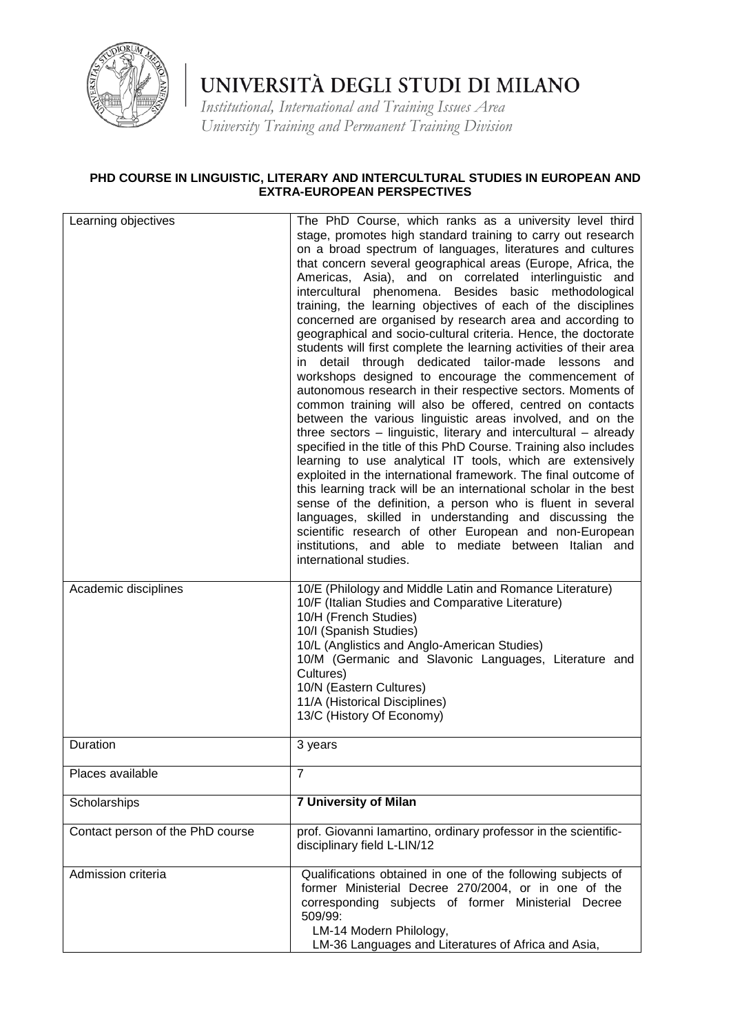# UNIVERSITÀ DEGLI STUDI DI MILANO

*Institutional, International and Training Issues Area*
*University Training and Permanent Training Division*

**PHD COURSE IN LINGUISTIC, LITERARY AND INTERCULTURAL STUDIES IN EUROPEAN AND EXTRA-EUROPEAN PERSPECTIVES**

| | |
|---|---|
| Learning objectives | The PhD Course, which ranks as a university level third stage, promotes high standard training to carry out research on a broad spectrum of languages, literatures and cultures that concern several geographical areas (Europe, Africa, the Americas, Asia), and on correlated interlinguistic and intercultural phenomena. Besides basic methodological training, the learning objectives of each of the disciplines concerned are organised by research area and according to geographical and socio-cultural criteria. Hence, the doctorate students will first complete the learning activities of their area in detail through dedicated tailor-made lessons and workshops designed to encourage the commencement of autonomous research in their respective sectors. Moments of common training will also be offered, centred on contacts between the various linguistic areas involved, and on the three sectors – linguistic, literary and intercultural – already specified in the title of this PhD Course. Training also includes learning to use analytical IT tools, which are extensively exploited in the international framework. The final outcome of this learning track will be an international scholar in the best sense of the definition, a person who is fluent in several languages, skilled in understanding and discussing the scientific research of other European and non-European institutions, and able to mediate between Italian and international studies. |
| Academic disciplines | 10/E (Philology and Middle Latin and Romance Literature)<br>10/F (Italian Studies and Comparative Literature)<br>10/H (French Studies)<br>10/I (Spanish Studies)<br>10/L (Anglistics and Anglo-American Studies)<br>10/M (Germanic and Slavonic Languages, Literature and Cultures)<br>10/N (Eastern Cultures)<br>11/A (Historical Disciplines)<br>13/C (History Of Economy) |
| Duration | 3 years |
| Places available | 7 |
| Scholarships | **7 University of Milan** |
| Contact person of the PhD course | prof. Giovanni Iamartino, ordinary professor in the scientific-disciplinary field L-LIN/12 |
| Admission criteria | Qualifications obtained in one of the following subjects of former Ministerial Decree 270/2004, or in one of the corresponding subjects of former Ministerial Decree 509/99:<br>LM-14 Modern Philology,<br>LM-36 Languages and Literatures of Africa and Asia, |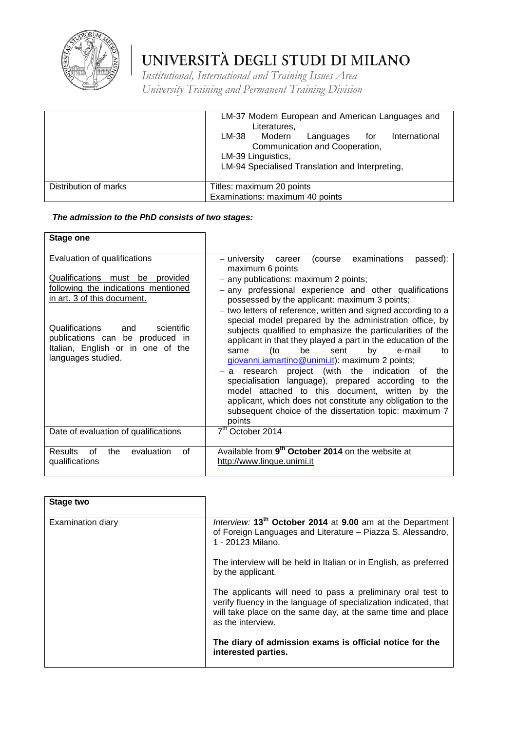| | |
|---|---|
| | LM-37 Modern European and American Languages and Literatures,<br>LM-38 Modern Languages for International Communication and Cooperation,<br>LM-39 Linguistics,<br>LM-94 Specialised Translation and Interpreting, |
| Distribution of marks | Titles: maximum 20 points<br>Examinations: maximum 40 points |

***The admission to the PhD consists of two stages:***

| **Stage one** | |
|---|---|
| Evaluation of qualifications<br><br><u>Qualifications must be provided following the indications mentioned in art. 3 of this document.</u><br><br>Qualifications and scientific publications can be produced in Italian, English or in one of the languages studied. | – university career (course examinations passed): maximum 6 points<br>– any publications: maximum 2 points;<br>– any professional experience and other qualifications possessed by the applicant: maximum 3 points;<br>– two letters of reference, written and signed according to a special model prepared by the administration office, by subjects qualified to emphasize the particularities of the applicant in that they played a part in the education of the same (to be sent by e-mail to giovanni.iamartino@unimi.it): maximum 2 points;<br>– a research project (with the indication of the specialisation language), prepared according to the model attached to this document, written by the applicant, which does not constitute any obligation to the subsequent choice of the dissertation topic: maximum 7 points |
| Date of evaluation of qualifications | 7th October 2014 |
| Results of the evaluation of qualifications | Available from **9th October 2014** on the website at http://www.lingue.unimi.it |

| **Stage two** | |
|---|---|
| Examination diary | *Interview:* **13th October 2014** at **9.00** am at the Department of Foreign Languages and Literature – Piazza S. Alessandro, 1 - 20123 Milano.<br><br>The interview will be held in Italian or in English, as preferred by the applicant.<br><br>The applicants will need to pass a preliminary oral test to verify fluency in the language of specialization indicated, that will take place on the same day, at the same time and place as the interview.<br><br>**The diary of admission exams is official notice for the interested parties.** |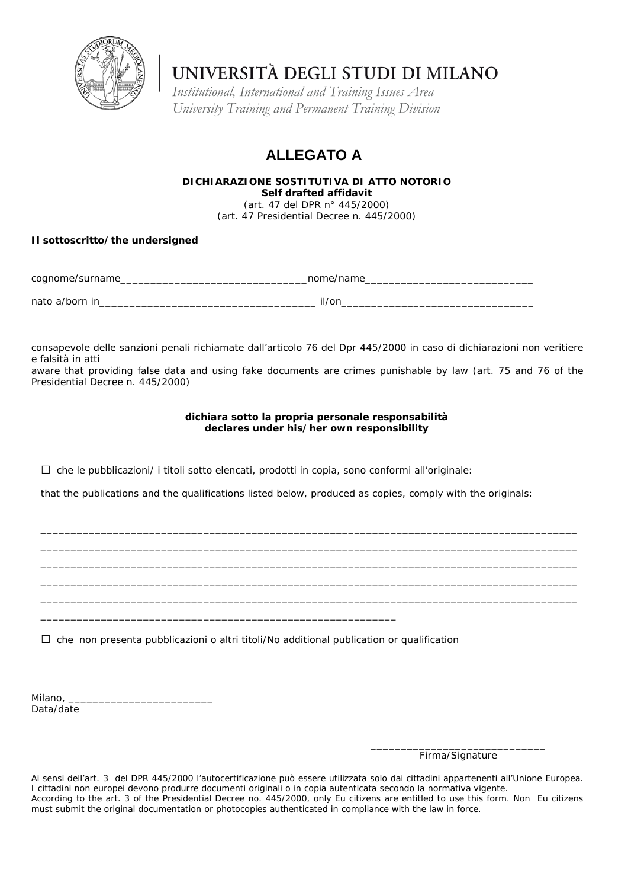# UNIVERSITÀ DEGLI STUDI DI MILANO

*Institutional, International and Training Issues Area*
*University Training and Permanent Training Division*

## ALLEGATO A

**DICHIARAZIONE SOSTITUTIVA DI ATTO NOTORIO**
**Self drafted affidavit**
(art. 47 del DPR n° 445/2000)
(art. 47 Presidential Decree n. 445/2000)

**Il sottoscritto/the undersigned**

cognome/surname________________________________nome/name_____________________________

nato a/born in_____________________________________ il/on_________________________________

consapevole delle sanzioni penali richiamate dall'articolo 76 del Dpr 445/2000 in caso di dichiarazioni non veritiere e falsità in atti
aware that providing false data and using fake documents are crimes punishable by law (art. 75 and 76 of the Presidential Decree n. 445/2000)

**dichiara sotto la propria personale responsabilità**
**declares under his/her own responsibility**

☐ che le pubblicazioni/ i titoli sotto elencati, prodotti in copia, sono conformi all'originale:

that the publications and the qualifications listed below, produced as copies, comply with the originals:

_____________________________________________________________________________________________
_____________________________________________________________________________________________
_____________________________________________________________________________________________
_____________________________________________________________________________________________
_____________________________________________________________________________________________
_____________________________________________________________

☐ che non presenta pubblicazioni o altri titoli/No additional publication or qualification

Milano, _________________________
Data/date

______________________________
Firma/Signature

Ai sensi dell'art. 3 del DPR 445/2000 l'autocertificazione può essere utilizzata solo dai cittadini appartenenti all'Unione Europea. I cittadini non europei devono produrre documenti originali o in copia autenticata secondo la normativa vigente.
According to the art. 3 of the Presidential Decree no. 445/2000, only Eu citizens are entitled to use this form. Non Eu citizens must submit the original documentation or photocopies authenticated in compliance with the law in force.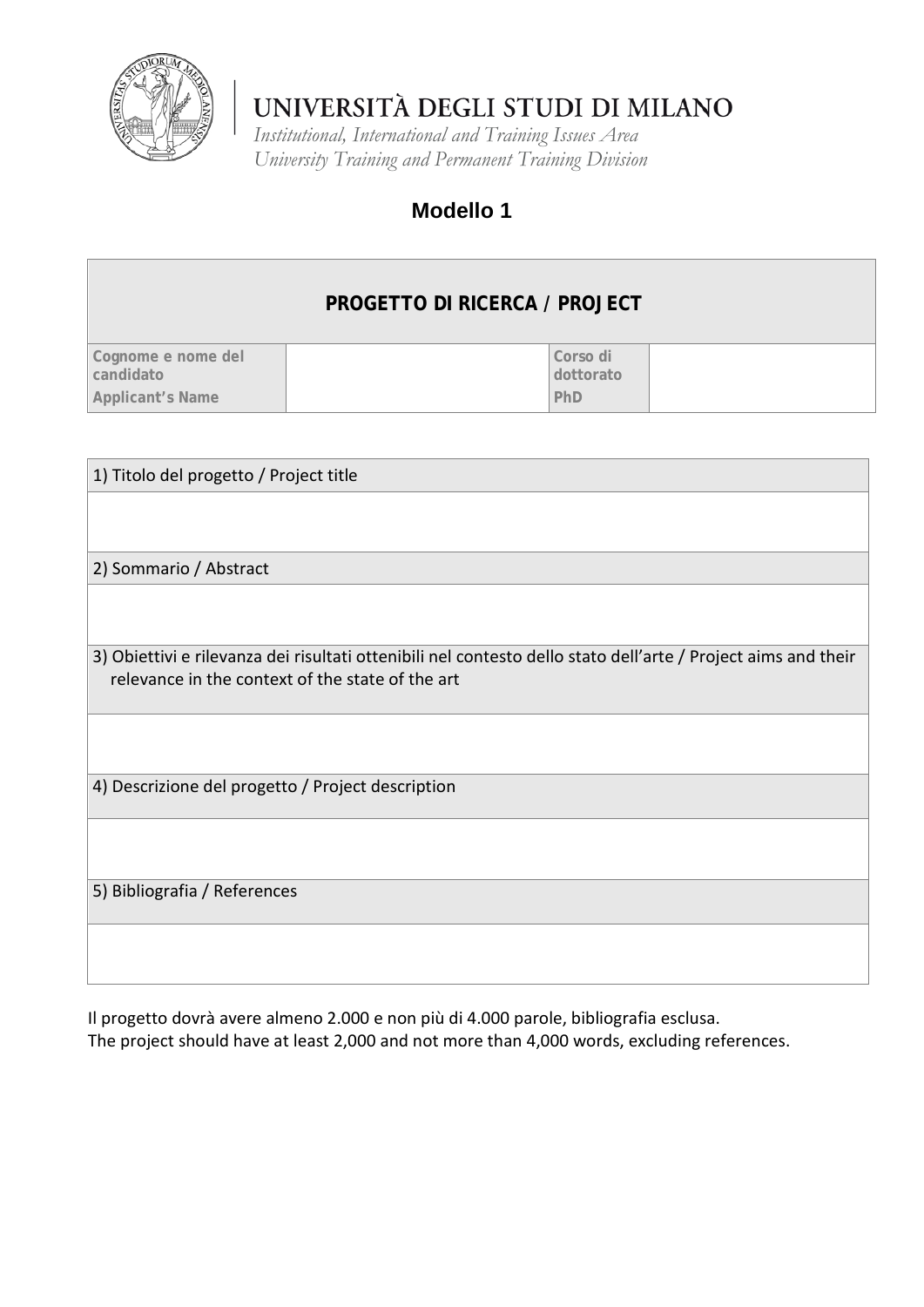# UNIVERSITÀ DEGLI STUDI DI MILANO

*Institutional, International and Training Issues Area*
*University Training and Permanent Training Division*

## Modello 1

| **PROGETTO DI RICERCA / PROJECT** | | | |
|---|---|---|---|
| **Cognome e nome del candidato**<br>**Applicant's Name** | | **Corso di dottorato**<br>**PhD** | |

| 1) Titolo del progetto / Project title |
|---|
| |
| 2) Sommario / Abstract |
| |
| 3) Obiettivi e rilevanza dei risultati ottenibili nel contesto dello stato dell'arte / Project aims and their relevance in the context of the state of the art |
| |
| 4) Descrizione del progetto / Project description |
| |
| 5) Bibliografia / References |
| |

Il progetto dovrà avere almeno 2.000 e non più di 4.000 parole, bibliografia esclusa.
The project should have at least 2,000 and not more than 4,000 words, excluding references.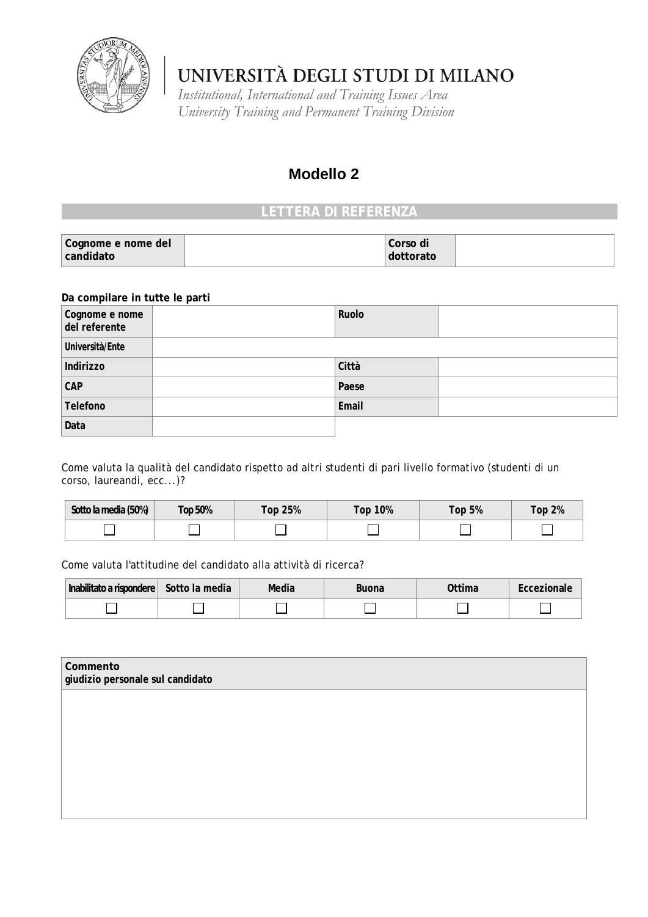UNIVERSITÀ DEGLI STUDI DI MILANO

*Institutional, International and Training Issues Area*
*University Training and Permanent Training Division*

# Modello 2

## LETTERA DI REFERENZA

| Cognome e nome del candidato | | Corso di dottorato | |
|---|---|---|---|

**Da compilare in tutte le parti**

| Cognome e nome del referente | | Ruolo | |
|---|---|---|---|
| Università/Ente | | | |
| Indirizzo | | Città | |
| CAP | | Paese | |
| Telefono | | Email | |
| Data | | | |

Come valuta la qualità del candidato rispetto ad altri studenti di pari livello formativo (studenti di un corso, laureandi, ecc...)?

| Sotto la media (50%) | Top 50% | Top 25% | Top 10% | Top 5% | Top 2% |
|---|---|---|---|---|---|
| ☐ | ☐ | ☐ | ☐ | ☐ | ☐ |

Come valuta l'attitudine del candidato alla attività di ricerca?

| Inabilitato a rispondere | Sotto la media | Media | Buona | Ottima | Eccezionale |
|---|---|---|---|---|---|
| ☐ | ☐ | ☐ | ☐ | ☐ | ☐ |

| Commento<br>giudizio personale sul candidato |
|---|
| |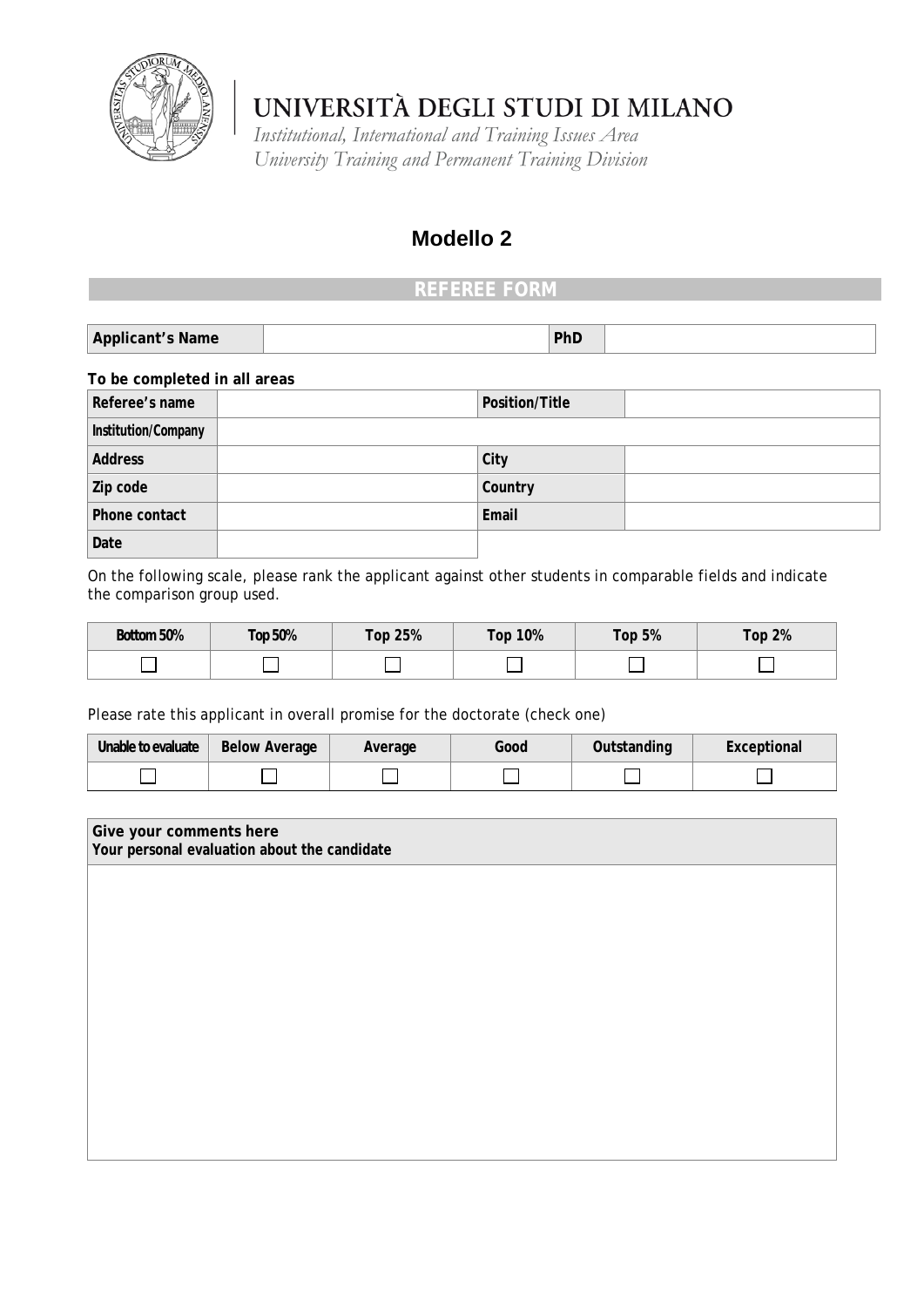# UNIVERSITÀ DEGLI STUDI DI MILANO

*Institutional, International and Training Issues Area*
*University Training and Permanent Training Division*

## Modello 2

### REFEREE FORM

| Applicant's Name | | PhD | |
|---|---|---|---|

**To be completed in all areas**

| Referee's name | | Position/Title | |
|---|---|---|---|
| Institution/Company | | | |
| Address | | City | |
| Zip code | | Country | |
| Phone contact | | Email | |
| Date | | | |

On the following scale, please rank the applicant against other students in comparable fields and indicate the comparison group used.

| Bottom 50% | Top 50% | Top 25% | Top 10% | Top 5% | Top 2% |
|---|---|---|---|---|---|
| ☐ | ☐ | ☐ | ☐ | ☐ | ☐ |

Please rate this applicant in overall promise for the doctorate (check one)

| Unable to evaluate | Below Average | Average | Good | Outstanding | Exceptional |
|---|---|---|---|---|---|
| ☐ | ☐ | ☐ | ☐ | ☐ | ☐ |

| Give your comments here<br>Your personal evaluation about the candidate |
|---|
| |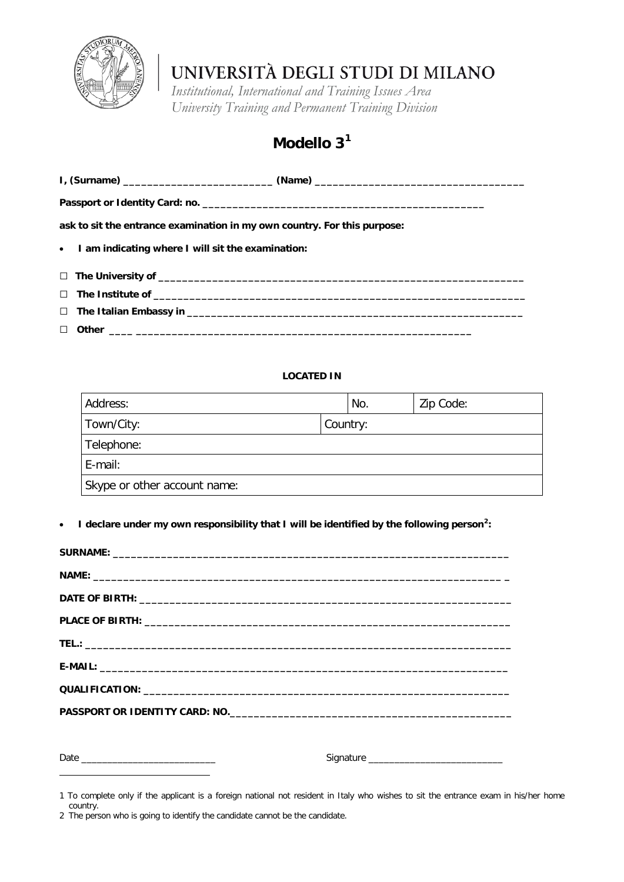# UNIVERSITÀ DEGLI STUDI DI MILANO

*Institutional, International and Training Issues Area*
*University Training and Permanent Training Division*

## Modello 3[1]

**I, (Surname) __________________________ (Name) ____________________________________**

**Passport or Identity Card: no. ________________________________________________**

**ask to sit the entrance examination in my own country. For this purpose:**

- **I am indicating where I will sit the examination:**

☐ **The University of ______________________________________________________________**

☐ **The Institute of _______________________________________________________________**

☐ **The Italian Embassy in __________________________________________________________**

☐ **Other ____ ___________________________________________________________**

**LOCATED IN**

| | | |
|---|---|---|
| Address: | No. | Zip Code: |
| Town/City: | Country: | |
| Telephone: | | |
| E-mail: | | |
| Skype or other account name: | | |

- **I declare under my own responsibility that I will be identified by the following person[2]:**

**SURNAME: ___________________________________________________________________**

**NAME: ______________________________________________________________________ _**

**DATE OF BIRTH: _____________________________________________________________**

**PLACE OF BIRTH: ____________________________________________________________**

**TEL.: ______________________________________________________________________**

**E-MAIL: ____________________________________________________________________**

**QUALIFICATION: _____________________________________________________________**

**PASSPORT OR IDENTITY CARD: NO.______________________________________________**

Date __________________________ Signature __________________________

1 To complete only if the applicant is a foreign national not resident in Italy who wishes to sit the entrance exam in his/her home country.

2 The person who is going to identify the candidate cannot be the candidate.